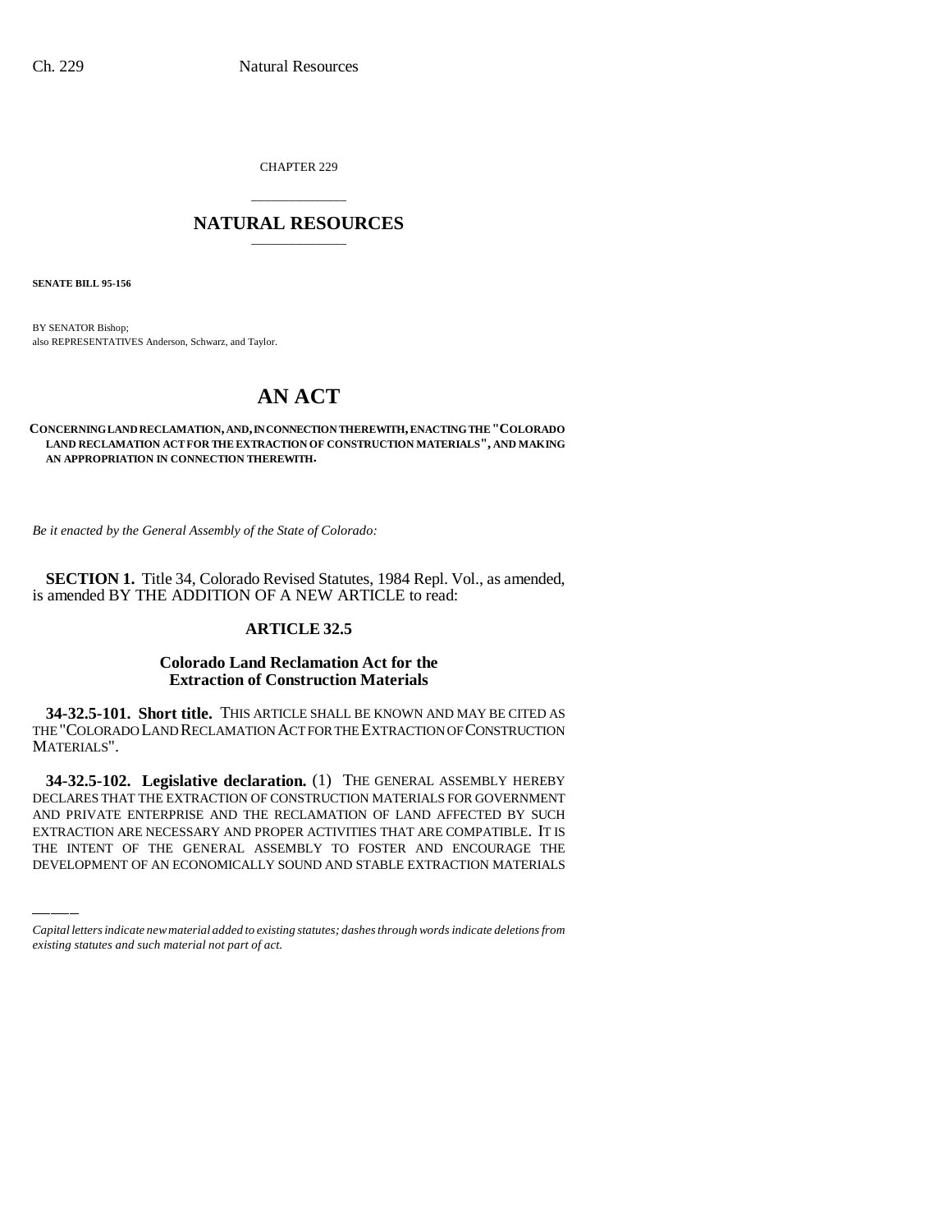CHAPTER 229

# NATURAL RESOURCES

**SENATE BILL 95-156**

BY SENATOR Bishop;
also REPRESENTATIVES Anderson, Schwarz, and Taylor.

# AN ACT

**CONCERNING LAND RECLAMATION, AND, IN CONNECTION THEREWITH, ENACTING THE "COLORADO LAND RECLAMATION ACT FOR THE EXTRACTION OF CONSTRUCTION MATERIALS", AND MAKING AN APPROPRIATION IN CONNECTION THEREWITH.**

*Be it enacted by the General Assembly of the State of Colorado:*

**SECTION 1.** Title 34, Colorado Revised Statutes, 1984 Repl. Vol., as amended, is amended BY THE ADDITION OF A NEW ARTICLE to read:

## ARTICLE 32.5

### Colorado Land Reclamation Act for the Extraction of Construction Materials

**34-32.5-101. Short title.** THIS ARTICLE SHALL BE KNOWN AND MAY BE CITED AS THE "COLORADO LAND RECLAMATION ACT FOR THE EXTRACTION OF CONSTRUCTION MATERIALS".

**34-32.5-102. Legislative declaration.** (1) THE GENERAL ASSEMBLY HEREBY DECLARES THAT THE EXTRACTION OF CONSTRUCTION MATERIALS FOR GOVERNMENT AND PRIVATE ENTERPRISE AND THE RECLAMATION OF LAND AFFECTED BY SUCH EXTRACTION ARE NECESSARY AND PROPER ACTIVITIES THAT ARE COMPATIBLE. IT IS THE INTENT OF THE GENERAL ASSEMBLY TO FOSTER AND ENCOURAGE THE DEVELOPMENT OF AN ECONOMICALLY SOUND AND STABLE EXTRACTION MATERIALS

*Capital letters indicate new material added to existing statutes; dashes through words indicate deletions from existing statutes and such material not part of act.*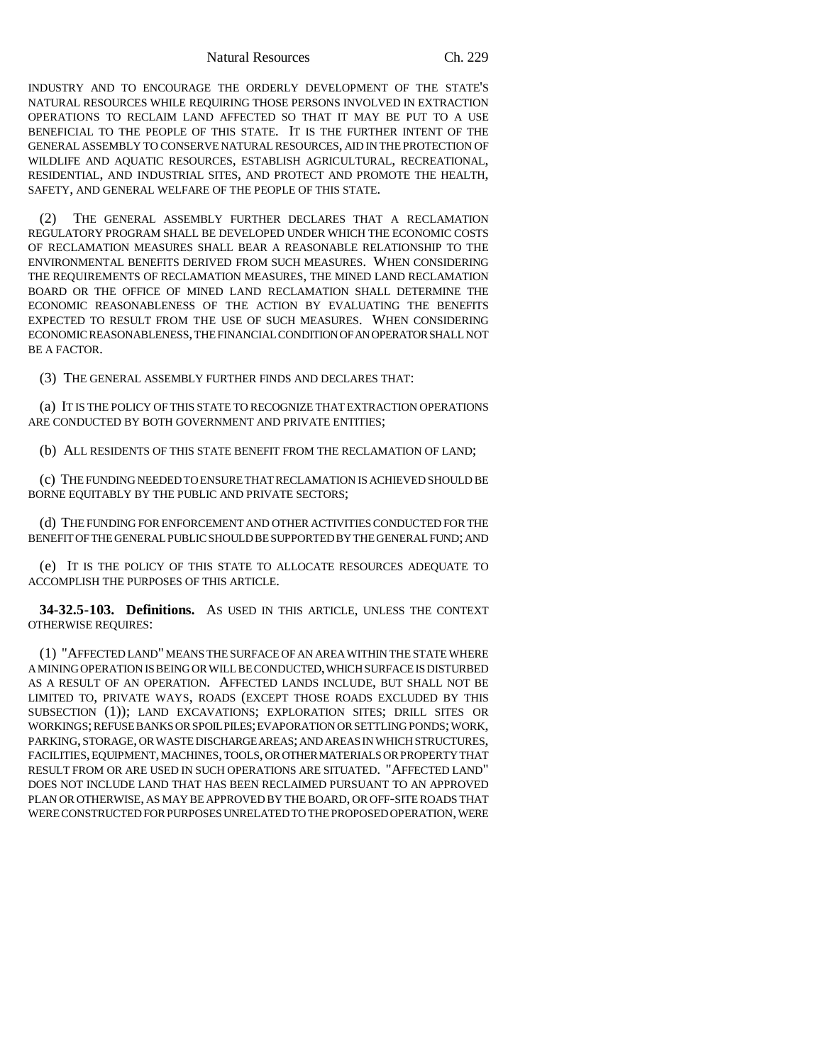INDUSTRY AND TO ENCOURAGE THE ORDERLY DEVELOPMENT OF THE STATE'S NATURAL RESOURCES WHILE REQUIRING THOSE PERSONS INVOLVED IN EXTRACTION OPERATIONS TO RECLAIM LAND AFFECTED SO THAT IT MAY BE PUT TO A USE BENEFICIAL TO THE PEOPLE OF THIS STATE. IT IS THE FURTHER INTENT OF THE GENERAL ASSEMBLY TO CONSERVE NATURAL RESOURCES, AID IN THE PROTECTION OF WILDLIFE AND AQUATIC RESOURCES, ESTABLISH AGRICULTURAL, RECREATIONAL, RESIDENTIAL, AND INDUSTRIAL SITES, AND PROTECT AND PROMOTE THE HEALTH, SAFETY, AND GENERAL WELFARE OF THE PEOPLE OF THIS STATE.

(2) THE GENERAL ASSEMBLY FURTHER DECLARES THAT A RECLAMATION REGULATORY PROGRAM SHALL BE DEVELOPED UNDER WHICH THE ECONOMIC COSTS OF RECLAMATION MEASURES SHALL BEAR A REASONABLE RELATIONSHIP TO THE ENVIRONMENTAL BENEFITS DERIVED FROM SUCH MEASURES. WHEN CONSIDERING THE REQUIREMENTS OF RECLAMATION MEASURES, THE MINED LAND RECLAMATION BOARD OR THE OFFICE OF MINED LAND RECLAMATION SHALL DETERMINE THE ECONOMIC REASONABLENESS OF THE ACTION BY EVALUATING THE BENEFITS EXPECTED TO RESULT FROM THE USE OF SUCH MEASURES. WHEN CONSIDERING ECONOMIC REASONABLENESS, THE FINANCIAL CONDITION OF AN OPERATOR SHALL NOT BE A FACTOR.

(3) THE GENERAL ASSEMBLY FURTHER FINDS AND DECLARES THAT:

(a) IT IS THE POLICY OF THIS STATE TO RECOGNIZE THAT EXTRACTION OPERATIONS ARE CONDUCTED BY BOTH GOVERNMENT AND PRIVATE ENTITIES;

(b) ALL RESIDENTS OF THIS STATE BENEFIT FROM THE RECLAMATION OF LAND;

(c) THE FUNDING NEEDED TO ENSURE THAT RECLAMATION IS ACHIEVED SHOULD BE BORNE EQUITABLY BY THE PUBLIC AND PRIVATE SECTORS;

(d) THE FUNDING FOR ENFORCEMENT AND OTHER ACTIVITIES CONDUCTED FOR THE BENEFIT OF THE GENERAL PUBLIC SHOULD BE SUPPORTED BY THE GENERAL FUND; AND

(e) IT IS THE POLICY OF THIS STATE TO ALLOCATE RESOURCES ADEQUATE TO ACCOMPLISH THE PURPOSES OF THIS ARTICLE.

**34-32.5-103. Definitions.** AS USED IN THIS ARTICLE, UNLESS THE CONTEXT OTHERWISE REQUIRES:

(1) "AFFECTED LAND" MEANS THE SURFACE OF AN AREA WITHIN THE STATE WHERE A MINING OPERATION IS BEING OR WILL BE CONDUCTED, WHICH SURFACE IS DISTURBED AS A RESULT OF AN OPERATION. AFFECTED LANDS INCLUDE, BUT SHALL NOT BE LIMITED TO, PRIVATE WAYS, ROADS (EXCEPT THOSE ROADS EXCLUDED BY THIS SUBSECTION (1)); LAND EXCAVATIONS; EXPLORATION SITES; DRILL SITES OR WORKINGS; REFUSE BANKS OR SPOIL PILES; EVAPORATION OR SETTLING PONDS; WORK, PARKING, STORAGE, OR WASTE DISCHARGE AREAS; AND AREAS IN WHICH STRUCTURES, FACILITIES, EQUIPMENT, MACHINES, TOOLS, OR OTHER MATERIALS OR PROPERTY THAT RESULT FROM OR ARE USED IN SUCH OPERATIONS ARE SITUATED. "AFFECTED LAND" DOES NOT INCLUDE LAND THAT HAS BEEN RECLAIMED PURSUANT TO AN APPROVED PLAN OR OTHERWISE, AS MAY BE APPROVED BY THE BOARD, OR OFF-SITE ROADS THAT WERE CONSTRUCTED FOR PURPOSES UNRELATED TO THE PROPOSED OPERATION, WERE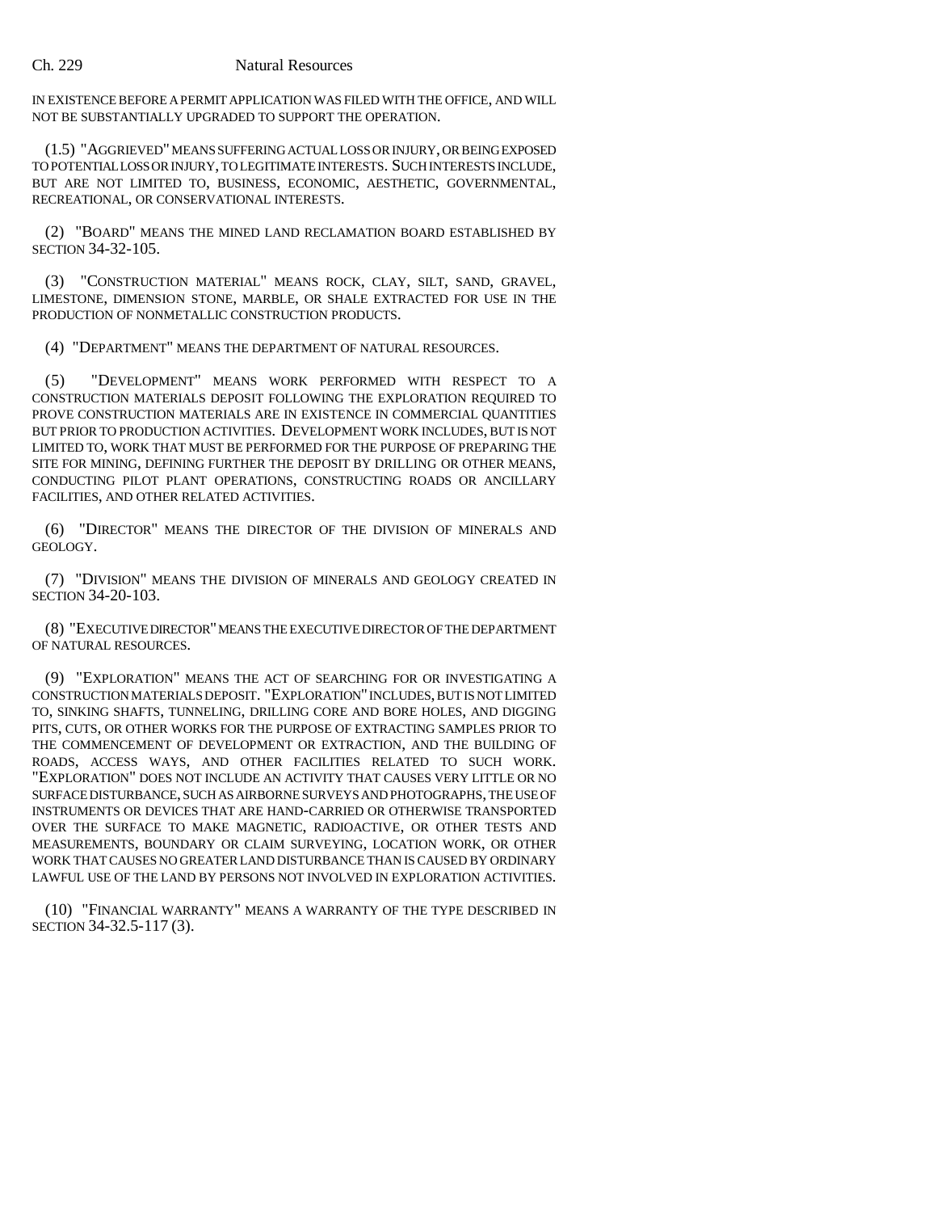IN EXISTENCE BEFORE A PERMIT APPLICATION WAS FILED WITH THE OFFICE, AND WILL NOT BE SUBSTANTIALLY UPGRADED TO SUPPORT THE OPERATION.

(1.5) "AGGRIEVED" MEANS SUFFERING ACTUAL LOSS OR INJURY, OR BEING EXPOSED TO POTENTIAL LOSS OR INJURY, TO LEGITIMATE INTERESTS. SUCH INTERESTS INCLUDE, BUT ARE NOT LIMITED TO, BUSINESS, ECONOMIC, AESTHETIC, GOVERNMENTAL, RECREATIONAL, OR CONSERVATIONAL INTERESTS.

(2) "BOARD" MEANS THE MINED LAND RECLAMATION BOARD ESTABLISHED BY SECTION 34-32-105.

(3) "CONSTRUCTION MATERIAL" MEANS ROCK, CLAY, SILT, SAND, GRAVEL, LIMESTONE, DIMENSION STONE, MARBLE, OR SHALE EXTRACTED FOR USE IN THE PRODUCTION OF NONMETALLIC CONSTRUCTION PRODUCTS.

(4) "DEPARTMENT" MEANS THE DEPARTMENT OF NATURAL RESOURCES.

(5) "DEVELOPMENT" MEANS WORK PERFORMED WITH RESPECT TO A CONSTRUCTION MATERIALS DEPOSIT FOLLOWING THE EXPLORATION REQUIRED TO PROVE CONSTRUCTION MATERIALS ARE IN EXISTENCE IN COMMERCIAL QUANTITIES BUT PRIOR TO PRODUCTION ACTIVITIES. DEVELOPMENT WORK INCLUDES, BUT IS NOT LIMITED TO, WORK THAT MUST BE PERFORMED FOR THE PURPOSE OF PREPARING THE SITE FOR MINING, DEFINING FURTHER THE DEPOSIT BY DRILLING OR OTHER MEANS, CONDUCTING PILOT PLANT OPERATIONS, CONSTRUCTING ROADS OR ANCILLARY FACILITIES, AND OTHER RELATED ACTIVITIES.

(6) "DIRECTOR" MEANS THE DIRECTOR OF THE DIVISION OF MINERALS AND GEOLOGY.

(7) "DIVISION" MEANS THE DIVISION OF MINERALS AND GEOLOGY CREATED IN SECTION 34-20-103.

(8) "EXECUTIVE DIRECTOR" MEANS THE EXECUTIVE DIRECTOR OF THE DEPARTMENT OF NATURAL RESOURCES.

(9) "EXPLORATION" MEANS THE ACT OF SEARCHING FOR OR INVESTIGATING A CONSTRUCTION MATERIALS DEPOSIT. "EXPLORATION" INCLUDES, BUT IS NOT LIMITED TO, SINKING SHAFTS, TUNNELING, DRILLING CORE AND BORE HOLES, AND DIGGING PITS, CUTS, OR OTHER WORKS FOR THE PURPOSE OF EXTRACTING SAMPLES PRIOR TO THE COMMENCEMENT OF DEVELOPMENT OR EXTRACTION, AND THE BUILDING OF ROADS, ACCESS WAYS, AND OTHER FACILITIES RELATED TO SUCH WORK. "EXPLORATION" DOES NOT INCLUDE AN ACTIVITY THAT CAUSES VERY LITTLE OR NO SURFACE DISTURBANCE, SUCH AS AIRBORNE SURVEYS AND PHOTOGRAPHS, THE USE OF INSTRUMENTS OR DEVICES THAT ARE HAND-CARRIED OR OTHERWISE TRANSPORTED OVER THE SURFACE TO MAKE MAGNETIC, RADIOACTIVE, OR OTHER TESTS AND MEASUREMENTS, BOUNDARY OR CLAIM SURVEYING, LOCATION WORK, OR OTHER WORK THAT CAUSES NO GREATER LAND DISTURBANCE THAN IS CAUSED BY ORDINARY LAWFUL USE OF THE LAND BY PERSONS NOT INVOLVED IN EXPLORATION ACTIVITIES.

(10) "FINANCIAL WARRANTY" MEANS A WARRANTY OF THE TYPE DESCRIBED IN SECTION 34-32.5-117 (3).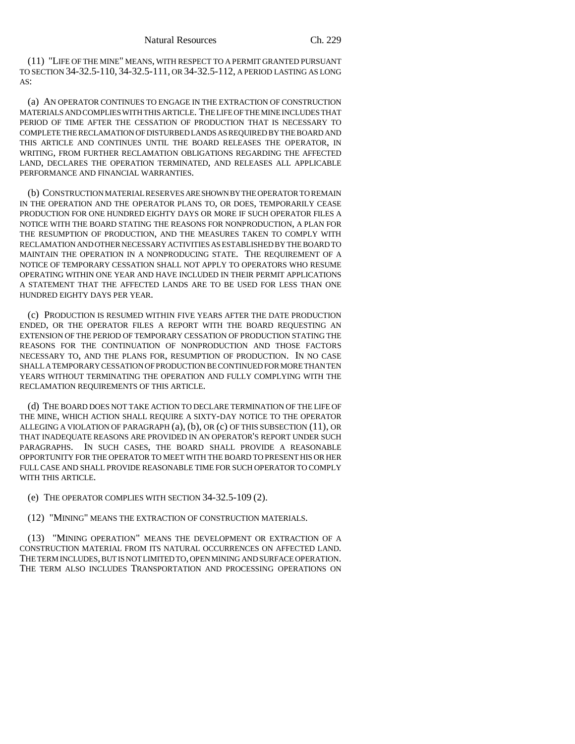(11) "LIFE OF THE MINE" MEANS, WITH RESPECT TO A PERMIT GRANTED PURSUANT TO SECTION 34-32.5-110, 34-32.5-111, OR 34-32.5-112, A PERIOD LASTING AS LONG AS:

(a) AN OPERATOR CONTINUES TO ENGAGE IN THE EXTRACTION OF CONSTRUCTION MATERIALS AND COMPLIES WITH THIS ARTICLE. THE LIFE OF THE MINE INCLUDES THAT PERIOD OF TIME AFTER THE CESSATION OF PRODUCTION THAT IS NECESSARY TO COMPLETE THE RECLAMATION OF DISTURBED LANDS AS REQUIRED BY THE BOARD AND THIS ARTICLE AND CONTINUES UNTIL THE BOARD RELEASES THE OPERATOR, IN WRITING, FROM FURTHER RECLAMATION OBLIGATIONS REGARDING THE AFFECTED LAND, DECLARES THE OPERATION TERMINATED, AND RELEASES ALL APPLICABLE PERFORMANCE AND FINANCIAL WARRANTIES.

(b) CONSTRUCTION MATERIAL RESERVES ARE SHOWN BY THE OPERATOR TO REMAIN IN THE OPERATION AND THE OPERATOR PLANS TO, OR DOES, TEMPORARILY CEASE PRODUCTION FOR ONE HUNDRED EIGHTY DAYS OR MORE IF SUCH OPERATOR FILES A NOTICE WITH THE BOARD STATING THE REASONS FOR NONPRODUCTION, A PLAN FOR THE RESUMPTION OF PRODUCTION, AND THE MEASURES TAKEN TO COMPLY WITH RECLAMATION AND OTHER NECESSARY ACTIVITIES AS ESTABLISHED BY THE BOARD TO MAINTAIN THE OPERATION IN A NONPRODUCING STATE. THE REQUIREMENT OF A NOTICE OF TEMPORARY CESSATION SHALL NOT APPLY TO OPERATORS WHO RESUME OPERATING WITHIN ONE YEAR AND HAVE INCLUDED IN THEIR PERMIT APPLICATIONS A STATEMENT THAT THE AFFECTED LANDS ARE TO BE USED FOR LESS THAN ONE HUNDRED EIGHTY DAYS PER YEAR.

(c) PRODUCTION IS RESUMED WITHIN FIVE YEARS AFTER THE DATE PRODUCTION ENDED, OR THE OPERATOR FILES A REPORT WITH THE BOARD REQUESTING AN EXTENSION OF THE PERIOD OF TEMPORARY CESSATION OF PRODUCTION STATING THE REASONS FOR THE CONTINUATION OF NONPRODUCTION AND THOSE FACTORS NECESSARY TO, AND THE PLANS FOR, RESUMPTION OF PRODUCTION. IN NO CASE SHALL A TEMPORARY CESSATION OF PRODUCTION BE CONTINUED FOR MORE THAN TEN YEARS WITHOUT TERMINATING THE OPERATION AND FULLY COMPLYING WITH THE RECLAMATION REQUIREMENTS OF THIS ARTICLE.

(d) THE BOARD DOES NOT TAKE ACTION TO DECLARE TERMINATION OF THE LIFE OF THE MINE, WHICH ACTION SHALL REQUIRE A SIXTY-DAY NOTICE TO THE OPERATOR ALLEGING A VIOLATION OF PARAGRAPH (a), (b), OR (c) OF THIS SUBSECTION (11), OR THAT INADEQUATE REASONS ARE PROVIDED IN AN OPERATOR'S REPORT UNDER SUCH PARAGRAPHS. IN SUCH CASES, THE BOARD SHALL PROVIDE A REASONABLE OPPORTUNITY FOR THE OPERATOR TO MEET WITH THE BOARD TO PRESENT HIS OR HER FULL CASE AND SHALL PROVIDE REASONABLE TIME FOR SUCH OPERATOR TO COMPLY WITH THIS ARTICLE.

(e) THE OPERATOR COMPLIES WITH SECTION 34-32.5-109 (2).

(12) "MINING" MEANS THE EXTRACTION OF CONSTRUCTION MATERIALS.

(13) "MINING OPERATION" MEANS THE DEVELOPMENT OR EXTRACTION OF A CONSTRUCTION MATERIAL FROM ITS NATURAL OCCURRENCES ON AFFECTED LAND. THE TERM INCLUDES, BUT IS NOT LIMITED TO, OPEN MINING AND SURFACE OPERATION. THE TERM ALSO INCLUDES TRANSPORTATION AND PROCESSING OPERATIONS ON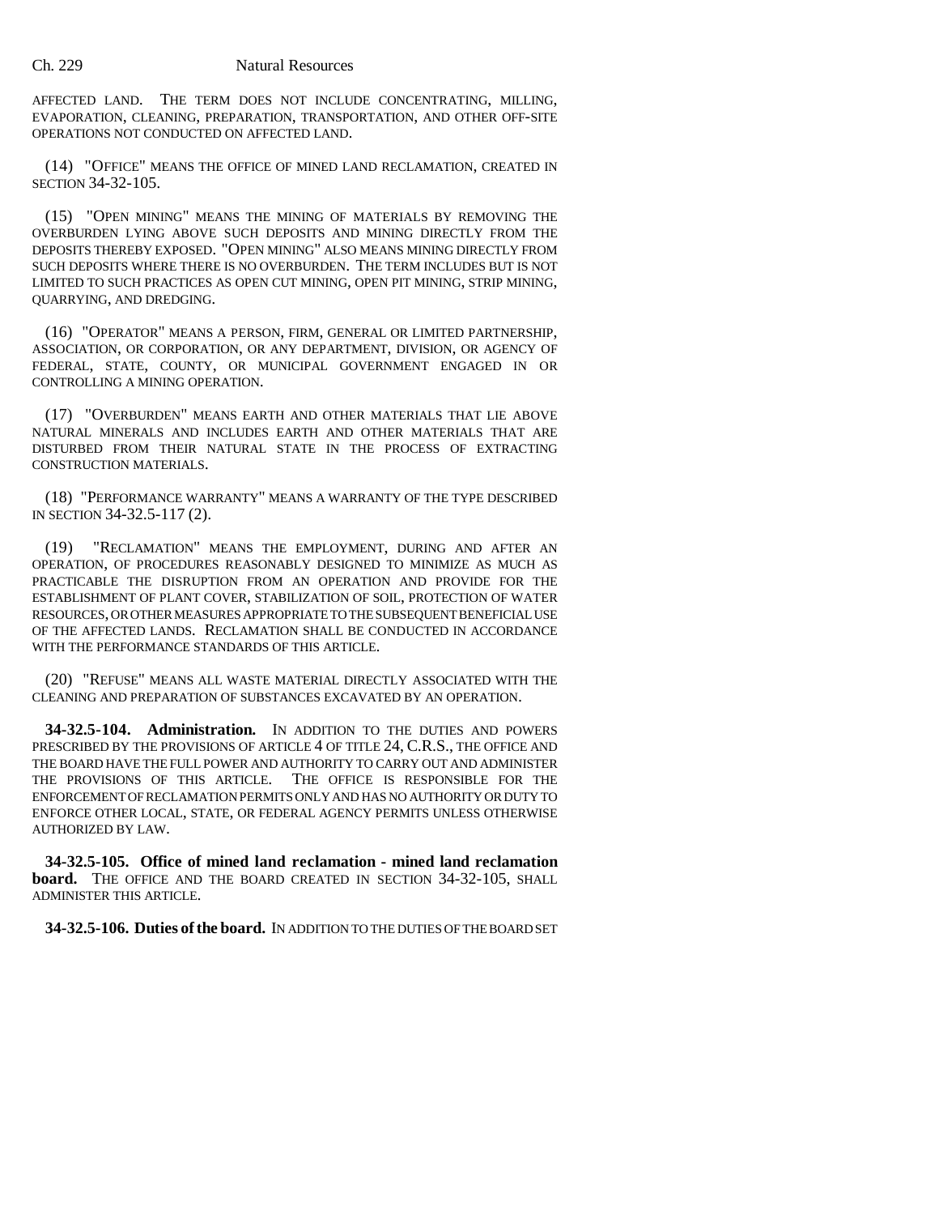AFFECTED LAND. THE TERM DOES NOT INCLUDE CONCENTRATING, MILLING, EVAPORATION, CLEANING, PREPARATION, TRANSPORTATION, AND OTHER OFF-SITE OPERATIONS NOT CONDUCTED ON AFFECTED LAND.

(14) "OFFICE" MEANS THE OFFICE OF MINED LAND RECLAMATION, CREATED IN SECTION 34-32-105.

(15) "OPEN MINING" MEANS THE MINING OF MATERIALS BY REMOVING THE OVERBURDEN LYING ABOVE SUCH DEPOSITS AND MINING DIRECTLY FROM THE DEPOSITS THEREBY EXPOSED. "OPEN MINING" ALSO MEANS MINING DIRECTLY FROM SUCH DEPOSITS WHERE THERE IS NO OVERBURDEN. THE TERM INCLUDES BUT IS NOT LIMITED TO SUCH PRACTICES AS OPEN CUT MINING, OPEN PIT MINING, STRIP MINING, QUARRYING, AND DREDGING.

(16) "OPERATOR" MEANS A PERSON, FIRM, GENERAL OR LIMITED PARTNERSHIP, ASSOCIATION, OR CORPORATION, OR ANY DEPARTMENT, DIVISION, OR AGENCY OF FEDERAL, STATE, COUNTY, OR MUNICIPAL GOVERNMENT ENGAGED IN OR CONTROLLING A MINING OPERATION.

(17) "OVERBURDEN" MEANS EARTH AND OTHER MATERIALS THAT LIE ABOVE NATURAL MINERALS AND INCLUDES EARTH AND OTHER MATERIALS THAT ARE DISTURBED FROM THEIR NATURAL STATE IN THE PROCESS OF EXTRACTING CONSTRUCTION MATERIALS.

(18) "PERFORMANCE WARRANTY" MEANS A WARRANTY OF THE TYPE DESCRIBED IN SECTION 34-32.5-117 (2).

(19) "RECLAMATION" MEANS THE EMPLOYMENT, DURING AND AFTER AN OPERATION, OF PROCEDURES REASONABLY DESIGNED TO MINIMIZE AS MUCH AS PRACTICABLE THE DISRUPTION FROM AN OPERATION AND PROVIDE FOR THE ESTABLISHMENT OF PLANT COVER, STABILIZATION OF SOIL, PROTECTION OF WATER RESOURCES, OR OTHER MEASURES APPROPRIATE TO THE SUBSEQUENT BENEFICIAL USE OF THE AFFECTED LANDS. RECLAMATION SHALL BE CONDUCTED IN ACCORDANCE WITH THE PERFORMANCE STANDARDS OF THIS ARTICLE.

(20) "REFUSE" MEANS ALL WASTE MATERIAL DIRECTLY ASSOCIATED WITH THE CLEANING AND PREPARATION OF SUBSTANCES EXCAVATED BY AN OPERATION.

**34-32.5-104. Administration.** IN ADDITION TO THE DUTIES AND POWERS PRESCRIBED BY THE PROVISIONS OF ARTICLE 4 OF TITLE 24, C.R.S., THE OFFICE AND THE BOARD HAVE THE FULL POWER AND AUTHORITY TO CARRY OUT AND ADMINISTER THE PROVISIONS OF THIS ARTICLE. THE OFFICE IS RESPONSIBLE FOR THE ENFORCEMENT OF RECLAMATION PERMITS ONLY AND HAS NO AUTHORITY OR DUTY TO ENFORCE OTHER LOCAL, STATE, OR FEDERAL AGENCY PERMITS UNLESS OTHERWISE AUTHORIZED BY LAW.

**34-32.5-105. Office of mined land reclamation - mined land reclamation board.** THE OFFICE AND THE BOARD CREATED IN SECTION 34-32-105, SHALL ADMINISTER THIS ARTICLE.

**34-32.5-106. Duties of the board.** IN ADDITION TO THE DUTIES OF THE BOARD SET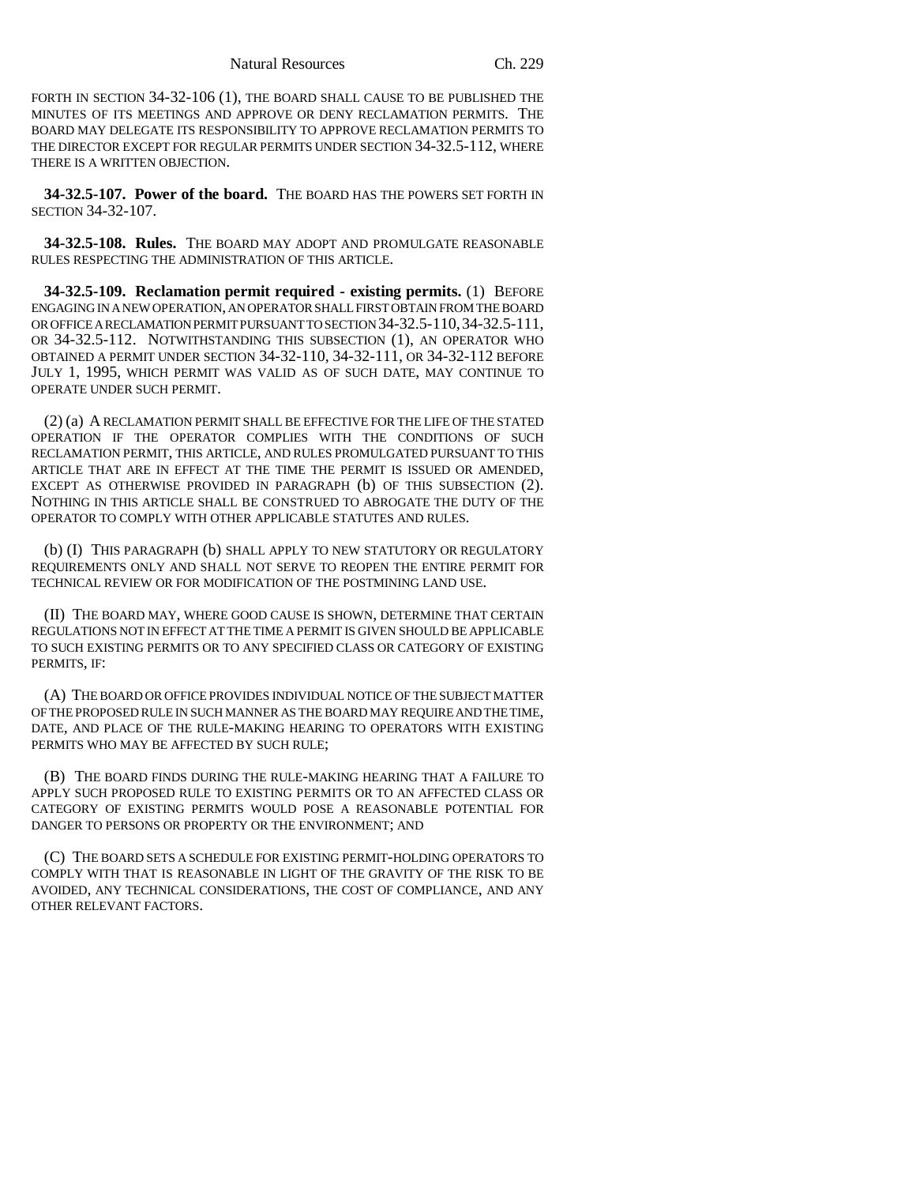FORTH IN SECTION 34-32-106 (1), THE BOARD SHALL CAUSE TO BE PUBLISHED THE MINUTES OF ITS MEETINGS AND APPROVE OR DENY RECLAMATION PERMITS. THE BOARD MAY DELEGATE ITS RESPONSIBILITY TO APPROVE RECLAMATION PERMITS TO THE DIRECTOR EXCEPT FOR REGULAR PERMITS UNDER SECTION 34-32.5-112, WHERE THERE IS A WRITTEN OBJECTION.

**34-32.5-107. Power of the board.** THE BOARD HAS THE POWERS SET FORTH IN SECTION 34-32-107.

**34-32.5-108. Rules.** THE BOARD MAY ADOPT AND PROMULGATE REASONABLE RULES RESPECTING THE ADMINISTRATION OF THIS ARTICLE.

**34-32.5-109. Reclamation permit required - existing permits.** (1) BEFORE ENGAGING IN A NEW OPERATION, AN OPERATOR SHALL FIRST OBTAIN FROM THE BOARD OR OFFICE A RECLAMATION PERMIT PURSUANT TO SECTION 34-32.5-110, 34-32.5-111, OR 34-32.5-112. NOTWITHSTANDING THIS SUBSECTION (1), AN OPERATOR WHO OBTAINED A PERMIT UNDER SECTION 34-32-110, 34-32-111, OR 34-32-112 BEFORE JULY 1, 1995, WHICH PERMIT WAS VALID AS OF SUCH DATE, MAY CONTINUE TO OPERATE UNDER SUCH PERMIT.

(2) (a) A RECLAMATION PERMIT SHALL BE EFFECTIVE FOR THE LIFE OF THE STATED OPERATION IF THE OPERATOR COMPLIES WITH THE CONDITIONS OF SUCH RECLAMATION PERMIT, THIS ARTICLE, AND RULES PROMULGATED PURSUANT TO THIS ARTICLE THAT ARE IN EFFECT AT THE TIME THE PERMIT IS ISSUED OR AMENDED, EXCEPT AS OTHERWISE PROVIDED IN PARAGRAPH (b) OF THIS SUBSECTION (2). NOTHING IN THIS ARTICLE SHALL BE CONSTRUED TO ABROGATE THE DUTY OF THE OPERATOR TO COMPLY WITH OTHER APPLICABLE STATUTES AND RULES.

(b) (I) THIS PARAGRAPH (b) SHALL APPLY TO NEW STATUTORY OR REGULATORY REQUIREMENTS ONLY AND SHALL NOT SERVE TO REOPEN THE ENTIRE PERMIT FOR TECHNICAL REVIEW OR FOR MODIFICATION OF THE POSTMINING LAND USE.

(II) THE BOARD MAY, WHERE GOOD CAUSE IS SHOWN, DETERMINE THAT CERTAIN REGULATIONS NOT IN EFFECT AT THE TIME A PERMIT IS GIVEN SHOULD BE APPLICABLE TO SUCH EXISTING PERMITS OR TO ANY SPECIFIED CLASS OR CATEGORY OF EXISTING PERMITS, IF:

(A) THE BOARD OR OFFICE PROVIDES INDIVIDUAL NOTICE OF THE SUBJECT MATTER OF THE PROPOSED RULE IN SUCH MANNER AS THE BOARD MAY REQUIRE AND THE TIME, DATE, AND PLACE OF THE RULE-MAKING HEARING TO OPERATORS WITH EXISTING PERMITS WHO MAY BE AFFECTED BY SUCH RULE;

(B) THE BOARD FINDS DURING THE RULE-MAKING HEARING THAT A FAILURE TO APPLY SUCH PROPOSED RULE TO EXISTING PERMITS OR TO AN AFFECTED CLASS OR CATEGORY OF EXISTING PERMITS WOULD POSE A REASONABLE POTENTIAL FOR DANGER TO PERSONS OR PROPERTY OR THE ENVIRONMENT; AND

(C) THE BOARD SETS A SCHEDULE FOR EXISTING PERMIT-HOLDING OPERATORS TO COMPLY WITH THAT IS REASONABLE IN LIGHT OF THE GRAVITY OF THE RISK TO BE AVOIDED, ANY TECHNICAL CONSIDERATIONS, THE COST OF COMPLIANCE, AND ANY OTHER RELEVANT FACTORS.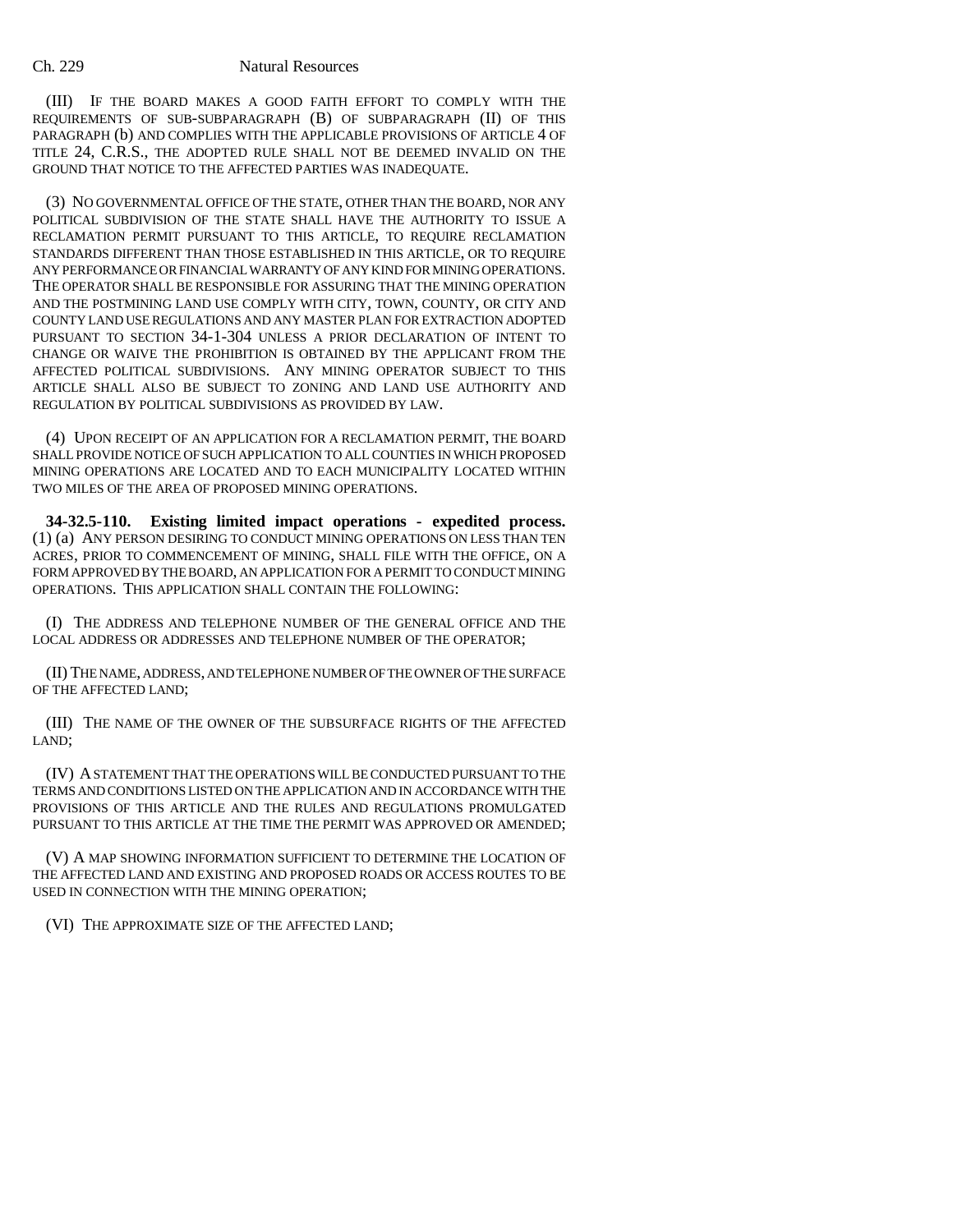(III) IF THE BOARD MAKES A GOOD FAITH EFFORT TO COMPLY WITH THE REQUIREMENTS OF SUB-SUBPARAGRAPH (B) OF SUBPARAGRAPH (II) OF THIS PARAGRAPH (b) AND COMPLIES WITH THE APPLICABLE PROVISIONS OF ARTICLE 4 OF TITLE 24, C.R.S., THE ADOPTED RULE SHALL NOT BE DEEMED INVALID ON THE GROUND THAT NOTICE TO THE AFFECTED PARTIES WAS INADEQUATE.

(3) NO GOVERNMENTAL OFFICE OF THE STATE, OTHER THAN THE BOARD, NOR ANY POLITICAL SUBDIVISION OF THE STATE SHALL HAVE THE AUTHORITY TO ISSUE A RECLAMATION PERMIT PURSUANT TO THIS ARTICLE, TO REQUIRE RECLAMATION STANDARDS DIFFERENT THAN THOSE ESTABLISHED IN THIS ARTICLE, OR TO REQUIRE ANY PERFORMANCE OR FINANCIAL WARRANTY OF ANY KIND FOR MINING OPERATIONS. THE OPERATOR SHALL BE RESPONSIBLE FOR ASSURING THAT THE MINING OPERATION AND THE POSTMINING LAND USE COMPLY WITH CITY, TOWN, COUNTY, OR CITY AND COUNTY LAND USE REGULATIONS AND ANY MASTER PLAN FOR EXTRACTION ADOPTED PURSUANT TO SECTION 34-1-304 UNLESS A PRIOR DECLARATION OF INTENT TO CHANGE OR WAIVE THE PROHIBITION IS OBTAINED BY THE APPLICANT FROM THE AFFECTED POLITICAL SUBDIVISIONS. ANY MINING OPERATOR SUBJECT TO THIS ARTICLE SHALL ALSO BE SUBJECT TO ZONING AND LAND USE AUTHORITY AND REGULATION BY POLITICAL SUBDIVISIONS AS PROVIDED BY LAW.

(4) UPON RECEIPT OF AN APPLICATION FOR A RECLAMATION PERMIT, THE BOARD SHALL PROVIDE NOTICE OF SUCH APPLICATION TO ALL COUNTIES IN WHICH PROPOSED MINING OPERATIONS ARE LOCATED AND TO EACH MUNICIPALITY LOCATED WITHIN TWO MILES OF THE AREA OF PROPOSED MINING OPERATIONS.

**34-32.5-110. Existing limited impact operations - expedited process.** (1) (a) ANY PERSON DESIRING TO CONDUCT MINING OPERATIONS ON LESS THAN TEN ACRES, PRIOR TO COMMENCEMENT OF MINING, SHALL FILE WITH THE OFFICE, ON A FORM APPROVED BY THE BOARD, AN APPLICATION FOR A PERMIT TO CONDUCT MINING OPERATIONS. THIS APPLICATION SHALL CONTAIN THE FOLLOWING:

(I) THE ADDRESS AND TELEPHONE NUMBER OF THE GENERAL OFFICE AND THE LOCAL ADDRESS OR ADDRESSES AND TELEPHONE NUMBER OF THE OPERATOR;

(II) THE NAME, ADDRESS, AND TELEPHONE NUMBER OF THE OWNER OF THE SURFACE OF THE AFFECTED LAND;

(III) THE NAME OF THE OWNER OF THE SUBSURFACE RIGHTS OF THE AFFECTED LAND;

(IV) A STATEMENT THAT THE OPERATIONS WILL BE CONDUCTED PURSUANT TO THE TERMS AND CONDITIONS LISTED ON THE APPLICATION AND IN ACCORDANCE WITH THE PROVISIONS OF THIS ARTICLE AND THE RULES AND REGULATIONS PROMULGATED PURSUANT TO THIS ARTICLE AT THE TIME THE PERMIT WAS APPROVED OR AMENDED;

(V) A MAP SHOWING INFORMATION SUFFICIENT TO DETERMINE THE LOCATION OF THE AFFECTED LAND AND EXISTING AND PROPOSED ROADS OR ACCESS ROUTES TO BE USED IN CONNECTION WITH THE MINING OPERATION;

(VI) THE APPROXIMATE SIZE OF THE AFFECTED LAND;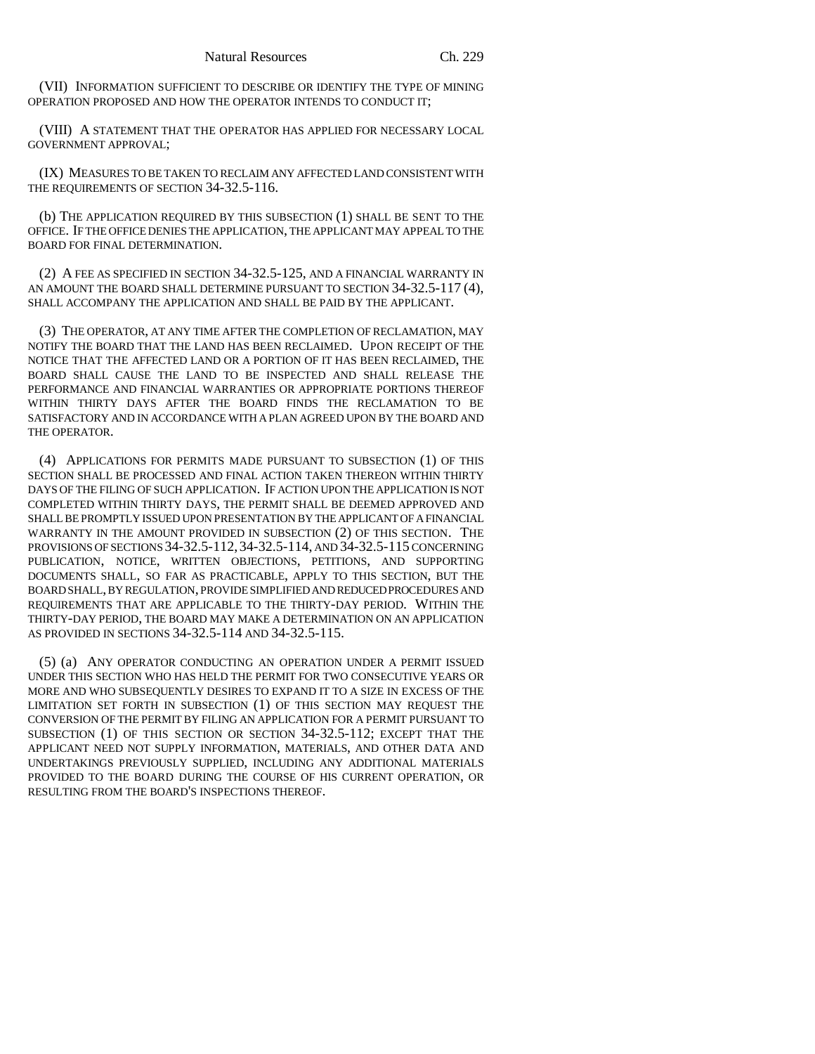(VII) INFORMATION SUFFICIENT TO DESCRIBE OR IDENTIFY THE TYPE OF MINING OPERATION PROPOSED AND HOW THE OPERATOR INTENDS TO CONDUCT IT;

(VIII) A STATEMENT THAT THE OPERATOR HAS APPLIED FOR NECESSARY LOCAL GOVERNMENT APPROVAL;

(IX) MEASURES TO BE TAKEN TO RECLAIM ANY AFFECTED LAND CONSISTENT WITH THE REQUIREMENTS OF SECTION 34-32.5-116.

(b) THE APPLICATION REQUIRED BY THIS SUBSECTION (1) SHALL BE SENT TO THE OFFICE. IF THE OFFICE DENIES THE APPLICATION, THE APPLICANT MAY APPEAL TO THE BOARD FOR FINAL DETERMINATION.

(2) A FEE AS SPECIFIED IN SECTION 34-32.5-125, AND A FINANCIAL WARRANTY IN AN AMOUNT THE BOARD SHALL DETERMINE PURSUANT TO SECTION 34-32.5-117 (4), SHALL ACCOMPANY THE APPLICATION AND SHALL BE PAID BY THE APPLICANT.

(3) THE OPERATOR, AT ANY TIME AFTER THE COMPLETION OF RECLAMATION, MAY NOTIFY THE BOARD THAT THE LAND HAS BEEN RECLAIMED. UPON RECEIPT OF THE NOTICE THAT THE AFFECTED LAND OR A PORTION OF IT HAS BEEN RECLAIMED, THE BOARD SHALL CAUSE THE LAND TO BE INSPECTED AND SHALL RELEASE THE PERFORMANCE AND FINANCIAL WARRANTIES OR APPROPRIATE PORTIONS THEREOF WITHIN THIRTY DAYS AFTER THE BOARD FINDS THE RECLAMATION TO BE SATISFACTORY AND IN ACCORDANCE WITH A PLAN AGREED UPON BY THE BOARD AND THE OPERATOR.

(4) APPLICATIONS FOR PERMITS MADE PURSUANT TO SUBSECTION (1) OF THIS SECTION SHALL BE PROCESSED AND FINAL ACTION TAKEN THEREON WITHIN THIRTY DAYS OF THE FILING OF SUCH APPLICATION. IF ACTION UPON THE APPLICATION IS NOT COMPLETED WITHIN THIRTY DAYS, THE PERMIT SHALL BE DEEMED APPROVED AND SHALL BE PROMPTLY ISSUED UPON PRESENTATION BY THE APPLICANT OF A FINANCIAL WARRANTY IN THE AMOUNT PROVIDED IN SUBSECTION (2) OF THIS SECTION. THE PROVISIONS OF SECTIONS 34-32.5-112, 34-32.5-114, AND 34-32.5-115 CONCERNING PUBLICATION, NOTICE, WRITTEN OBJECTIONS, PETITIONS, AND SUPPORTING DOCUMENTS SHALL, SO FAR AS PRACTICABLE, APPLY TO THIS SECTION, BUT THE BOARD SHALL, BY REGULATION, PROVIDE SIMPLIFIED AND REDUCED PROCEDURES AND REQUIREMENTS THAT ARE APPLICABLE TO THE THIRTY-DAY PERIOD. WITHIN THE THIRTY-DAY PERIOD, THE BOARD MAY MAKE A DETERMINATION ON AN APPLICATION AS PROVIDED IN SECTIONS 34-32.5-114 AND 34-32.5-115.

(5) (a) ANY OPERATOR CONDUCTING AN OPERATION UNDER A PERMIT ISSUED UNDER THIS SECTION WHO HAS HELD THE PERMIT FOR TWO CONSECUTIVE YEARS OR MORE AND WHO SUBSEQUENTLY DESIRES TO EXPAND IT TO A SIZE IN EXCESS OF THE LIMITATION SET FORTH IN SUBSECTION (1) OF THIS SECTION MAY REQUEST THE CONVERSION OF THE PERMIT BY FILING AN APPLICATION FOR A PERMIT PURSUANT TO SUBSECTION (1) OF THIS SECTION OR SECTION 34-32.5-112; EXCEPT THAT THE APPLICANT NEED NOT SUPPLY INFORMATION, MATERIALS, AND OTHER DATA AND UNDERTAKINGS PREVIOUSLY SUPPLIED, INCLUDING ANY ADDITIONAL MATERIALS PROVIDED TO THE BOARD DURING THE COURSE OF HIS CURRENT OPERATION, OR RESULTING FROM THE BOARD'S INSPECTIONS THEREOF.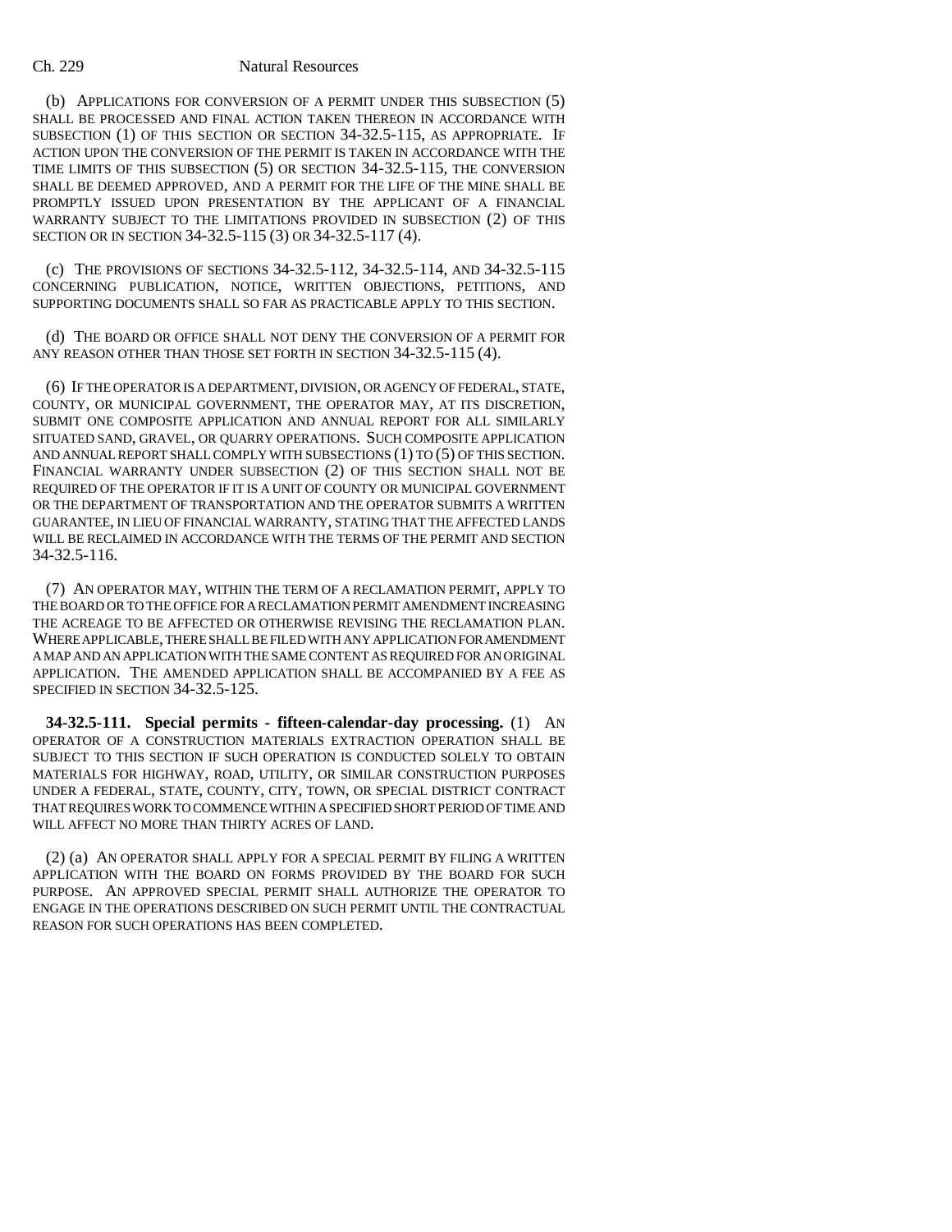(b) APPLICATIONS FOR CONVERSION OF A PERMIT UNDER THIS SUBSECTION (5) SHALL BE PROCESSED AND FINAL ACTION TAKEN THEREON IN ACCORDANCE WITH SUBSECTION (1) OF THIS SECTION OR SECTION 34-32.5-115, AS APPROPRIATE. IF ACTION UPON THE CONVERSION OF THE PERMIT IS TAKEN IN ACCORDANCE WITH THE TIME LIMITS OF THIS SUBSECTION (5) OR SECTION 34-32.5-115, THE CONVERSION SHALL BE DEEMED APPROVED, AND A PERMIT FOR THE LIFE OF THE MINE SHALL BE PROMPTLY ISSUED UPON PRESENTATION BY THE APPLICANT OF A FINANCIAL WARRANTY SUBJECT TO THE LIMITATIONS PROVIDED IN SUBSECTION (2) OF THIS SECTION OR IN SECTION 34-32.5-115 (3) OR 34-32.5-117 (4).

(c) THE PROVISIONS OF SECTIONS 34-32.5-112, 34-32.5-114, AND 34-32.5-115 CONCERNING PUBLICATION, NOTICE, WRITTEN OBJECTIONS, PETITIONS, AND SUPPORTING DOCUMENTS SHALL SO FAR AS PRACTICABLE APPLY TO THIS SECTION.

(d) THE BOARD OR OFFICE SHALL NOT DENY THE CONVERSION OF A PERMIT FOR ANY REASON OTHER THAN THOSE SET FORTH IN SECTION 34-32.5-115 (4).

(6) IF THE OPERATOR IS A DEPARTMENT, DIVISION, OR AGENCY OF FEDERAL, STATE, COUNTY, OR MUNICIPAL GOVERNMENT, THE OPERATOR MAY, AT ITS DISCRETION, SUBMIT ONE COMPOSITE APPLICATION AND ANNUAL REPORT FOR ALL SIMILARLY SITUATED SAND, GRAVEL, OR QUARRY OPERATIONS. SUCH COMPOSITE APPLICATION AND ANNUAL REPORT SHALL COMPLY WITH SUBSECTIONS (1) TO (5) OF THIS SECTION. FINANCIAL WARRANTY UNDER SUBSECTION (2) OF THIS SECTION SHALL NOT BE REQUIRED OF THE OPERATOR IF IT IS A UNIT OF COUNTY OR MUNICIPAL GOVERNMENT OR THE DEPARTMENT OF TRANSPORTATION AND THE OPERATOR SUBMITS A WRITTEN GUARANTEE, IN LIEU OF FINANCIAL WARRANTY, STATING THAT THE AFFECTED LANDS WILL BE RECLAIMED IN ACCORDANCE WITH THE TERMS OF THE PERMIT AND SECTION 34-32.5-116.

(7) AN OPERATOR MAY, WITHIN THE TERM OF A RECLAMATION PERMIT, APPLY TO THE BOARD OR TO THE OFFICE FOR A RECLAMATION PERMIT AMENDMENT INCREASING THE ACREAGE TO BE AFFECTED OR OTHERWISE REVISING THE RECLAMATION PLAN. WHERE APPLICABLE, THERE SHALL BE FILED WITH ANY APPLICATION FOR AMENDMENT A MAP AND AN APPLICATION WITH THE SAME CONTENT AS REQUIRED FOR AN ORIGINAL APPLICATION. THE AMENDED APPLICATION SHALL BE ACCOMPANIED BY A FEE AS SPECIFIED IN SECTION 34-32.5-125.

**34-32.5-111. Special permits - fifteen-calendar-day processing.** (1) AN OPERATOR OF A CONSTRUCTION MATERIALS EXTRACTION OPERATION SHALL BE SUBJECT TO THIS SECTION IF SUCH OPERATION IS CONDUCTED SOLELY TO OBTAIN MATERIALS FOR HIGHWAY, ROAD, UTILITY, OR SIMILAR CONSTRUCTION PURPOSES UNDER A FEDERAL, STATE, COUNTY, CITY, TOWN, OR SPECIAL DISTRICT CONTRACT THAT REQUIRES WORK TO COMMENCE WITHIN A SPECIFIED SHORT PERIOD OF TIME AND WILL AFFECT NO MORE THAN THIRTY ACRES OF LAND.

(2) (a) AN OPERATOR SHALL APPLY FOR A SPECIAL PERMIT BY FILING A WRITTEN APPLICATION WITH THE BOARD ON FORMS PROVIDED BY THE BOARD FOR SUCH PURPOSE. AN APPROVED SPECIAL PERMIT SHALL AUTHORIZE THE OPERATOR TO ENGAGE IN THE OPERATIONS DESCRIBED ON SUCH PERMIT UNTIL THE CONTRACTUAL REASON FOR SUCH OPERATIONS HAS BEEN COMPLETED.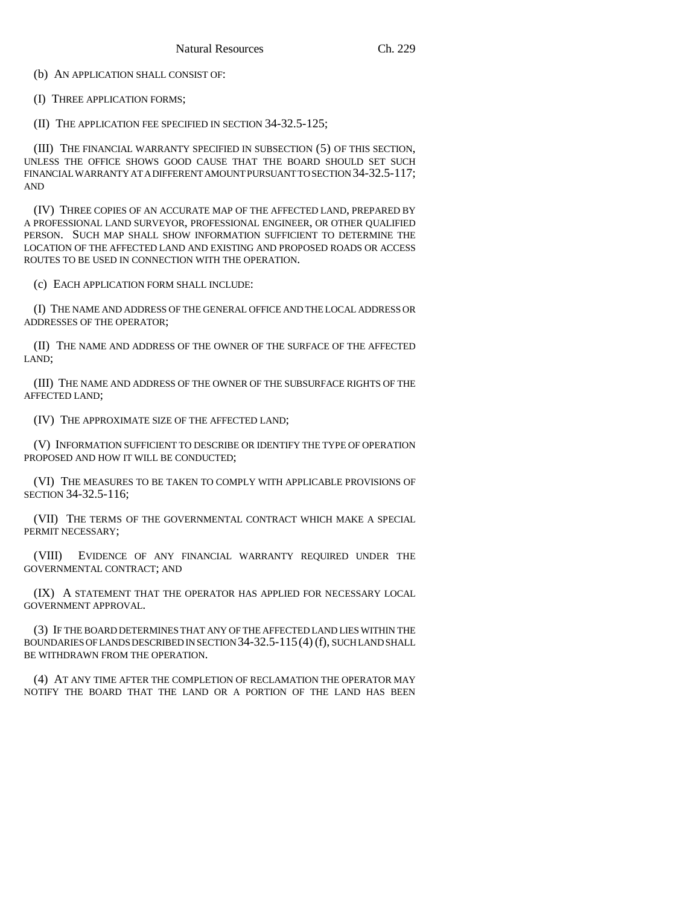(b) AN APPLICATION SHALL CONSIST OF:

(I) THREE APPLICATION FORMS;

(II) THE APPLICATION FEE SPECIFIED IN SECTION 34-32.5-125;

(III) THE FINANCIAL WARRANTY SPECIFIED IN SUBSECTION (5) OF THIS SECTION, UNLESS THE OFFICE SHOWS GOOD CAUSE THAT THE BOARD SHOULD SET SUCH FINANCIAL WARRANTY AT A DIFFERENT AMOUNT PURSUANT TO SECTION 34-32.5-117; AND

(IV) THREE COPIES OF AN ACCURATE MAP OF THE AFFECTED LAND, PREPARED BY A PROFESSIONAL LAND SURVEYOR, PROFESSIONAL ENGINEER, OR OTHER QUALIFIED PERSON. SUCH MAP SHALL SHOW INFORMATION SUFFICIENT TO DETERMINE THE LOCATION OF THE AFFECTED LAND AND EXISTING AND PROPOSED ROADS OR ACCESS ROUTES TO BE USED IN CONNECTION WITH THE OPERATION.

(c) EACH APPLICATION FORM SHALL INCLUDE:

(I) THE NAME AND ADDRESS OF THE GENERAL OFFICE AND THE LOCAL ADDRESS OR ADDRESSES OF THE OPERATOR;

(II) THE NAME AND ADDRESS OF THE OWNER OF THE SURFACE OF THE AFFECTED LAND;

(III) THE NAME AND ADDRESS OF THE OWNER OF THE SUBSURFACE RIGHTS OF THE AFFECTED LAND;

(IV) THE APPROXIMATE SIZE OF THE AFFECTED LAND;

(V) INFORMATION SUFFICIENT TO DESCRIBE OR IDENTIFY THE TYPE OF OPERATION PROPOSED AND HOW IT WILL BE CONDUCTED;

(VI) THE MEASURES TO BE TAKEN TO COMPLY WITH APPLICABLE PROVISIONS OF SECTION 34-32.5-116;

(VII) THE TERMS OF THE GOVERNMENTAL CONTRACT WHICH MAKE A SPECIAL PERMIT NECESSARY;

(VIII) EVIDENCE OF ANY FINANCIAL WARRANTY REQUIRED UNDER THE GOVERNMENTAL CONTRACT; AND

(IX) A STATEMENT THAT THE OPERATOR HAS APPLIED FOR NECESSARY LOCAL GOVERNMENT APPROVAL.

(3) IF THE BOARD DETERMINES THAT ANY OF THE AFFECTED LAND LIES WITHIN THE BOUNDARIES OF LANDS DESCRIBED IN SECTION 34-32.5-115 (4) (f), SUCH LAND SHALL BE WITHDRAWN FROM THE OPERATION.

(4) AT ANY TIME AFTER THE COMPLETION OF RECLAMATION THE OPERATOR MAY NOTIFY THE BOARD THAT THE LAND OR A PORTION OF THE LAND HAS BEEN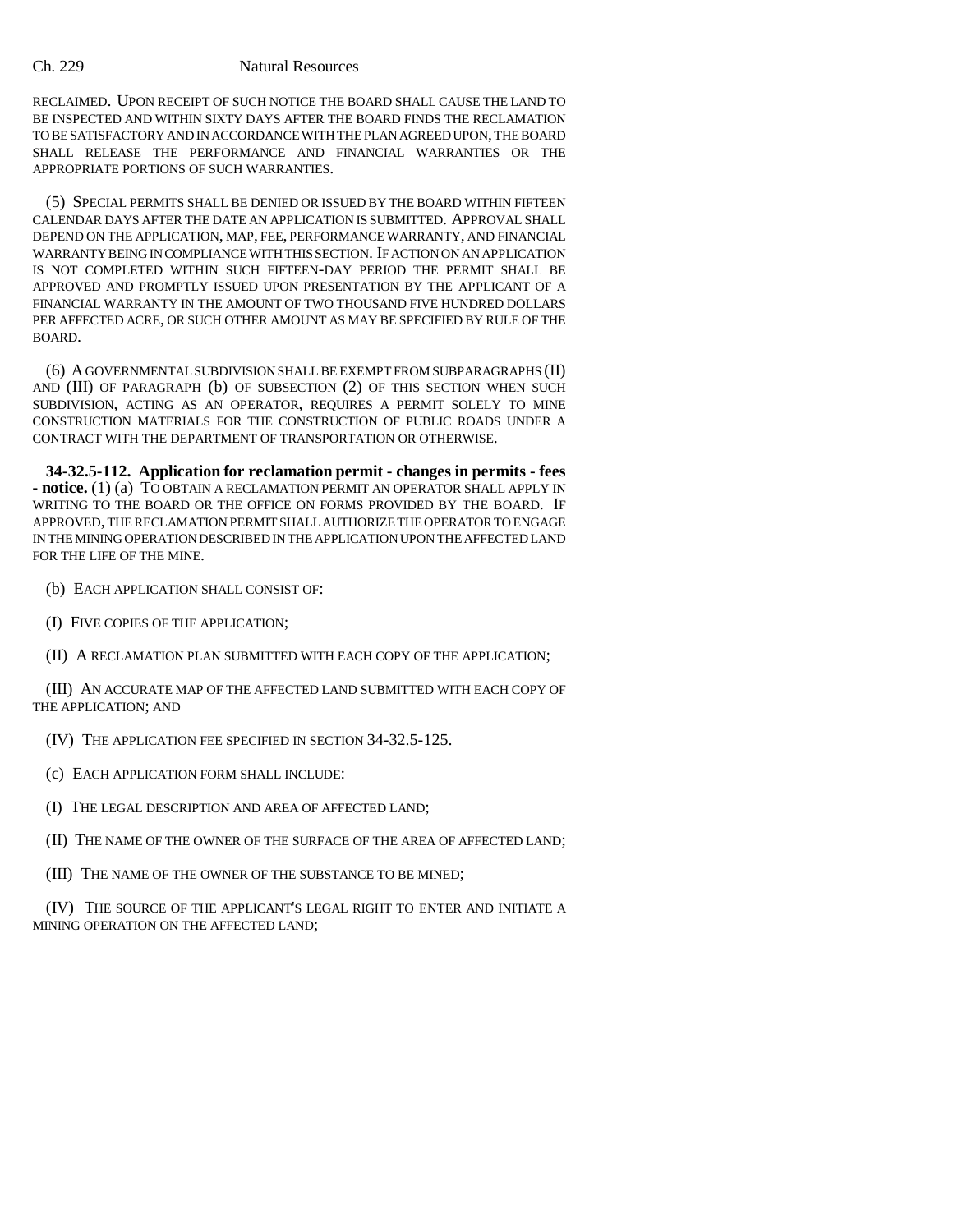RECLAIMED. UPON RECEIPT OF SUCH NOTICE THE BOARD SHALL CAUSE THE LAND TO BE INSPECTED AND WITHIN SIXTY DAYS AFTER THE BOARD FINDS THE RECLAMATION TO BE SATISFACTORY AND IN ACCORDANCE WITH THE PLAN AGREED UPON, THE BOARD SHALL RELEASE THE PERFORMANCE AND FINANCIAL WARRANTIES OR THE APPROPRIATE PORTIONS OF SUCH WARRANTIES.

(5) SPECIAL PERMITS SHALL BE DENIED OR ISSUED BY THE BOARD WITHIN FIFTEEN CALENDAR DAYS AFTER THE DATE AN APPLICATION IS SUBMITTED. APPROVAL SHALL DEPEND ON THE APPLICATION, MAP, FEE, PERFORMANCE WARRANTY, AND FINANCIAL WARRANTY BEING IN COMPLIANCE WITH THIS SECTION. IF ACTION ON AN APPLICATION IS NOT COMPLETED WITHIN SUCH FIFTEEN-DAY PERIOD THE PERMIT SHALL BE APPROVED AND PROMPTLY ISSUED UPON PRESENTATION BY THE APPLICANT OF A FINANCIAL WARRANTY IN THE AMOUNT OF TWO THOUSAND FIVE HUNDRED DOLLARS PER AFFECTED ACRE, OR SUCH OTHER AMOUNT AS MAY BE SPECIFIED BY RULE OF THE BOARD.

(6) A GOVERNMENTAL SUBDIVISION SHALL BE EXEMPT FROM SUBPARAGRAPHS (II) AND (III) OF PARAGRAPH (b) OF SUBSECTION (2) OF THIS SECTION WHEN SUCH SUBDIVISION, ACTING AS AN OPERATOR, REQUIRES A PERMIT SOLELY TO MINE CONSTRUCTION MATERIALS FOR THE CONSTRUCTION OF PUBLIC ROADS UNDER A CONTRACT WITH THE DEPARTMENT OF TRANSPORTATION OR OTHERWISE.

**34-32.5-112. Application for reclamation permit - changes in permits - fees - notice.** (1) (a) TO OBTAIN A RECLAMATION PERMIT AN OPERATOR SHALL APPLY IN WRITING TO THE BOARD OR THE OFFICE ON FORMS PROVIDED BY THE BOARD. IF APPROVED, THE RECLAMATION PERMIT SHALL AUTHORIZE THE OPERATOR TO ENGAGE IN THE MINING OPERATION DESCRIBED IN THE APPLICATION UPON THE AFFECTED LAND FOR THE LIFE OF THE MINE.

(b) EACH APPLICATION SHALL CONSIST OF:

(I) FIVE COPIES OF THE APPLICATION;

(II) A RECLAMATION PLAN SUBMITTED WITH EACH COPY OF THE APPLICATION;

(III) AN ACCURATE MAP OF THE AFFECTED LAND SUBMITTED WITH EACH COPY OF THE APPLICATION; AND

(IV) THE APPLICATION FEE SPECIFIED IN SECTION 34-32.5-125.

(c) EACH APPLICATION FORM SHALL INCLUDE:

(I) THE LEGAL DESCRIPTION AND AREA OF AFFECTED LAND;

(II) THE NAME OF THE OWNER OF THE SURFACE OF THE AREA OF AFFECTED LAND;

(III) THE NAME OF THE OWNER OF THE SUBSTANCE TO BE MINED;

(IV) THE SOURCE OF THE APPLICANT'S LEGAL RIGHT TO ENTER AND INITIATE A MINING OPERATION ON THE AFFECTED LAND;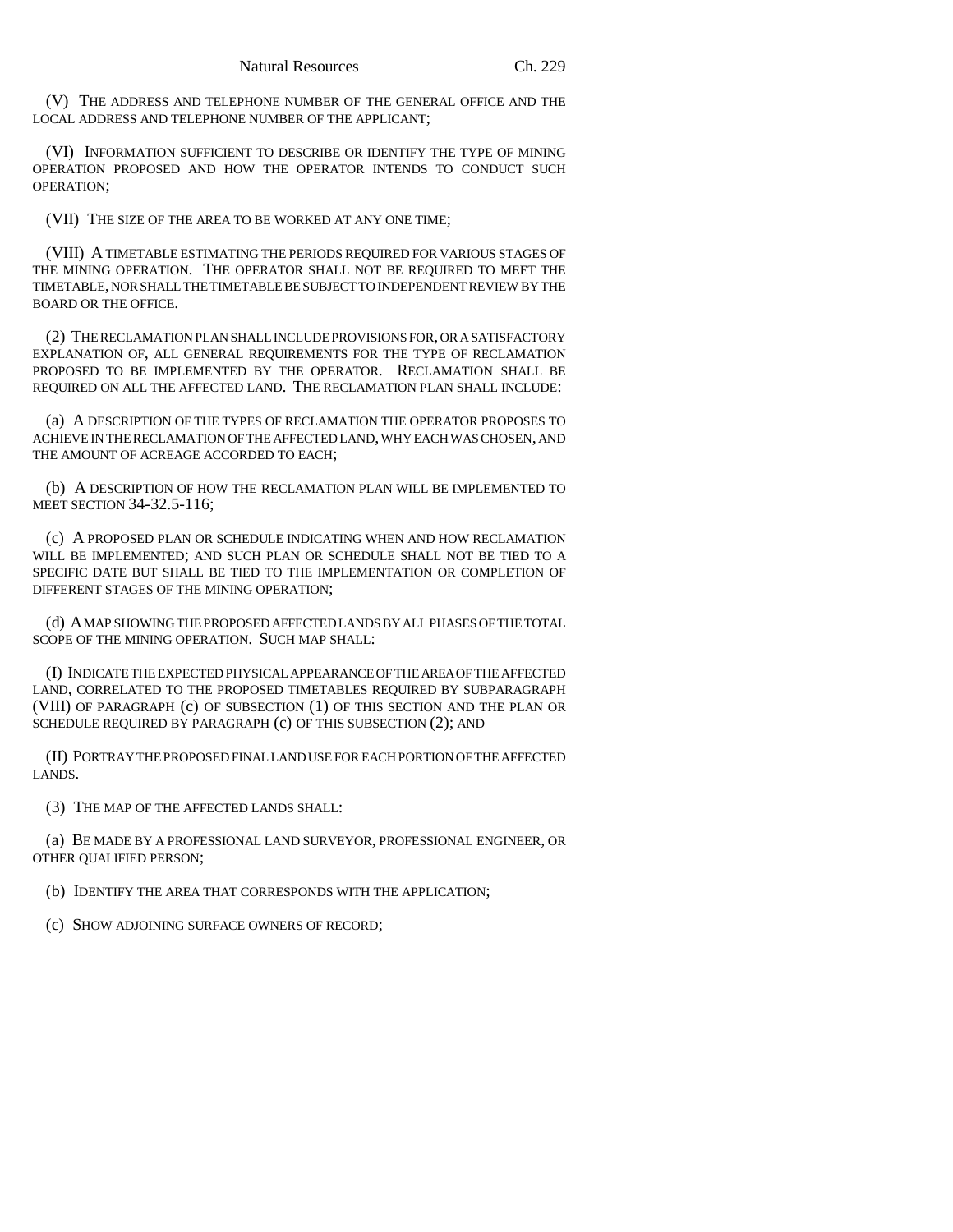(V) THE ADDRESS AND TELEPHONE NUMBER OF THE GENERAL OFFICE AND THE LOCAL ADDRESS AND TELEPHONE NUMBER OF THE APPLICANT;

(VI) INFORMATION SUFFICIENT TO DESCRIBE OR IDENTIFY THE TYPE OF MINING OPERATION PROPOSED AND HOW THE OPERATOR INTENDS TO CONDUCT SUCH OPERATION;

(VII) THE SIZE OF THE AREA TO BE WORKED AT ANY ONE TIME;

(VIII) A TIMETABLE ESTIMATING THE PERIODS REQUIRED FOR VARIOUS STAGES OF THE MINING OPERATION. THE OPERATOR SHALL NOT BE REQUIRED TO MEET THE TIMETABLE, NOR SHALL THE TIMETABLE BE SUBJECT TO INDEPENDENT REVIEW BY THE BOARD OR THE OFFICE.

(2) THE RECLAMATION PLAN SHALL INCLUDE PROVISIONS FOR, OR A SATISFACTORY EXPLANATION OF, ALL GENERAL REQUIREMENTS FOR THE TYPE OF RECLAMATION PROPOSED TO BE IMPLEMENTED BY THE OPERATOR. RECLAMATION SHALL BE REQUIRED ON ALL THE AFFECTED LAND. THE RECLAMATION PLAN SHALL INCLUDE:

(a) A DESCRIPTION OF THE TYPES OF RECLAMATION THE OPERATOR PROPOSES TO ACHIEVE IN THE RECLAMATION OF THE AFFECTED LAND, WHY EACH WAS CHOSEN, AND THE AMOUNT OF ACREAGE ACCORDED TO EACH;

(b) A DESCRIPTION OF HOW THE RECLAMATION PLAN WILL BE IMPLEMENTED TO MEET SECTION 34-32.5-116;

(c) A PROPOSED PLAN OR SCHEDULE INDICATING WHEN AND HOW RECLAMATION WILL BE IMPLEMENTED; AND SUCH PLAN OR SCHEDULE SHALL NOT BE TIED TO A SPECIFIC DATE BUT SHALL BE TIED TO THE IMPLEMENTATION OR COMPLETION OF DIFFERENT STAGES OF THE MINING OPERATION;

(d) A MAP SHOWING THE PROPOSED AFFECTED LANDS BY ALL PHASES OF THE TOTAL SCOPE OF THE MINING OPERATION. SUCH MAP SHALL:

(I) INDICATE THE EXPECTED PHYSICAL APPEARANCE OF THE AREA OF THE AFFECTED LAND, CORRELATED TO THE PROPOSED TIMETABLES REQUIRED BY SUBPARAGRAPH (VIII) OF PARAGRAPH (c) OF SUBSECTION (1) OF THIS SECTION AND THE PLAN OR SCHEDULE REQUIRED BY PARAGRAPH (c) OF THIS SUBSECTION (2); AND

(II) PORTRAY THE PROPOSED FINAL LAND USE FOR EACH PORTION OF THE AFFECTED LANDS.

(3) THE MAP OF THE AFFECTED LANDS SHALL:

(a) BE MADE BY A PROFESSIONAL LAND SURVEYOR, PROFESSIONAL ENGINEER, OR OTHER QUALIFIED PERSON;

(b) IDENTIFY THE AREA THAT CORRESPONDS WITH THE APPLICATION;

(c) SHOW ADJOINING SURFACE OWNERS OF RECORD;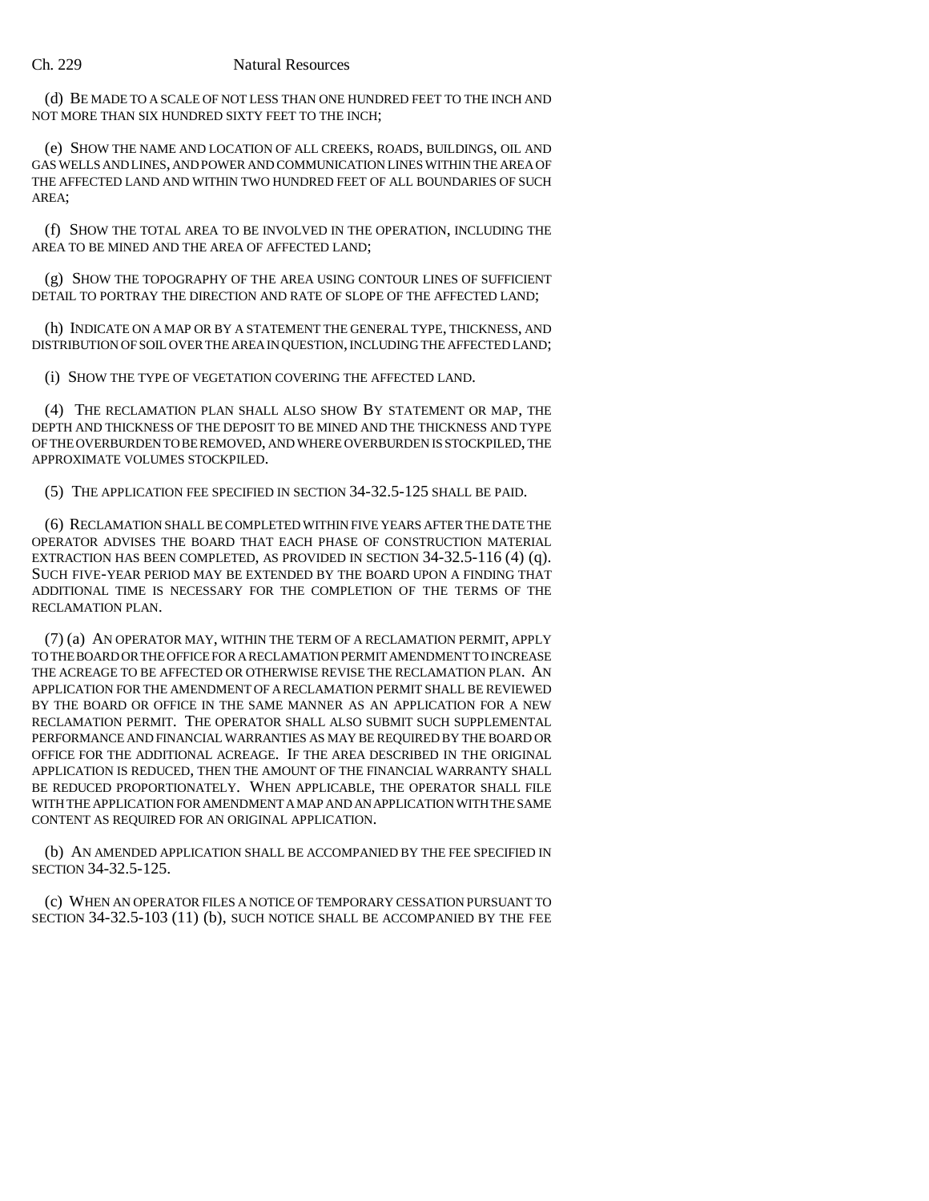(d) BE MADE TO A SCALE OF NOT LESS THAN ONE HUNDRED FEET TO THE INCH AND NOT MORE THAN SIX HUNDRED SIXTY FEET TO THE INCH;

(e) SHOW THE NAME AND LOCATION OF ALL CREEKS, ROADS, BUILDINGS, OIL AND GAS WELLS AND LINES, AND POWER AND COMMUNICATION LINES WITHIN THE AREA OF THE AFFECTED LAND AND WITHIN TWO HUNDRED FEET OF ALL BOUNDARIES OF SUCH AREA;

(f) SHOW THE TOTAL AREA TO BE INVOLVED IN THE OPERATION, INCLUDING THE AREA TO BE MINED AND THE AREA OF AFFECTED LAND;

(g) SHOW THE TOPOGRAPHY OF THE AREA USING CONTOUR LINES OF SUFFICIENT DETAIL TO PORTRAY THE DIRECTION AND RATE OF SLOPE OF THE AFFECTED LAND;

(h) INDICATE ON A MAP OR BY A STATEMENT THE GENERAL TYPE, THICKNESS, AND DISTRIBUTION OF SOIL OVER THE AREA IN QUESTION, INCLUDING THE AFFECTED LAND;

(i) SHOW THE TYPE OF VEGETATION COVERING THE AFFECTED LAND.

(4) THE RECLAMATION PLAN SHALL ALSO SHOW By STATEMENT OR MAP, THE DEPTH AND THICKNESS OF THE DEPOSIT TO BE MINED AND THE THICKNESS AND TYPE OF THE OVERBURDEN TO BE REMOVED, AND WHERE OVERBURDEN IS STOCKPILED, THE APPROXIMATE VOLUMES STOCKPILED.

(5) THE APPLICATION FEE SPECIFIED IN SECTION 34-32.5-125 SHALL BE PAID.

(6) RECLAMATION SHALL BE COMPLETED WITHIN FIVE YEARS AFTER THE DATE THE OPERATOR ADVISES THE BOARD THAT EACH PHASE OF CONSTRUCTION MATERIAL EXTRACTION HAS BEEN COMPLETED, AS PROVIDED IN SECTION 34-32.5-116 (4) (q). SUCH FIVE-YEAR PERIOD MAY BE EXTENDED BY THE BOARD UPON A FINDING THAT ADDITIONAL TIME IS NECESSARY FOR THE COMPLETION OF THE TERMS OF THE RECLAMATION PLAN.

(7) (a) AN OPERATOR MAY, WITHIN THE TERM OF A RECLAMATION PERMIT, APPLY TO THE BOARD OR THE OFFICE FOR A RECLAMATION PERMIT AMENDMENT TO INCREASE THE ACREAGE TO BE AFFECTED OR OTHERWISE REVISE THE RECLAMATION PLAN. AN APPLICATION FOR THE AMENDMENT OF A RECLAMATION PERMIT SHALL BE REVIEWED BY THE BOARD OR OFFICE IN THE SAME MANNER AS AN APPLICATION FOR A NEW RECLAMATION PERMIT. THE OPERATOR SHALL ALSO SUBMIT SUCH SUPPLEMENTAL PERFORMANCE AND FINANCIAL WARRANTIES AS MAY BE REQUIRED BY THE BOARD OR OFFICE FOR THE ADDITIONAL ACREAGE. IF THE AREA DESCRIBED IN THE ORIGINAL APPLICATION IS REDUCED, THEN THE AMOUNT OF THE FINANCIAL WARRANTY SHALL BE REDUCED PROPORTIONATELY. WHEN APPLICABLE, THE OPERATOR SHALL FILE WITH THE APPLICATION FOR AMENDMENT A MAP AND AN APPLICATION WITH THE SAME CONTENT AS REQUIRED FOR AN ORIGINAL APPLICATION.

(b) AN AMENDED APPLICATION SHALL BE ACCOMPANIED BY THE FEE SPECIFIED IN SECTION 34-32.5-125.

(c) WHEN AN OPERATOR FILES A NOTICE OF TEMPORARY CESSATION PURSUANT TO SECTION 34-32.5-103 (11) (b), SUCH NOTICE SHALL BE ACCOMPANIED BY THE FEE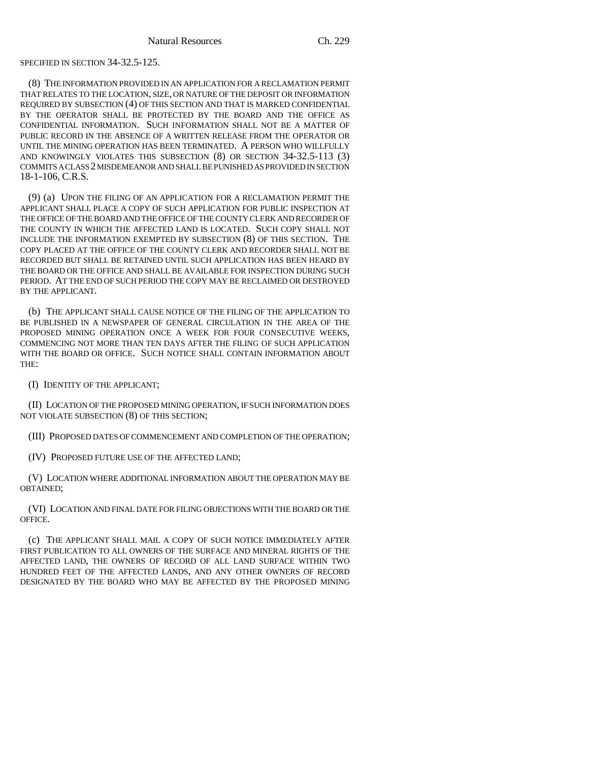SPECIFIED IN SECTION 34-32.5-125.

(8) THE INFORMATION PROVIDED IN AN APPLICATION FOR A RECLAMATION PERMIT THAT RELATES TO THE LOCATION, SIZE, OR NATURE OF THE DEPOSIT OR INFORMATION REQUIRED BY SUBSECTION (4) OF THIS SECTION AND THAT IS MARKED CONFIDENTIAL BY THE OPERATOR SHALL BE PROTECTED BY THE BOARD AND THE OFFICE AS CONFIDENTIAL INFORMATION. SUCH INFORMATION SHALL NOT BE A MATTER OF PUBLIC RECORD IN THE ABSENCE OF A WRITTEN RELEASE FROM THE OPERATOR OR UNTIL THE MINING OPERATION HAS BEEN TERMINATED. A PERSON WHO WILLFULLY AND KNOWINGLY VIOLATES THIS SUBSECTION (8) OR SECTION 34-32.5-113 (3) COMMITS A CLASS 2 MISDEMEANOR AND SHALL BE PUNISHED AS PROVIDED IN SECTION 18-1-106, C.R.S.

(9) (a) UPON THE FILING OF AN APPLICATION FOR A RECLAMATION PERMIT THE APPLICANT SHALL PLACE A COPY OF SUCH APPLICATION FOR PUBLIC INSPECTION AT THE OFFICE OF THE BOARD AND THE OFFICE OF THE COUNTY CLERK AND RECORDER OF THE COUNTY IN WHICH THE AFFECTED LAND IS LOCATED. SUCH COPY SHALL NOT INCLUDE THE INFORMATION EXEMPTED BY SUBSECTION (8) OF THIS SECTION. THE COPY PLACED AT THE OFFICE OF THE COUNTY CLERK AND RECORDER SHALL NOT BE RECORDED BUT SHALL BE RETAINED UNTIL SUCH APPLICATION HAS BEEN HEARD BY THE BOARD OR THE OFFICE AND SHALL BE AVAILABLE FOR INSPECTION DURING SUCH PERIOD. AT THE END OF SUCH PERIOD THE COPY MAY BE RECLAIMED OR DESTROYED BY THE APPLICANT.

(b) THE APPLICANT SHALL CAUSE NOTICE OF THE FILING OF THE APPLICATION TO BE PUBLISHED IN A NEWSPAPER OF GENERAL CIRCULATION IN THE AREA OF THE PROPOSED MINING OPERATION ONCE A WEEK FOR FOUR CONSECUTIVE WEEKS, COMMENCING NOT MORE THAN TEN DAYS AFTER THE FILING OF SUCH APPLICATION WITH THE BOARD OR OFFICE. SUCH NOTICE SHALL CONTAIN INFORMATION ABOUT THE:

(I) IDENTITY OF THE APPLICANT;

(II) LOCATION OF THE PROPOSED MINING OPERATION, IF SUCH INFORMATION DOES NOT VIOLATE SUBSECTION (8) OF THIS SECTION;

(III) PROPOSED DATES OF COMMENCEMENT AND COMPLETION OF THE OPERATION;

(IV) PROPOSED FUTURE USE OF THE AFFECTED LAND;

(V) LOCATION WHERE ADDITIONAL INFORMATION ABOUT THE OPERATION MAY BE OBTAINED;

(VI) LOCATION AND FINAL DATE FOR FILING OBJECTIONS WITH THE BOARD OR THE OFFICE.

(c) THE APPLICANT SHALL MAIL A COPY OF SUCH NOTICE IMMEDIATELY AFTER FIRST PUBLICATION TO ALL OWNERS OF THE SURFACE AND MINERAL RIGHTS OF THE AFFECTED LAND, THE OWNERS OF RECORD OF ALL LAND SURFACE WITHIN TWO HUNDRED FEET OF THE AFFECTED LANDS, AND ANY OTHER OWNERS OF RECORD DESIGNATED BY THE BOARD WHO MAY BE AFFECTED BY THE PROPOSED MINING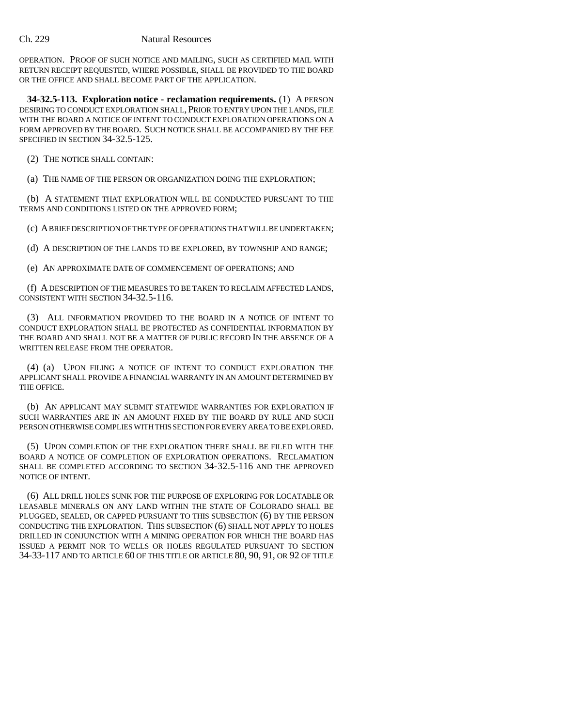OPERATION. PROOF OF SUCH NOTICE AND MAILING, SUCH AS CERTIFIED MAIL WITH RETURN RECEIPT REQUESTED, WHERE POSSIBLE, SHALL BE PROVIDED TO THE BOARD OR THE OFFICE AND SHALL BECOME PART OF THE APPLICATION.

**34-32.5-113. Exploration notice - reclamation requirements.** (1) A PERSON DESIRING TO CONDUCT EXPLORATION SHALL, PRIOR TO ENTRY UPON THE LANDS, FILE WITH THE BOARD A NOTICE OF INTENT TO CONDUCT EXPLORATION OPERATIONS ON A FORM APPROVED BY THE BOARD. SUCH NOTICE SHALL BE ACCOMPANIED BY THE FEE SPECIFIED IN SECTION 34-32.5-125.

(2) THE NOTICE SHALL CONTAIN:

(a) THE NAME OF THE PERSON OR ORGANIZATION DOING THE EXPLORATION;

(b) A STATEMENT THAT EXPLORATION WILL BE CONDUCTED PURSUANT TO THE TERMS AND CONDITIONS LISTED ON THE APPROVED FORM;

(c) A BRIEF DESCRIPTION OF THE TYPE OF OPERATIONS THAT WILL BE UNDERTAKEN;

(d) A DESCRIPTION OF THE LANDS TO BE EXPLORED, BY TOWNSHIP AND RANGE;

(e) AN APPROXIMATE DATE OF COMMENCEMENT OF OPERATIONS; AND

(f) A DESCRIPTION OF THE MEASURES TO BE TAKEN TO RECLAIM AFFECTED LANDS, CONSISTENT WITH SECTION 34-32.5-116.

(3) ALL INFORMATION PROVIDED TO THE BOARD IN A NOTICE OF INTENT TO CONDUCT EXPLORATION SHALL BE PROTECTED AS CONFIDENTIAL INFORMATION BY THE BOARD AND SHALL NOT BE A MATTER OF PUBLIC RECORD IN THE ABSENCE OF A WRITTEN RELEASE FROM THE OPERATOR.

(4) (a) UPON FILING A NOTICE OF INTENT TO CONDUCT EXPLORATION THE APPLICANT SHALL PROVIDE A FINANCIAL WARRANTY IN AN AMOUNT DETERMINED BY THE OFFICE.

(b) AN APPLICANT MAY SUBMIT STATEWIDE WARRANTIES FOR EXPLORATION IF SUCH WARRANTIES ARE IN AN AMOUNT FIXED BY THE BOARD BY RULE AND SUCH PERSON OTHERWISE COMPLIES WITH THIS SECTION FOR EVERY AREA TO BE EXPLORED.

(5) UPON COMPLETION OF THE EXPLORATION THERE SHALL BE FILED WITH THE BOARD A NOTICE OF COMPLETION OF EXPLORATION OPERATIONS. RECLAMATION SHALL BE COMPLETED ACCORDING TO SECTION 34-32.5-116 AND THE APPROVED NOTICE OF INTENT.

(6) ALL DRILL HOLES SUNK FOR THE PURPOSE OF EXPLORING FOR LOCATABLE OR LEASABLE MINERALS ON ANY LAND WITHIN THE STATE OF COLORADO SHALL BE PLUGGED, SEALED, OR CAPPED PURSUANT TO THIS SUBSECTION (6) BY THE PERSON CONDUCTING THE EXPLORATION. THIS SUBSECTION (6) SHALL NOT APPLY TO HOLES DRILLED IN CONJUNCTION WITH A MINING OPERATION FOR WHICH THE BOARD HAS ISSUED A PERMIT NOR TO WELLS OR HOLES REGULATED PURSUANT TO SECTION 34-33-117 AND TO ARTICLE 60 OF THIS TITLE OR ARTICLE 80, 90, 91, OR 92 OF TITLE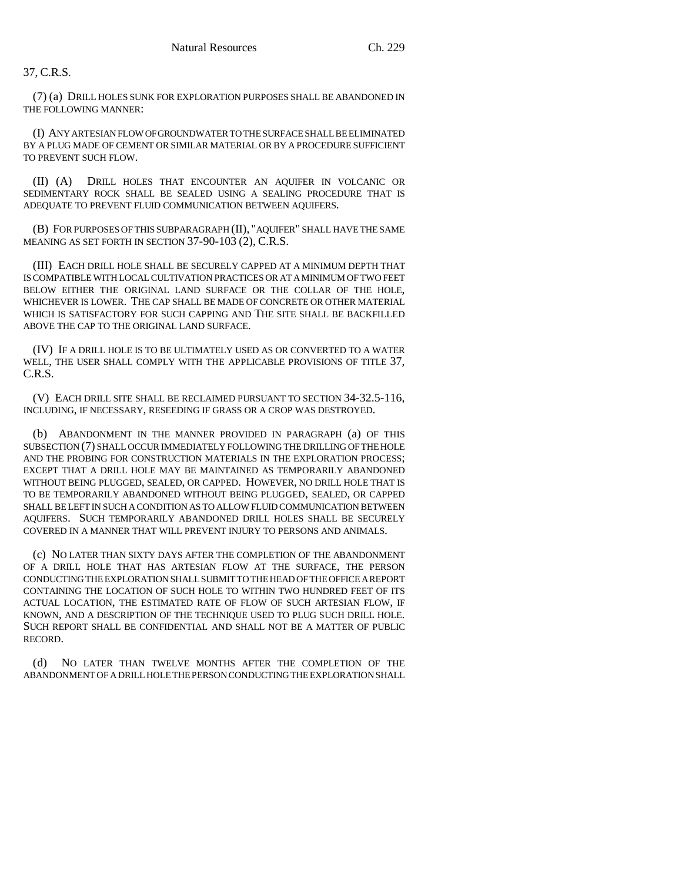37, C.R.S.

(7) (a) DRILL HOLES SUNK FOR EXPLORATION PURPOSES SHALL BE ABANDONED IN THE FOLLOWING MANNER:

(I) ANY ARTESIAN FLOW OF GROUNDWATER TO THE SURFACE SHALL BE ELIMINATED BY A PLUG MADE OF CEMENT OR SIMILAR MATERIAL OR BY A PROCEDURE SUFFICIENT TO PREVENT SUCH FLOW.

(II) (A) DRILL HOLES THAT ENCOUNTER AN AQUIFER IN VOLCANIC OR SEDIMENTARY ROCK SHALL BE SEALED USING A SEALING PROCEDURE THAT IS ADEQUATE TO PREVENT FLUID COMMUNICATION BETWEEN AQUIFERS.

(B) FOR PURPOSES OF THIS SUBPARAGRAPH (II), "AQUIFER" SHALL HAVE THE SAME MEANING AS SET FORTH IN SECTION 37-90-103 (2), C.R.S.

(III) EACH DRILL HOLE SHALL BE SECURELY CAPPED AT A MINIMUM DEPTH THAT IS COMPATIBLE WITH LOCAL CULTIVATION PRACTICES OR AT A MINIMUM OF TWO FEET BELOW EITHER THE ORIGINAL LAND SURFACE OR THE COLLAR OF THE HOLE, WHICHEVER IS LOWER. THE CAP SHALL BE MADE OF CONCRETE OR OTHER MATERIAL WHICH IS SATISFACTORY FOR SUCH CAPPING AND THE SITE SHALL BE BACKFILLED ABOVE THE CAP TO THE ORIGINAL LAND SURFACE.

(IV) IF A DRILL HOLE IS TO BE ULTIMATELY USED AS OR CONVERTED TO A WATER WELL, THE USER SHALL COMPLY WITH THE APPLICABLE PROVISIONS OF TITLE 37, C.R.S.

(V) EACH DRILL SITE SHALL BE RECLAIMED PURSUANT TO SECTION 34-32.5-116, INCLUDING, IF NECESSARY, RESEEDING IF GRASS OR A CROP WAS DESTROYED.

(b) ABANDONMENT IN THE MANNER PROVIDED IN PARAGRAPH (a) OF THIS SUBSECTION (7) SHALL OCCUR IMMEDIATELY FOLLOWING THE DRILLING OF THE HOLE AND THE PROBING FOR CONSTRUCTION MATERIALS IN THE EXPLORATION PROCESS; EXCEPT THAT A DRILL HOLE MAY BE MAINTAINED AS TEMPORARILY ABANDONED WITHOUT BEING PLUGGED, SEALED, OR CAPPED. HOWEVER, NO DRILL HOLE THAT IS TO BE TEMPORARILY ABANDONED WITHOUT BEING PLUGGED, SEALED, OR CAPPED SHALL BE LEFT IN SUCH A CONDITION AS TO ALLOW FLUID COMMUNICATION BETWEEN AQUIFERS. SUCH TEMPORARILY ABANDONED DRILL HOLES SHALL BE SECURELY COVERED IN A MANNER THAT WILL PREVENT INJURY TO PERSONS AND ANIMALS.

(c) NO LATER THAN SIXTY DAYS AFTER THE COMPLETION OF THE ABANDONMENT OF A DRILL HOLE THAT HAS ARTESIAN FLOW AT THE SURFACE, THE PERSON CONDUCTING THE EXPLORATION SHALL SUBMIT TO THE HEAD OF THE OFFICE A REPORT CONTAINING THE LOCATION OF SUCH HOLE TO WITHIN TWO HUNDRED FEET OF ITS ACTUAL LOCATION, THE ESTIMATED RATE OF FLOW OF SUCH ARTESIAN FLOW, IF KNOWN, AND A DESCRIPTION OF THE TECHNIQUE USED TO PLUG SUCH DRILL HOLE. SUCH REPORT SHALL BE CONFIDENTIAL AND SHALL NOT BE A MATTER OF PUBLIC RECORD.

(d) NO LATER THAN TWELVE MONTHS AFTER THE COMPLETION OF THE ABANDONMENT OF A DRILL HOLE THE PERSON CONDUCTING THE EXPLORATION SHALL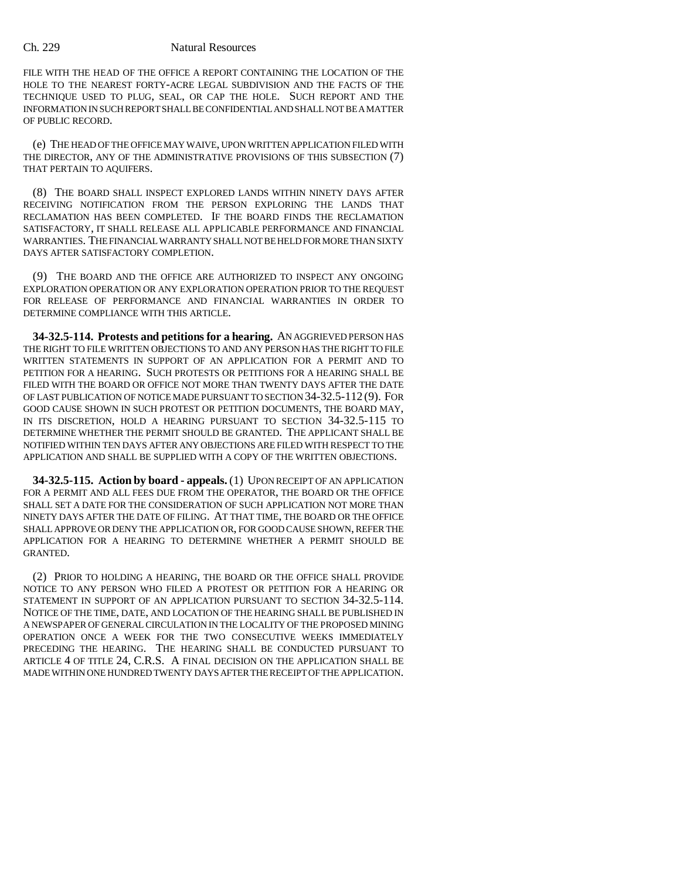FILE WITH THE HEAD OF THE OFFICE A REPORT CONTAINING THE LOCATION OF THE HOLE TO THE NEAREST FORTY-ACRE LEGAL SUBDIVISION AND THE FACTS OF THE TECHNIQUE USED TO PLUG, SEAL, OR CAP THE HOLE. SUCH REPORT AND THE INFORMATION IN SUCH REPORT SHALL BE CONFIDENTIAL AND SHALL NOT BE A MATTER OF PUBLIC RECORD.

(e) THE HEAD OF THE OFFICE MAY WAIVE, UPON WRITTEN APPLICATION FILED WITH THE DIRECTOR, ANY OF THE ADMINISTRATIVE PROVISIONS OF THIS SUBSECTION (7) THAT PERTAIN TO AQUIFERS.

(8) THE BOARD SHALL INSPECT EXPLORED LANDS WITHIN NINETY DAYS AFTER RECEIVING NOTIFICATION FROM THE PERSON EXPLORING THE LANDS THAT RECLAMATION HAS BEEN COMPLETED. IF THE BOARD FINDS THE RECLAMATION SATISFACTORY, IT SHALL RELEASE ALL APPLICABLE PERFORMANCE AND FINANCIAL WARRANTIES. THE FINANCIAL WARRANTY SHALL NOT BE HELD FOR MORE THAN SIXTY DAYS AFTER SATISFACTORY COMPLETION.

(9) THE BOARD AND THE OFFICE ARE AUTHORIZED TO INSPECT ANY ONGOING EXPLORATION OPERATION OR ANY EXPLORATION OPERATION PRIOR TO THE REQUEST FOR RELEASE OF PERFORMANCE AND FINANCIAL WARRANTIES IN ORDER TO DETERMINE COMPLIANCE WITH THIS ARTICLE.

**34-32.5-114. Protests and petitions for a hearing.** AN AGGRIEVED PERSON HAS THE RIGHT TO FILE WRITTEN OBJECTIONS TO AND ANY PERSON HAS THE RIGHT TO FILE WRITTEN STATEMENTS IN SUPPORT OF AN APPLICATION FOR A PERMIT AND TO PETITION FOR A HEARING. SUCH PROTESTS OR PETITIONS FOR A HEARING SHALL BE FILED WITH THE BOARD OR OFFICE NOT MORE THAN TWENTY DAYS AFTER THE DATE OF LAST PUBLICATION OF NOTICE MADE PURSUANT TO SECTION 34-32.5-112 (9). FOR GOOD CAUSE SHOWN IN SUCH PROTEST OR PETITION DOCUMENTS, THE BOARD MAY, IN ITS DISCRETION, HOLD A HEARING PURSUANT TO SECTION 34-32.5-115 TO DETERMINE WHETHER THE PERMIT SHOULD BE GRANTED. THE APPLICANT SHALL BE NOTIFIED WITHIN TEN DAYS AFTER ANY OBJECTIONS ARE FILED WITH RESPECT TO THE APPLICATION AND SHALL BE SUPPLIED WITH A COPY OF THE WRITTEN OBJECTIONS.

**34-32.5-115. Action by board - appeals.** (1) UPON RECEIPT OF AN APPLICATION FOR A PERMIT AND ALL FEES DUE FROM THE OPERATOR, THE BOARD OR THE OFFICE SHALL SET A DATE FOR THE CONSIDERATION OF SUCH APPLICATION NOT MORE THAN NINETY DAYS AFTER THE DATE OF FILING. AT THAT TIME, THE BOARD OR THE OFFICE SHALL APPROVE OR DENY THE APPLICATION OR, FOR GOOD CAUSE SHOWN, REFER THE APPLICATION FOR A HEARING TO DETERMINE WHETHER A PERMIT SHOULD BE GRANTED.

(2) PRIOR TO HOLDING A HEARING, THE BOARD OR THE OFFICE SHALL PROVIDE NOTICE TO ANY PERSON WHO FILED A PROTEST OR PETITION FOR A HEARING OR STATEMENT IN SUPPORT OF AN APPLICATION PURSUANT TO SECTION 34-32.5-114. NOTICE OF THE TIME, DATE, AND LOCATION OF THE HEARING SHALL BE PUBLISHED IN A NEWSPAPER OF GENERAL CIRCULATION IN THE LOCALITY OF THE PROPOSED MINING OPERATION ONCE A WEEK FOR THE TWO CONSECUTIVE WEEKS IMMEDIATELY PRECEDING THE HEARING. THE HEARING SHALL BE CONDUCTED PURSUANT TO ARTICLE 4 OF TITLE 24, C.R.S. A FINAL DECISION ON THE APPLICATION SHALL BE MADE WITHIN ONE HUNDRED TWENTY DAYS AFTER THE RECEIPT OF THE APPLICATION.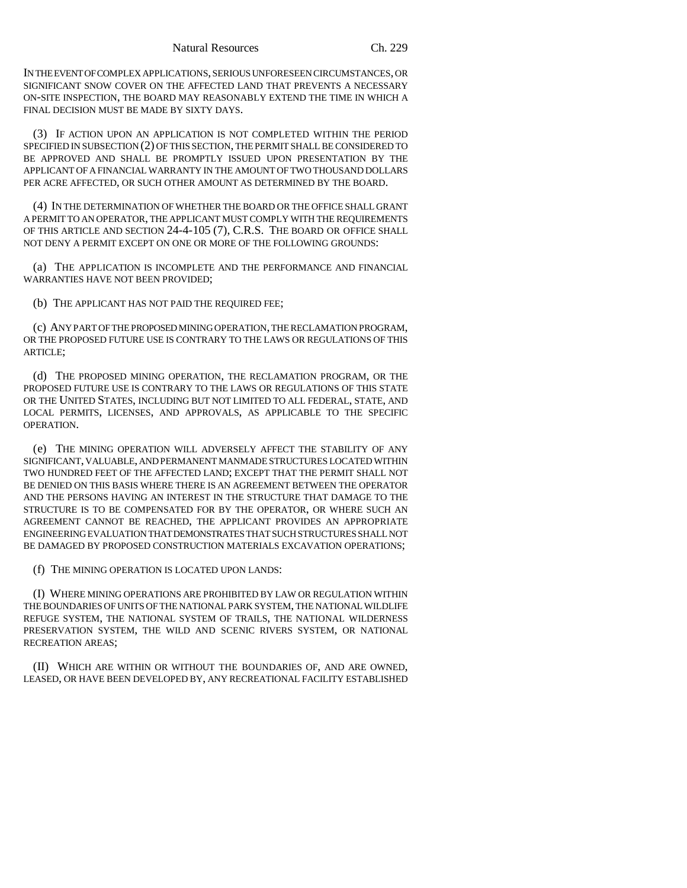IN THE EVENT OF COMPLEX APPLICATIONS, SERIOUS UNFORESEEN CIRCUMSTANCES, OR SIGNIFICANT SNOW COVER ON THE AFFECTED LAND THAT PREVENTS A NECESSARY ON-SITE INSPECTION, THE BOARD MAY REASONABLY EXTEND THE TIME IN WHICH A FINAL DECISION MUST BE MADE BY SIXTY DAYS.

(3) IF ACTION UPON AN APPLICATION IS NOT COMPLETED WITHIN THE PERIOD SPECIFIED IN SUBSECTION (2) OF THIS SECTION, THE PERMIT SHALL BE CONSIDERED TO BE APPROVED AND SHALL BE PROMPTLY ISSUED UPON PRESENTATION BY THE APPLICANT OF A FINANCIAL WARRANTY IN THE AMOUNT OF TWO THOUSAND DOLLARS PER ACRE AFFECTED, OR SUCH OTHER AMOUNT AS DETERMINED BY THE BOARD.

(4) IN THE DETERMINATION OF WHETHER THE BOARD OR THE OFFICE SHALL GRANT A PERMIT TO AN OPERATOR, THE APPLICANT MUST COMPLY WITH THE REQUIREMENTS OF THIS ARTICLE AND SECTION 24-4-105 (7), C.R.S. THE BOARD OR OFFICE SHALL NOT DENY A PERMIT EXCEPT ON ONE OR MORE OF THE FOLLOWING GROUNDS:

(a) THE APPLICATION IS INCOMPLETE AND THE PERFORMANCE AND FINANCIAL WARRANTIES HAVE NOT BEEN PROVIDED;

(b) THE APPLICANT HAS NOT PAID THE REQUIRED FEE;

(c) ANY PART OF THE PROPOSED MINING OPERATION, THE RECLAMATION PROGRAM, OR THE PROPOSED FUTURE USE IS CONTRARY TO THE LAWS OR REGULATIONS OF THIS ARTICLE;

(d) THE PROPOSED MINING OPERATION, THE RECLAMATION PROGRAM, OR THE PROPOSED FUTURE USE IS CONTRARY TO THE LAWS OR REGULATIONS OF THIS STATE OR THE UNITED STATES, INCLUDING BUT NOT LIMITED TO ALL FEDERAL, STATE, AND LOCAL PERMITS, LICENSES, AND APPROVALS, AS APPLICABLE TO THE SPECIFIC OPERATION.

(e) THE MINING OPERATION WILL ADVERSELY AFFECT THE STABILITY OF ANY SIGNIFICANT, VALUABLE, AND PERMANENT MANMADE STRUCTURES LOCATED WITHIN TWO HUNDRED FEET OF THE AFFECTED LAND; EXCEPT THAT THE PERMIT SHALL NOT BE DENIED ON THIS BASIS WHERE THERE IS AN AGREEMENT BETWEEN THE OPERATOR AND THE PERSONS HAVING AN INTEREST IN THE STRUCTURE THAT DAMAGE TO THE STRUCTURE IS TO BE COMPENSATED FOR BY THE OPERATOR, OR WHERE SUCH AN AGREEMENT CANNOT BE REACHED, THE APPLICANT PROVIDES AN APPROPRIATE ENGINEERING EVALUATION THAT DEMONSTRATES THAT SUCH STRUCTURES SHALL NOT BE DAMAGED BY PROPOSED CONSTRUCTION MATERIALS EXCAVATION OPERATIONS;

(f) THE MINING OPERATION IS LOCATED UPON LANDS:

(I) WHERE MINING OPERATIONS ARE PROHIBITED BY LAW OR REGULATION WITHIN THE BOUNDARIES OF UNITS OF THE NATIONAL PARK SYSTEM, THE NATIONAL WILDLIFE REFUGE SYSTEM, THE NATIONAL SYSTEM OF TRAILS, THE NATIONAL WILDERNESS PRESERVATION SYSTEM, THE WILD AND SCENIC RIVERS SYSTEM, OR NATIONAL RECREATION AREAS;

(II) WHICH ARE WITHIN OR WITHOUT THE BOUNDARIES OF, AND ARE OWNED, LEASED, OR HAVE BEEN DEVELOPED BY, ANY RECREATIONAL FACILITY ESTABLISHED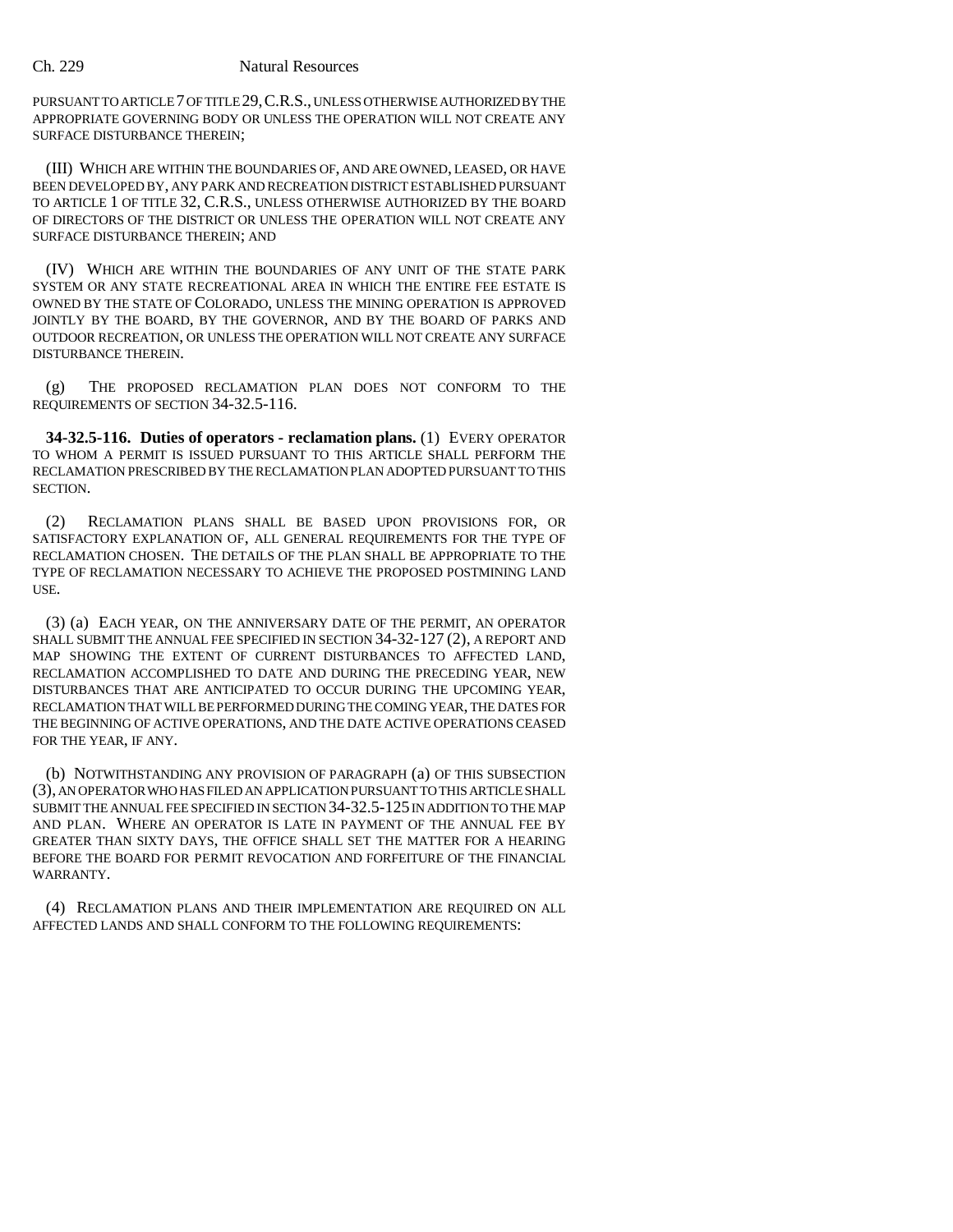PURSUANT TO ARTICLE 7 OF TITLE 29, C.R.S., UNLESS OTHERWISE AUTHORIZED BY THE APPROPRIATE GOVERNING BODY OR UNLESS THE OPERATION WILL NOT CREATE ANY SURFACE DISTURBANCE THEREIN;

(III) WHICH ARE WITHIN THE BOUNDARIES OF, AND ARE OWNED, LEASED, OR HAVE BEEN DEVELOPED BY, ANY PARK AND RECREATION DISTRICT ESTABLISHED PURSUANT TO ARTICLE 1 OF TITLE 32, C.R.S., UNLESS OTHERWISE AUTHORIZED BY THE BOARD OF DIRECTORS OF THE DISTRICT OR UNLESS THE OPERATION WILL NOT CREATE ANY SURFACE DISTURBANCE THEREIN; AND

(IV) WHICH ARE WITHIN THE BOUNDARIES OF ANY UNIT OF THE STATE PARK SYSTEM OR ANY STATE RECREATIONAL AREA IN WHICH THE ENTIRE FEE ESTATE IS OWNED BY THE STATE OF COLORADO, UNLESS THE MINING OPERATION IS APPROVED JOINTLY BY THE BOARD, BY THE GOVERNOR, AND BY THE BOARD OF PARKS AND OUTDOOR RECREATION, OR UNLESS THE OPERATION WILL NOT CREATE ANY SURFACE DISTURBANCE THEREIN.

(g) THE PROPOSED RECLAMATION PLAN DOES NOT CONFORM TO THE REQUIREMENTS OF SECTION 34-32.5-116.

**34-32.5-116. Duties of operators - reclamation plans.** (1) EVERY OPERATOR TO WHOM A PERMIT IS ISSUED PURSUANT TO THIS ARTICLE SHALL PERFORM THE RECLAMATION PRESCRIBED BY THE RECLAMATION PLAN ADOPTED PURSUANT TO THIS SECTION.

(2) RECLAMATION PLANS SHALL BE BASED UPON PROVISIONS FOR, OR SATISFACTORY EXPLANATION OF, ALL GENERAL REQUIREMENTS FOR THE TYPE OF RECLAMATION CHOSEN. THE DETAILS OF THE PLAN SHALL BE APPROPRIATE TO THE TYPE OF RECLAMATION NECESSARY TO ACHIEVE THE PROPOSED POSTMINING LAND USE.

(3) (a) EACH YEAR, ON THE ANNIVERSARY DATE OF THE PERMIT, AN OPERATOR SHALL SUBMIT THE ANNUAL FEE SPECIFIED IN SECTION 34-32-127 (2), A REPORT AND MAP SHOWING THE EXTENT OF CURRENT DISTURBANCES TO AFFECTED LAND, RECLAMATION ACCOMPLISHED TO DATE AND DURING THE PRECEDING YEAR, NEW DISTURBANCES THAT ARE ANTICIPATED TO OCCUR DURING THE UPCOMING YEAR, RECLAMATION THAT WILL BE PERFORMED DURING THE COMING YEAR, THE DATES FOR THE BEGINNING OF ACTIVE OPERATIONS, AND THE DATE ACTIVE OPERATIONS CEASED FOR THE YEAR, IF ANY.

(b) NOTWITHSTANDING ANY PROVISION OF PARAGRAPH (a) OF THIS SUBSECTION (3), AN OPERATOR WHO HAS FILED AN APPLICATION PURSUANT TO THIS ARTICLE SHALL SUBMIT THE ANNUAL FEE SPECIFIED IN SECTION 34-32.5-125 IN ADDITION TO THE MAP AND PLAN. WHERE AN OPERATOR IS LATE IN PAYMENT OF THE ANNUAL FEE BY GREATER THAN SIXTY DAYS, THE OFFICE SHALL SET THE MATTER FOR A HEARING BEFORE THE BOARD FOR PERMIT REVOCATION AND FORFEITURE OF THE FINANCIAL WARRANTY.

(4) RECLAMATION PLANS AND THEIR IMPLEMENTATION ARE REQUIRED ON ALL AFFECTED LANDS AND SHALL CONFORM TO THE FOLLOWING REQUIREMENTS: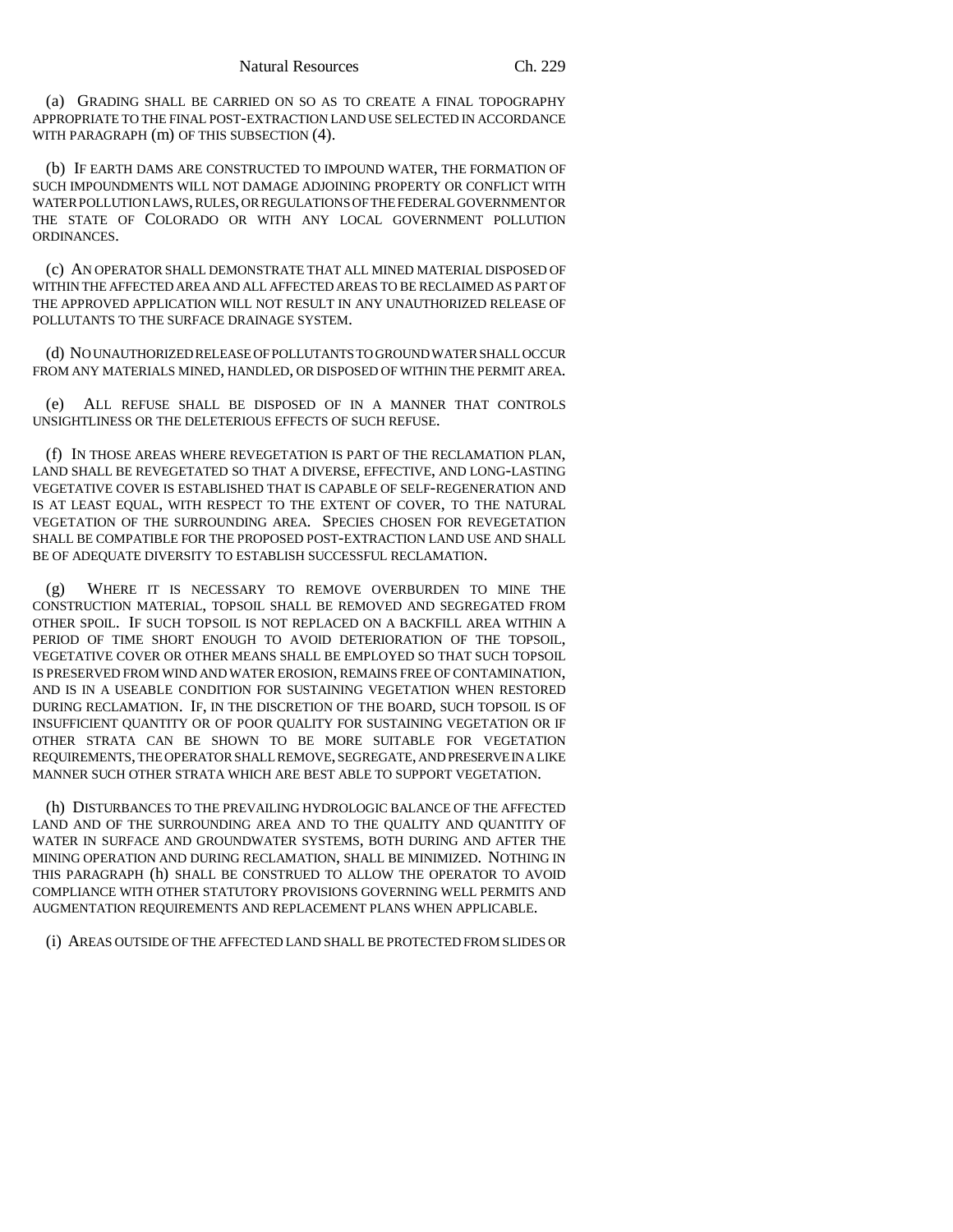(a) GRADING SHALL BE CARRIED ON SO AS TO CREATE A FINAL TOPOGRAPHY APPROPRIATE TO THE FINAL POST-EXTRACTION LAND USE SELECTED IN ACCORDANCE WITH PARAGRAPH (m) OF THIS SUBSECTION (4).

(b) IF EARTH DAMS ARE CONSTRUCTED TO IMPOUND WATER, THE FORMATION OF SUCH IMPOUNDMENTS WILL NOT DAMAGE ADJOINING PROPERTY OR CONFLICT WITH WATER POLLUTION LAWS, RULES, OR REGULATIONS OF THE FEDERAL GOVERNMENT OR THE STATE OF COLORADO OR WITH ANY LOCAL GOVERNMENT POLLUTION ORDINANCES.

(c) AN OPERATOR SHALL DEMONSTRATE THAT ALL MINED MATERIAL DISPOSED OF WITHIN THE AFFECTED AREA AND ALL AFFECTED AREAS TO BE RECLAIMED AS PART OF THE APPROVED APPLICATION WILL NOT RESULT IN ANY UNAUTHORIZED RELEASE OF POLLUTANTS TO THE SURFACE DRAINAGE SYSTEM.

(d) NO UNAUTHORIZED RELEASE OF POLLUTANTS TO GROUND WATER SHALL OCCUR FROM ANY MATERIALS MINED, HANDLED, OR DISPOSED OF WITHIN THE PERMIT AREA.

(e) ALL REFUSE SHALL BE DISPOSED OF IN A MANNER THAT CONTROLS UNSIGHTLINESS OR THE DELETERIOUS EFFECTS OF SUCH REFUSE.

(f) IN THOSE AREAS WHERE REVEGETATION IS PART OF THE RECLAMATION PLAN, LAND SHALL BE REVEGETATED SO THAT A DIVERSE, EFFECTIVE, AND LONG-LASTING VEGETATIVE COVER IS ESTABLISHED THAT IS CAPABLE OF SELF-REGENERATION AND IS AT LEAST EQUAL, WITH RESPECT TO THE EXTENT OF COVER, TO THE NATURAL VEGETATION OF THE SURROUNDING AREA. SPECIES CHOSEN FOR REVEGETATION SHALL BE COMPATIBLE FOR THE PROPOSED POST-EXTRACTION LAND USE AND SHALL BE OF ADEQUATE DIVERSITY TO ESTABLISH SUCCESSFUL RECLAMATION.

(g) WHERE IT IS NECESSARY TO REMOVE OVERBURDEN TO MINE THE CONSTRUCTION MATERIAL, TOPSOIL SHALL BE REMOVED AND SEGREGATED FROM OTHER SPOIL. IF SUCH TOPSOIL IS NOT REPLACED ON A BACKFILL AREA WITHIN A PERIOD OF TIME SHORT ENOUGH TO AVOID DETERIORATION OF THE TOPSOIL, VEGETATIVE COVER OR OTHER MEANS SHALL BE EMPLOYED SO THAT SUCH TOPSOIL IS PRESERVED FROM WIND AND WATER EROSION, REMAINS FREE OF CONTAMINATION, AND IS IN A USEABLE CONDITION FOR SUSTAINING VEGETATION WHEN RESTORED DURING RECLAMATION. IF, IN THE DISCRETION OF THE BOARD, SUCH TOPSOIL IS OF INSUFFICIENT QUANTITY OR OF POOR QUALITY FOR SUSTAINING VEGETATION OR IF OTHER STRATA CAN BE SHOWN TO BE MORE SUITABLE FOR VEGETATION REQUIREMENTS, THE OPERATOR SHALL REMOVE, SEGREGATE, AND PRESERVE IN A LIKE MANNER SUCH OTHER STRATA WHICH ARE BEST ABLE TO SUPPORT VEGETATION.

(h) DISTURBANCES TO THE PREVAILING HYDROLOGIC BALANCE OF THE AFFECTED LAND AND OF THE SURROUNDING AREA AND TO THE QUALITY AND QUANTITY OF WATER IN SURFACE AND GROUNDWATER SYSTEMS, BOTH DURING AND AFTER THE MINING OPERATION AND DURING RECLAMATION, SHALL BE MINIMIZED. NOTHING IN THIS PARAGRAPH (h) SHALL BE CONSTRUED TO ALLOW THE OPERATOR TO AVOID COMPLIANCE WITH OTHER STATUTORY PROVISIONS GOVERNING WELL PERMITS AND AUGMENTATION REQUIREMENTS AND REPLACEMENT PLANS WHEN APPLICABLE.

(i) AREAS OUTSIDE OF THE AFFECTED LAND SHALL BE PROTECTED FROM SLIDES OR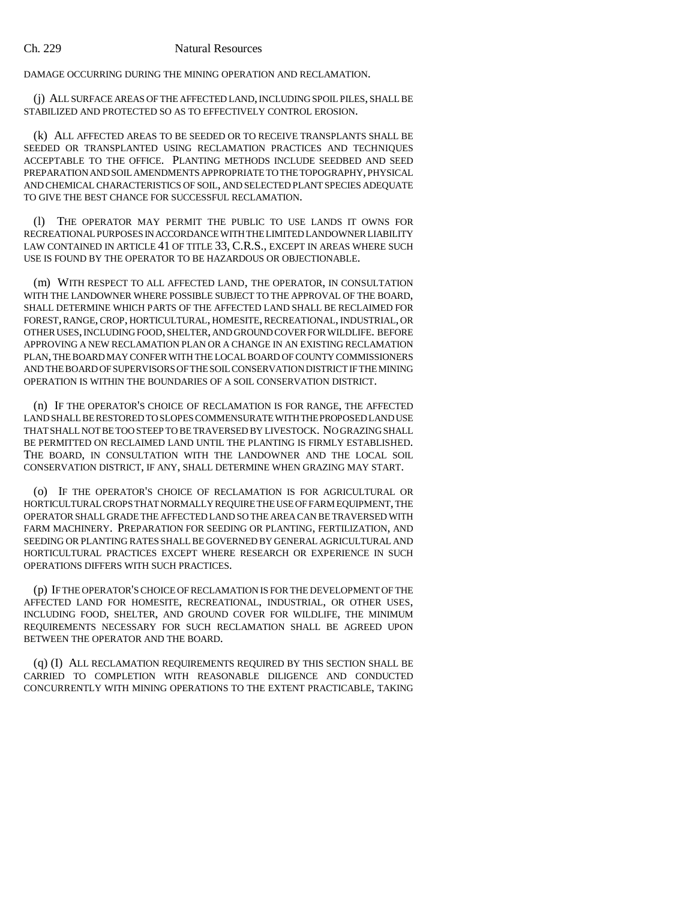DAMAGE OCCURRING DURING THE MINING OPERATION AND RECLAMATION.

(j) ALL SURFACE AREAS OF THE AFFECTED LAND, INCLUDING SPOIL PILES, SHALL BE STABILIZED AND PROTECTED SO AS TO EFFECTIVELY CONTROL EROSION.

(k) ALL AFFECTED AREAS TO BE SEEDED OR TO RECEIVE TRANSPLANTS SHALL BE SEEDED OR TRANSPLANTED USING RECLAMATION PRACTICES AND TECHNIQUES ACCEPTABLE TO THE OFFICE. PLANTING METHODS INCLUDE SEEDBED AND SEED PREPARATION AND SOIL AMENDMENTS APPROPRIATE TO THE TOPOGRAPHY, PHYSICAL AND CHEMICAL CHARACTERISTICS OF SOIL, AND SELECTED PLANT SPECIES ADEQUATE TO GIVE THE BEST CHANCE FOR SUCCESSFUL RECLAMATION.

(l) THE OPERATOR MAY PERMIT THE PUBLIC TO USE LANDS IT OWNS FOR RECREATIONAL PURPOSES IN ACCORDANCE WITH THE LIMITED LANDOWNER LIABILITY LAW CONTAINED IN ARTICLE 41 OF TITLE 33, C.R.S., EXCEPT IN AREAS WHERE SUCH USE IS FOUND BY THE OPERATOR TO BE HAZARDOUS OR OBJECTIONABLE.

(m) WITH RESPECT TO ALL AFFECTED LAND, THE OPERATOR, IN CONSULTATION WITH THE LANDOWNER WHERE POSSIBLE SUBJECT TO THE APPROVAL OF THE BOARD, SHALL DETERMINE WHICH PARTS OF THE AFFECTED LAND SHALL BE RECLAIMED FOR FOREST, RANGE, CROP, HORTICULTURAL, HOMESITE, RECREATIONAL, INDUSTRIAL, OR OTHER USES, INCLUDING FOOD, SHELTER, AND GROUND COVER FOR WILDLIFE. BEFORE APPROVING A NEW RECLAMATION PLAN OR A CHANGE IN AN EXISTING RECLAMATION PLAN, THE BOARD MAY CONFER WITH THE LOCAL BOARD OF COUNTY COMMISSIONERS AND THE BOARD OF SUPERVISORS OF THE SOIL CONSERVATION DISTRICT IF THE MINING OPERATION IS WITHIN THE BOUNDARIES OF A SOIL CONSERVATION DISTRICT.

(n) IF THE OPERATOR'S CHOICE OF RECLAMATION IS FOR RANGE, THE AFFECTED LAND SHALL BE RESTORED TO SLOPES COMMENSURATE WITH THE PROPOSED LAND USE THAT SHALL NOT BE TOO STEEP TO BE TRAVERSED BY LIVESTOCK. NO GRAZING SHALL BE PERMITTED ON RECLAIMED LAND UNTIL THE PLANTING IS FIRMLY ESTABLISHED. THE BOARD, IN CONSULTATION WITH THE LANDOWNER AND THE LOCAL SOIL CONSERVATION DISTRICT, IF ANY, SHALL DETERMINE WHEN GRAZING MAY START.

(o) IF THE OPERATOR'S CHOICE OF RECLAMATION IS FOR AGRICULTURAL OR HORTICULTURAL CROPS THAT NORMALLY REQUIRE THE USE OF FARM EQUIPMENT, THE OPERATOR SHALL GRADE THE AFFECTED LAND SO THE AREA CAN BE TRAVERSED WITH FARM MACHINERY. PREPARATION FOR SEEDING OR PLANTING, FERTILIZATION, AND SEEDING OR PLANTING RATES SHALL BE GOVERNED BY GENERAL AGRICULTURAL AND HORTICULTURAL PRACTICES EXCEPT WHERE RESEARCH OR EXPERIENCE IN SUCH OPERATIONS DIFFERS WITH SUCH PRACTICES.

(p) IF THE OPERATOR'S CHOICE OF RECLAMATION IS FOR THE DEVELOPMENT OF THE AFFECTED LAND FOR HOMESITE, RECREATIONAL, INDUSTRIAL, OR OTHER USES, INCLUDING FOOD, SHELTER, AND GROUND COVER FOR WILDLIFE, THE MINIMUM REQUIREMENTS NECESSARY FOR SUCH RECLAMATION SHALL BE AGREED UPON BETWEEN THE OPERATOR AND THE BOARD.

(q) (I) ALL RECLAMATION REQUIREMENTS REQUIRED BY THIS SECTION SHALL BE CARRIED TO COMPLETION WITH REASONABLE DILIGENCE AND CONDUCTED CONCURRENTLY WITH MINING OPERATIONS TO THE EXTENT PRACTICABLE, TAKING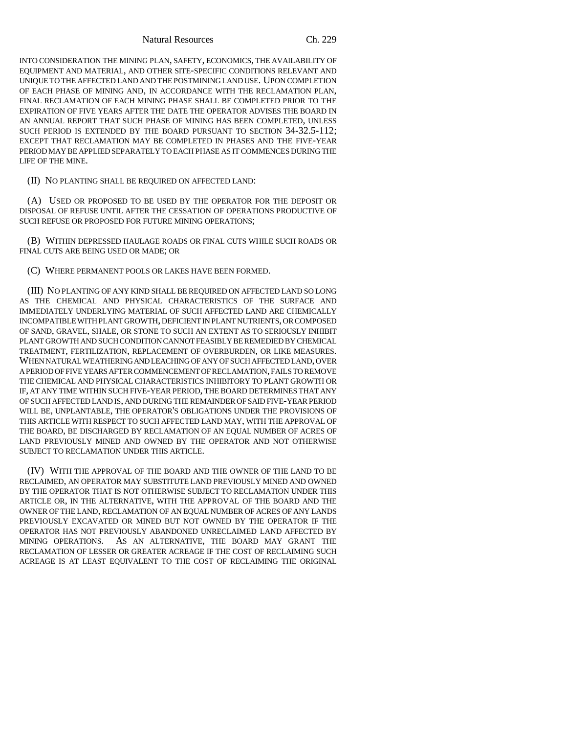INTO CONSIDERATION THE MINING PLAN, SAFETY, ECONOMICS, THE AVAILABILITY OF EQUIPMENT AND MATERIAL, AND OTHER SITE-SPECIFIC CONDITIONS RELEVANT AND UNIQUE TO THE AFFECTED LAND AND THE POSTMINING LAND USE. UPON COMPLETION OF EACH PHASE OF MINING AND, IN ACCORDANCE WITH THE RECLAMATION PLAN, FINAL RECLAMATION OF EACH MINING PHASE SHALL BE COMPLETED PRIOR TO THE EXPIRATION OF FIVE YEARS AFTER THE DATE THE OPERATOR ADVISES THE BOARD IN AN ANNUAL REPORT THAT SUCH PHASE OF MINING HAS BEEN COMPLETED, UNLESS SUCH PERIOD IS EXTENDED BY THE BOARD PURSUANT TO SECTION 34-32.5-112; EXCEPT THAT RECLAMATION MAY BE COMPLETED IN PHASES AND THE FIVE-YEAR PERIOD MAY BE APPLIED SEPARATELY TO EACH PHASE AS IT COMMENCES DURING THE LIFE OF THE MINE.

(II) NO PLANTING SHALL BE REQUIRED ON AFFECTED LAND:

(A) USED OR PROPOSED TO BE USED BY THE OPERATOR FOR THE DEPOSIT OR DISPOSAL OF REFUSE UNTIL AFTER THE CESSATION OF OPERATIONS PRODUCTIVE OF SUCH REFUSE OR PROPOSED FOR FUTURE MINING OPERATIONS;

(B) WITHIN DEPRESSED HAULAGE ROADS OR FINAL CUTS WHILE SUCH ROADS OR FINAL CUTS ARE BEING USED OR MADE; OR

(C) WHERE PERMANENT POOLS OR LAKES HAVE BEEN FORMED.

(III) NO PLANTING OF ANY KIND SHALL BE REQUIRED ON AFFECTED LAND SO LONG AS THE CHEMICAL AND PHYSICAL CHARACTERISTICS OF THE SURFACE AND IMMEDIATELY UNDERLYING MATERIAL OF SUCH AFFECTED LAND ARE CHEMICALLY INCOMPATIBLE WITH PLANT GROWTH, DEFICIENT IN PLANT NUTRIENTS, OR COMPOSED OF SAND, GRAVEL, SHALE, OR STONE TO SUCH AN EXTENT AS TO SERIOUSLY INHIBIT PLANT GROWTH AND SUCH CONDITION CANNOT FEASIBLY BE REMEDIED BY CHEMICAL TREATMENT, FERTILIZATION, REPLACEMENT OF OVERBURDEN, OR LIKE MEASURES. WHEN NATURAL WEATHERING AND LEACHING OF ANY OF SUCH AFFECTED LAND, OVER A PERIOD OF FIVE YEARS AFTER COMMENCEMENT OF RECLAMATION, FAILS TO REMOVE THE CHEMICAL AND PHYSICAL CHARACTERISTICS INHIBITORY TO PLANT GROWTH OR IF, AT ANY TIME WITHIN SUCH FIVE-YEAR PERIOD, THE BOARD DETERMINES THAT ANY OF SUCH AFFECTED LAND IS, AND DURING THE REMAINDER OF SAID FIVE-YEAR PERIOD WILL BE, UNPLANTABLE, THE OPERATOR'S OBLIGATIONS UNDER THE PROVISIONS OF THIS ARTICLE WITH RESPECT TO SUCH AFFECTED LAND MAY, WITH THE APPROVAL OF THE BOARD, BE DISCHARGED BY RECLAMATION OF AN EQUAL NUMBER OF ACRES OF LAND PREVIOUSLY MINED AND OWNED BY THE OPERATOR AND NOT OTHERWISE SUBJECT TO RECLAMATION UNDER THIS ARTICLE.

(IV) WITH THE APPROVAL OF THE BOARD AND THE OWNER OF THE LAND TO BE RECLAIMED, AN OPERATOR MAY SUBSTITUTE LAND PREVIOUSLY MINED AND OWNED BY THE OPERATOR THAT IS NOT OTHERWISE SUBJECT TO RECLAMATION UNDER THIS ARTICLE OR, IN THE ALTERNATIVE, WITH THE APPROVAL OF THE BOARD AND THE OWNER OF THE LAND, RECLAMATION OF AN EQUAL NUMBER OF ACRES OF ANY LANDS PREVIOUSLY EXCAVATED OR MINED BUT NOT OWNED BY THE OPERATOR IF THE OPERATOR HAS NOT PREVIOUSLY ABANDONED UNRECLAIMED LAND AFFECTED BY MINING OPERATIONS. AS AN ALTERNATIVE, THE BOARD MAY GRANT THE RECLAMATION OF LESSER OR GREATER ACREAGE IF THE COST OF RECLAIMING SUCH ACREAGE IS AT LEAST EQUIVALENT TO THE COST OF RECLAIMING THE ORIGINAL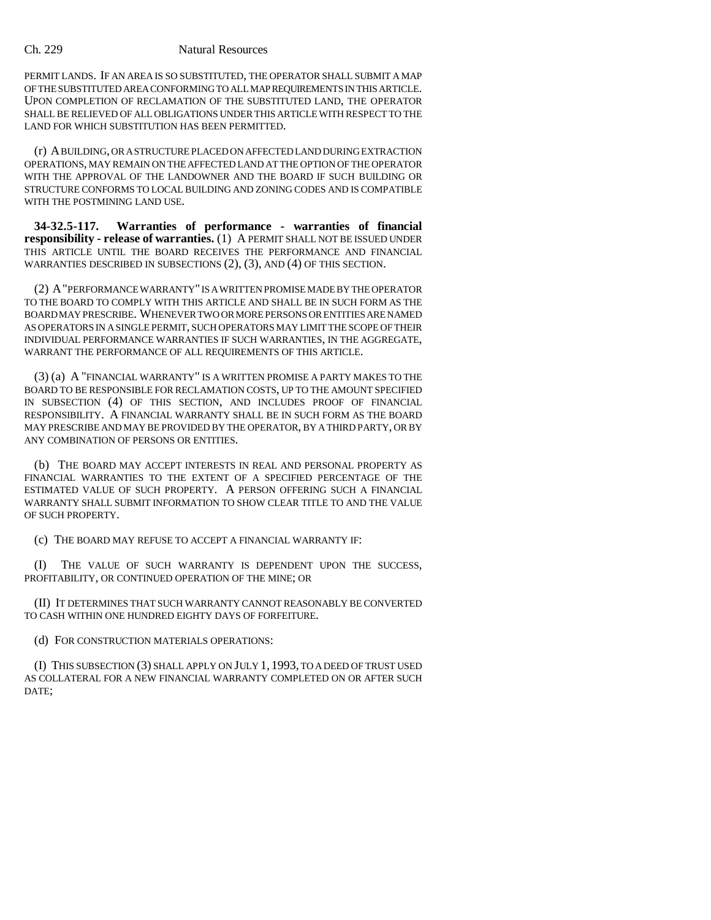PERMIT LANDS. IF AN AREA IS SO SUBSTITUTED, THE OPERATOR SHALL SUBMIT A MAP OF THE SUBSTITUTED AREA CONFORMING TO ALL MAP REQUIREMENTS IN THIS ARTICLE. UPON COMPLETION OF RECLAMATION OF THE SUBSTITUTED LAND, THE OPERATOR SHALL BE RELIEVED OF ALL OBLIGATIONS UNDER THIS ARTICLE WITH RESPECT TO THE LAND FOR WHICH SUBSTITUTION HAS BEEN PERMITTED.

(r) A BUILDING, OR A STRUCTURE PLACED ON AFFECTED LAND DURING EXTRACTION OPERATIONS, MAY REMAIN ON THE AFFECTED LAND AT THE OPTION OF THE OPERATOR WITH THE APPROVAL OF THE LANDOWNER AND THE BOARD IF SUCH BUILDING OR STRUCTURE CONFORMS TO LOCAL BUILDING AND ZONING CODES AND IS COMPATIBLE WITH THE POSTMINING LAND USE.

**34-32.5-117. Warranties of performance - warranties of financial responsibility - release of warranties.** (1) A PERMIT SHALL NOT BE ISSUED UNDER THIS ARTICLE UNTIL THE BOARD RECEIVES THE PERFORMANCE AND FINANCIAL WARRANTIES DESCRIBED IN SUBSECTIONS (2), (3), AND (4) OF THIS SECTION.

(2) A "PERFORMANCE WARRANTY" IS A WRITTEN PROMISE MADE BY THE OPERATOR TO THE BOARD TO COMPLY WITH THIS ARTICLE AND SHALL BE IN SUCH FORM AS THE BOARD MAY PRESCRIBE. WHENEVER TWO OR MORE PERSONS OR ENTITIES ARE NAMED AS OPERATORS IN A SINGLE PERMIT, SUCH OPERATORS MAY LIMIT THE SCOPE OF THEIR INDIVIDUAL PERFORMANCE WARRANTIES IF SUCH WARRANTIES, IN THE AGGREGATE, WARRANT THE PERFORMANCE OF ALL REQUIREMENTS OF THIS ARTICLE.

(3) (a) A "FINANCIAL WARRANTY" IS A WRITTEN PROMISE A PARTY MAKES TO THE BOARD TO BE RESPONSIBLE FOR RECLAMATION COSTS, UP TO THE AMOUNT SPECIFIED IN SUBSECTION (4) OF THIS SECTION, AND INCLUDES PROOF OF FINANCIAL RESPONSIBILITY. A FINANCIAL WARRANTY SHALL BE IN SUCH FORM AS THE BOARD MAY PRESCRIBE AND MAY BE PROVIDED BY THE OPERATOR, BY A THIRD PARTY, OR BY ANY COMBINATION OF PERSONS OR ENTITIES.

(b) THE BOARD MAY ACCEPT INTERESTS IN REAL AND PERSONAL PROPERTY AS FINANCIAL WARRANTIES TO THE EXTENT OF A SPECIFIED PERCENTAGE OF THE ESTIMATED VALUE OF SUCH PROPERTY. A PERSON OFFERING SUCH A FINANCIAL WARRANTY SHALL SUBMIT INFORMATION TO SHOW CLEAR TITLE TO AND THE VALUE OF SUCH PROPERTY.

(c) THE BOARD MAY REFUSE TO ACCEPT A FINANCIAL WARRANTY IF:

(I) THE VALUE OF SUCH WARRANTY IS DEPENDENT UPON THE SUCCESS, PROFITABILITY, OR CONTINUED OPERATION OF THE MINE; OR

(II) IT DETERMINES THAT SUCH WARRANTY CANNOT REASONABLY BE CONVERTED TO CASH WITHIN ONE HUNDRED EIGHTY DAYS OF FORFEITURE.

(d) FOR CONSTRUCTION MATERIALS OPERATIONS:

(I) THIS SUBSECTION (3) SHALL APPLY ON JULY 1, 1993, TO A DEED OF TRUST USED AS COLLATERAL FOR A NEW FINANCIAL WARRANTY COMPLETED ON OR AFTER SUCH DATE;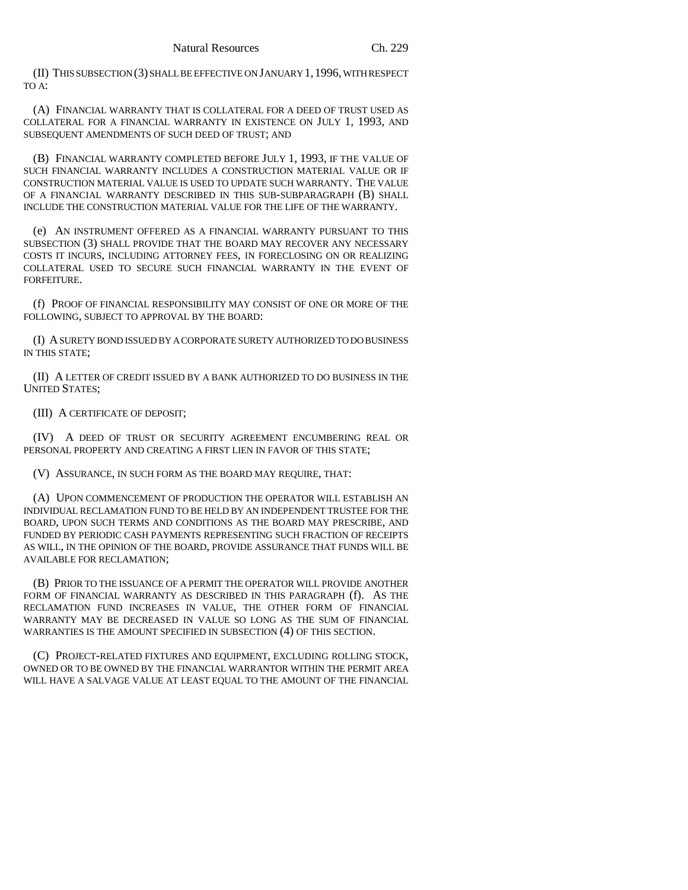(II) THIS SUBSECTION (3) SHALL BE EFFECTIVE ON JANUARY 1, 1996, WITH RESPECT TO A:

(A) FINANCIAL WARRANTY THAT IS COLLATERAL FOR A DEED OF TRUST USED AS COLLATERAL FOR A FINANCIAL WARRANTY IN EXISTENCE ON JULY 1, 1993, AND SUBSEQUENT AMENDMENTS OF SUCH DEED OF TRUST; AND

(B) FINANCIAL WARRANTY COMPLETED BEFORE JULY 1, 1993, IF THE VALUE OF SUCH FINANCIAL WARRANTY INCLUDES A CONSTRUCTION MATERIAL VALUE OR IF CONSTRUCTION MATERIAL VALUE IS USED TO UPDATE SUCH WARRANTY. THE VALUE OF A FINANCIAL WARRANTY DESCRIBED IN THIS SUB-SUBPARAGRAPH (B) SHALL INCLUDE THE CONSTRUCTION MATERIAL VALUE FOR THE LIFE OF THE WARRANTY.

(e) AN INSTRUMENT OFFERED AS A FINANCIAL WARRANTY PURSUANT TO THIS SUBSECTION (3) SHALL PROVIDE THAT THE BOARD MAY RECOVER ANY NECESSARY COSTS IT INCURS, INCLUDING ATTORNEY FEES, IN FORECLOSING ON OR REALIZING COLLATERAL USED TO SECURE SUCH FINANCIAL WARRANTY IN THE EVENT OF FORFEITURE.

(f) PROOF OF FINANCIAL RESPONSIBILITY MAY CONSIST OF ONE OR MORE OF THE FOLLOWING, SUBJECT TO APPROVAL BY THE BOARD:

(I) A SURETY BOND ISSUED BY A CORPORATE SURETY AUTHORIZED TO DO BUSINESS IN THIS STATE;

(II) A LETTER OF CREDIT ISSUED BY A BANK AUTHORIZED TO DO BUSINESS IN THE UNITED STATES;

(III) A CERTIFICATE OF DEPOSIT;

(IV) A DEED OF TRUST OR SECURITY AGREEMENT ENCUMBERING REAL OR PERSONAL PROPERTY AND CREATING A FIRST LIEN IN FAVOR OF THIS STATE;

(V) ASSURANCE, IN SUCH FORM AS THE BOARD MAY REQUIRE, THAT:

(A) UPON COMMENCEMENT OF PRODUCTION THE OPERATOR WILL ESTABLISH AN INDIVIDUAL RECLAMATION FUND TO BE HELD BY AN INDEPENDENT TRUSTEE FOR THE BOARD, UPON SUCH TERMS AND CONDITIONS AS THE BOARD MAY PRESCRIBE, AND FUNDED BY PERIODIC CASH PAYMENTS REPRESENTING SUCH FRACTION OF RECEIPTS AS WILL, IN THE OPINION OF THE BOARD, PROVIDE ASSURANCE THAT FUNDS WILL BE AVAILABLE FOR RECLAMATION;

(B) PRIOR TO THE ISSUANCE OF A PERMIT THE OPERATOR WILL PROVIDE ANOTHER FORM OF FINANCIAL WARRANTY AS DESCRIBED IN THIS PARAGRAPH (f). AS THE RECLAMATION FUND INCREASES IN VALUE, THE OTHER FORM OF FINANCIAL WARRANTY MAY BE DECREASED IN VALUE SO LONG AS THE SUM OF FINANCIAL WARRANTIES IS THE AMOUNT SPECIFIED IN SUBSECTION (4) OF THIS SECTION.

(C) PROJECT-RELATED FIXTURES AND EQUIPMENT, EXCLUDING ROLLING STOCK, OWNED OR TO BE OWNED BY THE FINANCIAL WARRANTOR WITHIN THE PERMIT AREA WILL HAVE A SALVAGE VALUE AT LEAST EQUAL TO THE AMOUNT OF THE FINANCIAL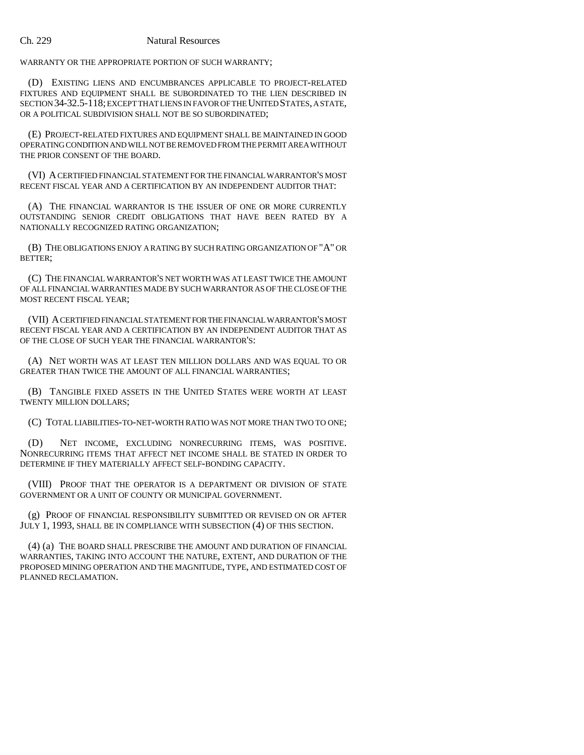WARRANTY OR THE APPROPRIATE PORTION OF SUCH WARRANTY;

(D) EXISTING LIENS AND ENCUMBRANCES APPLICABLE TO PROJECT-RELATED FIXTURES AND EQUIPMENT SHALL BE SUBORDINATED TO THE LIEN DESCRIBED IN SECTION 34-32.5-118; EXCEPT THAT LIENS IN FAVOR OF THE UNITED STATES, A STATE, OR A POLITICAL SUBDIVISION SHALL NOT BE SO SUBORDINATED;

(E) PROJECT-RELATED FIXTURES AND EQUIPMENT SHALL BE MAINTAINED IN GOOD OPERATING CONDITION AND WILL NOT BE REMOVED FROM THE PERMIT AREA WITHOUT THE PRIOR CONSENT OF THE BOARD.

(VI) A CERTIFIED FINANCIAL STATEMENT FOR THE FINANCIAL WARRANTOR'S MOST RECENT FISCAL YEAR AND A CERTIFICATION BY AN INDEPENDENT AUDITOR THAT:

(A) THE FINANCIAL WARRANTOR IS THE ISSUER OF ONE OR MORE CURRENTLY OUTSTANDING SENIOR CREDIT OBLIGATIONS THAT HAVE BEEN RATED BY A NATIONALLY RECOGNIZED RATING ORGANIZATION;

(B) THE OBLIGATIONS ENJOY A RATING BY SUCH RATING ORGANIZATION OF "A" OR BETTER;

(C) THE FINANCIAL WARRANTOR'S NET WORTH WAS AT LEAST TWICE THE AMOUNT OF ALL FINANCIAL WARRANTIES MADE BY SUCH WARRANTOR AS OF THE CLOSE OF THE MOST RECENT FISCAL YEAR;

(VII) A CERTIFIED FINANCIAL STATEMENT FOR THE FINANCIAL WARRANTOR'S MOST RECENT FISCAL YEAR AND A CERTIFICATION BY AN INDEPENDENT AUDITOR THAT AS OF THE CLOSE OF SUCH YEAR THE FINANCIAL WARRANTOR'S:

(A) NET WORTH WAS AT LEAST TEN MILLION DOLLARS AND WAS EQUAL TO OR GREATER THAN TWICE THE AMOUNT OF ALL FINANCIAL WARRANTIES;

(B) TANGIBLE FIXED ASSETS IN THE UNITED STATES WERE WORTH AT LEAST TWENTY MILLION DOLLARS;

(C) TOTAL LIABILITIES-TO-NET-WORTH RATIO WAS NOT MORE THAN TWO TO ONE;

(D) NET INCOME, EXCLUDING NONRECURRING ITEMS, WAS POSITIVE. NONRECURRING ITEMS THAT AFFECT NET INCOME SHALL BE STATED IN ORDER TO DETERMINE IF THEY MATERIALLY AFFECT SELF-BONDING CAPACITY.

(VIII) PROOF THAT THE OPERATOR IS A DEPARTMENT OR DIVISION OF STATE GOVERNMENT OR A UNIT OF COUNTY OR MUNICIPAL GOVERNMENT.

(g) PROOF OF FINANCIAL RESPONSIBILITY SUBMITTED OR REVISED ON OR AFTER JULY 1, 1993, SHALL BE IN COMPLIANCE WITH SUBSECTION (4) OF THIS SECTION.

(4) (a) THE BOARD SHALL PRESCRIBE THE AMOUNT AND DURATION OF FINANCIAL WARRANTIES, TAKING INTO ACCOUNT THE NATURE, EXTENT, AND DURATION OF THE PROPOSED MINING OPERATION AND THE MAGNITUDE, TYPE, AND ESTIMATED COST OF PLANNED RECLAMATION.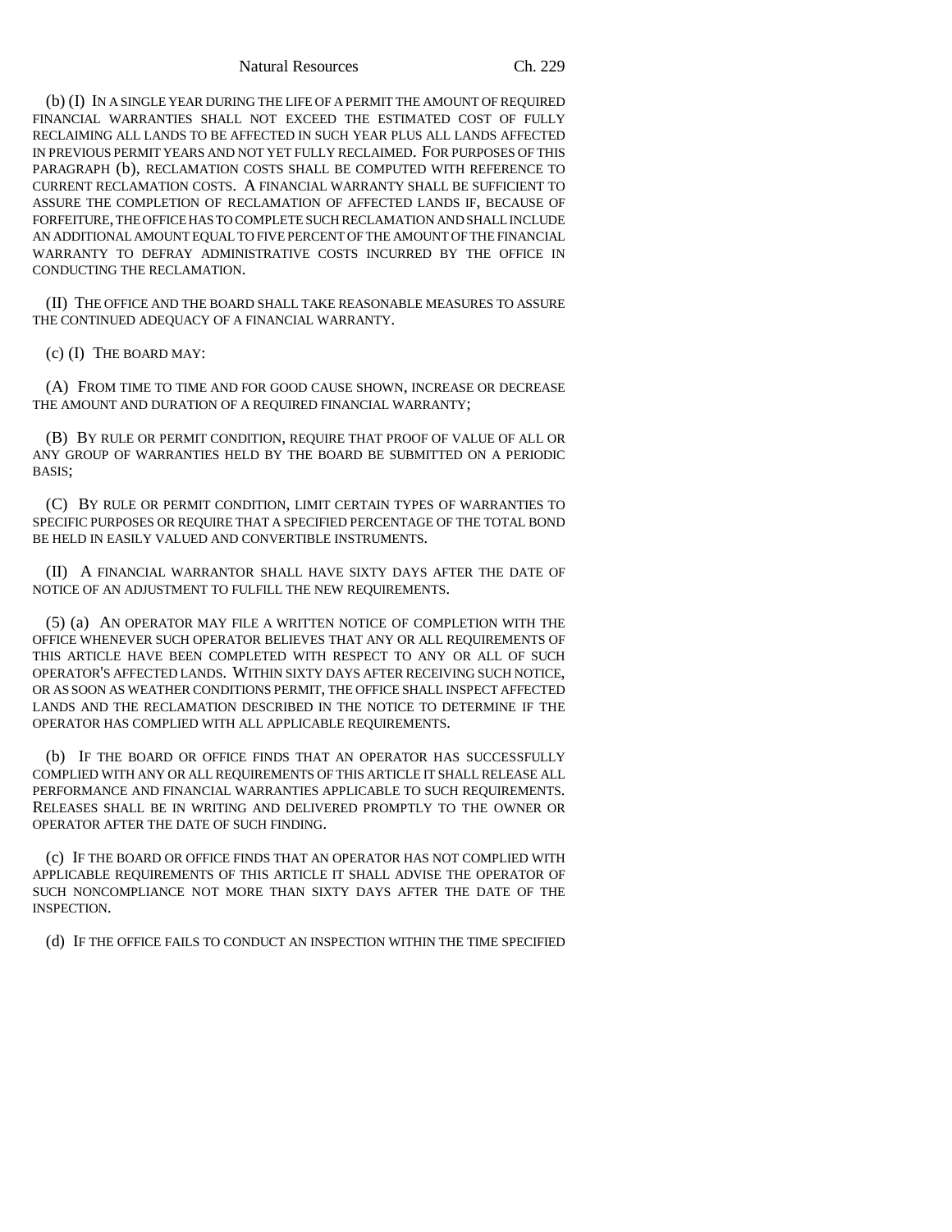(b) (I) IN A SINGLE YEAR DURING THE LIFE OF A PERMIT THE AMOUNT OF REQUIRED FINANCIAL WARRANTIES SHALL NOT EXCEED THE ESTIMATED COST OF FULLY RECLAIMING ALL LANDS TO BE AFFECTED IN SUCH YEAR PLUS ALL LANDS AFFECTED IN PREVIOUS PERMIT YEARS AND NOT YET FULLY RECLAIMED. FOR PURPOSES OF THIS PARAGRAPH (b), RECLAMATION COSTS SHALL BE COMPUTED WITH REFERENCE TO CURRENT RECLAMATION COSTS. A FINANCIAL WARRANTY SHALL BE SUFFICIENT TO ASSURE THE COMPLETION OF RECLAMATION OF AFFECTED LANDS IF, BECAUSE OF FORFEITURE, THE OFFICE HAS TO COMPLETE SUCH RECLAMATION AND SHALL INCLUDE AN ADDITIONAL AMOUNT EQUAL TO FIVE PERCENT OF THE AMOUNT OF THE FINANCIAL WARRANTY TO DEFRAY ADMINISTRATIVE COSTS INCURRED BY THE OFFICE IN CONDUCTING THE RECLAMATION.

(II) THE OFFICE AND THE BOARD SHALL TAKE REASONABLE MEASURES TO ASSURE THE CONTINUED ADEQUACY OF A FINANCIAL WARRANTY.

(c) (I) THE BOARD MAY:

(A) FROM TIME TO TIME AND FOR GOOD CAUSE SHOWN, INCREASE OR DECREASE THE AMOUNT AND DURATION OF A REQUIRED FINANCIAL WARRANTY;

(B) BY RULE OR PERMIT CONDITION, REQUIRE THAT PROOF OF VALUE OF ALL OR ANY GROUP OF WARRANTIES HELD BY THE BOARD BE SUBMITTED ON A PERIODIC BASIS;

(C) BY RULE OR PERMIT CONDITION, LIMIT CERTAIN TYPES OF WARRANTIES TO SPECIFIC PURPOSES OR REQUIRE THAT A SPECIFIED PERCENTAGE OF THE TOTAL BOND BE HELD IN EASILY VALUED AND CONVERTIBLE INSTRUMENTS.

(II) A FINANCIAL WARRANTOR SHALL HAVE SIXTY DAYS AFTER THE DATE OF NOTICE OF AN ADJUSTMENT TO FULFILL THE NEW REQUIREMENTS.

(5) (a) AN OPERATOR MAY FILE A WRITTEN NOTICE OF COMPLETION WITH THE OFFICE WHENEVER SUCH OPERATOR BELIEVES THAT ANY OR ALL REQUIREMENTS OF THIS ARTICLE HAVE BEEN COMPLETED WITH RESPECT TO ANY OR ALL OF SUCH OPERATOR'S AFFECTED LANDS. WITHIN SIXTY DAYS AFTER RECEIVING SUCH NOTICE, OR AS SOON AS WEATHER CONDITIONS PERMIT, THE OFFICE SHALL INSPECT AFFECTED LANDS AND THE RECLAMATION DESCRIBED IN THE NOTICE TO DETERMINE IF THE OPERATOR HAS COMPLIED WITH ALL APPLICABLE REQUIREMENTS.

(b) IF THE BOARD OR OFFICE FINDS THAT AN OPERATOR HAS SUCCESSFULLY COMPLIED WITH ANY OR ALL REQUIREMENTS OF THIS ARTICLE IT SHALL RELEASE ALL PERFORMANCE AND FINANCIAL WARRANTIES APPLICABLE TO SUCH REQUIREMENTS. RELEASES SHALL BE IN WRITING AND DELIVERED PROMPTLY TO THE OWNER OR OPERATOR AFTER THE DATE OF SUCH FINDING.

(c) IF THE BOARD OR OFFICE FINDS THAT AN OPERATOR HAS NOT COMPLIED WITH APPLICABLE REQUIREMENTS OF THIS ARTICLE IT SHALL ADVISE THE OPERATOR OF SUCH NONCOMPLIANCE NOT MORE THAN SIXTY DAYS AFTER THE DATE OF THE INSPECTION.

(d) IF THE OFFICE FAILS TO CONDUCT AN INSPECTION WITHIN THE TIME SPECIFIED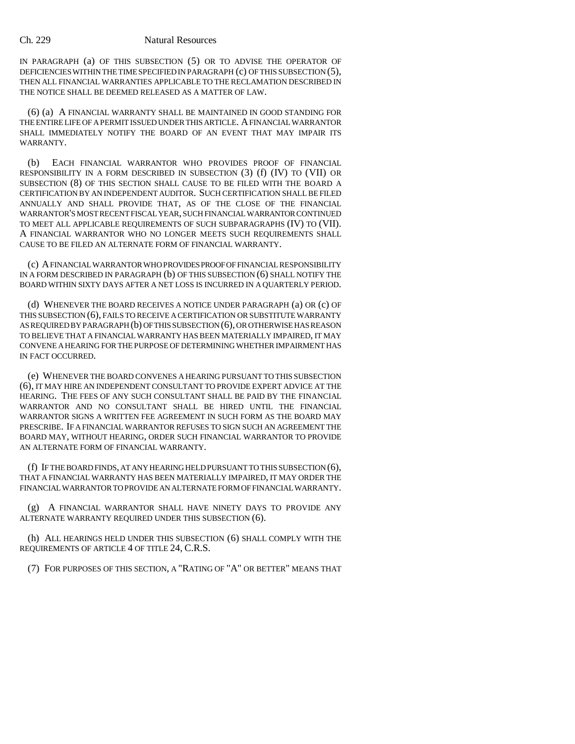IN PARAGRAPH (a) OF THIS SUBSECTION (5) OR TO ADVISE THE OPERATOR OF DEFICIENCIES WITHIN THE TIME SPECIFIED IN PARAGRAPH (c) OF THIS SUBSECTION (5), THEN ALL FINANCIAL WARRANTIES APPLICABLE TO THE RECLAMATION DESCRIBED IN THE NOTICE SHALL BE DEEMED RELEASED AS A MATTER OF LAW.

(6) (a) A FINANCIAL WARRANTY SHALL BE MAINTAINED IN GOOD STANDING FOR THE ENTIRE LIFE OF A PERMIT ISSUED UNDER THIS ARTICLE. A FINANCIAL WARRANTOR SHALL IMMEDIATELY NOTIFY THE BOARD OF AN EVENT THAT MAY IMPAIR ITS WARRANTY.

(b) EACH FINANCIAL WARRANTOR WHO PROVIDES PROOF OF FINANCIAL RESPONSIBILITY IN A FORM DESCRIBED IN SUBSECTION (3) (f) (IV) TO (VII) OR SUBSECTION (8) OF THIS SECTION SHALL CAUSE TO BE FILED WITH THE BOARD A CERTIFICATION BY AN INDEPENDENT AUDITOR. SUCH CERTIFICATION SHALL BE FILED ANNUALLY AND SHALL PROVIDE THAT, AS OF THE CLOSE OF THE FINANCIAL WARRANTOR'S MOST RECENT FISCAL YEAR, SUCH FINANCIAL WARRANTOR CONTINUED TO MEET ALL APPLICABLE REQUIREMENTS OF SUCH SUBPARAGRAPHS (IV) TO (VII). A FINANCIAL WARRANTOR WHO NO LONGER MEETS SUCH REQUIREMENTS SHALL CAUSE TO BE FILED AN ALTERNATE FORM OF FINANCIAL WARRANTY.

(c) A FINANCIAL WARRANTOR WHO PROVIDES PROOF OF FINANCIAL RESPONSIBILITY IN A FORM DESCRIBED IN PARAGRAPH (b) OF THIS SUBSECTION (6) SHALL NOTIFY THE BOARD WITHIN SIXTY DAYS AFTER A NET LOSS IS INCURRED IN A QUARTERLY PERIOD.

(d) WHENEVER THE BOARD RECEIVES A NOTICE UNDER PARAGRAPH (a) OR (c) OF THIS SUBSECTION (6), FAILS TO RECEIVE A CERTIFICATION OR SUBSTITUTE WARRANTY AS REQUIRED BY PARAGRAPH (b) OF THIS SUBSECTION (6), OR OTHERWISE HAS REASON TO BELIEVE THAT A FINANCIAL WARRANTY HAS BEEN MATERIALLY IMPAIRED, IT MAY CONVENE A HEARING FOR THE PURPOSE OF DETERMINING WHETHER IMPAIRMENT HAS IN FACT OCCURRED.

(e) WHENEVER THE BOARD CONVENES A HEARING PURSUANT TO THIS SUBSECTION (6), IT MAY HIRE AN INDEPENDENT CONSULTANT TO PROVIDE EXPERT ADVICE AT THE HEARING. THE FEES OF ANY SUCH CONSULTANT SHALL BE PAID BY THE FINANCIAL WARRANTOR AND NO CONSULTANT SHALL BE HIRED UNTIL THE FINANCIAL WARRANTOR SIGNS A WRITTEN FEE AGREEMENT IN SUCH FORM AS THE BOARD MAY PRESCRIBE. IF A FINANCIAL WARRANTOR REFUSES TO SIGN SUCH AN AGREEMENT THE BOARD MAY, WITHOUT HEARING, ORDER SUCH FINANCIAL WARRANTOR TO PROVIDE AN ALTERNATE FORM OF FINANCIAL WARRANTY.

(f) IF THE BOARD FINDS, AT ANY HEARING HELD PURSUANT TO THIS SUBSECTION (6), THAT A FINANCIAL WARRANTY HAS BEEN MATERIALLY IMPAIRED, IT MAY ORDER THE FINANCIAL WARRANTOR TO PROVIDE AN ALTERNATE FORM OF FINANCIAL WARRANTY.

(g) A FINANCIAL WARRANTOR SHALL HAVE NINETY DAYS TO PROVIDE ANY ALTERNATE WARRANTY REQUIRED UNDER THIS SUBSECTION (6).

(h) ALL HEARINGS HELD UNDER THIS SUBSECTION (6) SHALL COMPLY WITH THE REQUIREMENTS OF ARTICLE 4 OF TITLE 24, C.R.S.

(7) FOR PURPOSES OF THIS SECTION, A "RATING OF "A" OR BETTER" MEANS THAT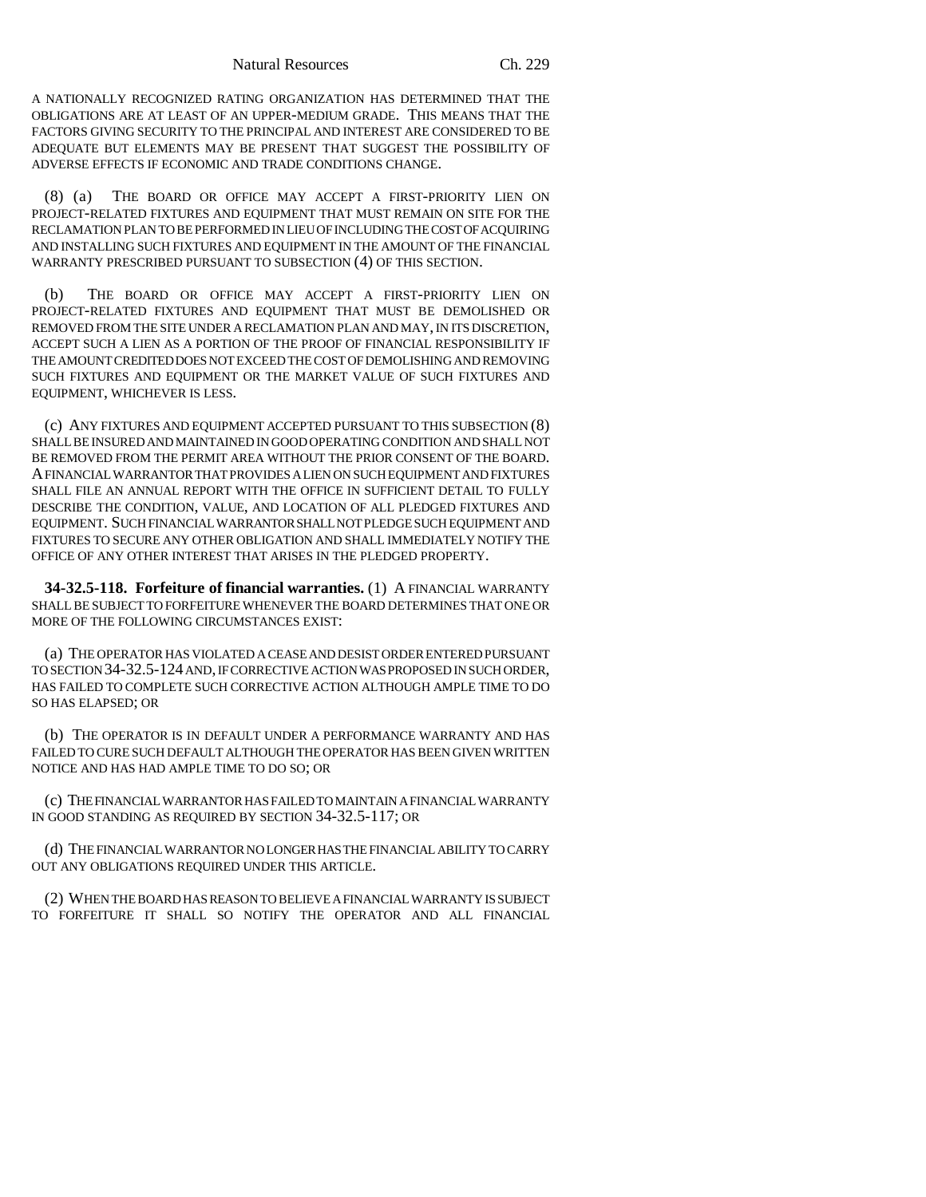A NATIONALLY RECOGNIZED RATING ORGANIZATION HAS DETERMINED THAT THE OBLIGATIONS ARE AT LEAST OF AN UPPER-MEDIUM GRADE. THIS MEANS THAT THE FACTORS GIVING SECURITY TO THE PRINCIPAL AND INTEREST ARE CONSIDERED TO BE ADEQUATE BUT ELEMENTS MAY BE PRESENT THAT SUGGEST THE POSSIBILITY OF ADVERSE EFFECTS IF ECONOMIC AND TRADE CONDITIONS CHANGE.

(8) (a) THE BOARD OR OFFICE MAY ACCEPT A FIRST-PRIORITY LIEN ON PROJECT-RELATED FIXTURES AND EQUIPMENT THAT MUST REMAIN ON SITE FOR THE RECLAMATION PLAN TO BE PERFORMED IN LIEU OF INCLUDING THE COST OF ACQUIRING AND INSTALLING SUCH FIXTURES AND EQUIPMENT IN THE AMOUNT OF THE FINANCIAL WARRANTY PRESCRIBED PURSUANT TO SUBSECTION (4) OF THIS SECTION.

(b) THE BOARD OR OFFICE MAY ACCEPT A FIRST-PRIORITY LIEN ON PROJECT-RELATED FIXTURES AND EQUIPMENT THAT MUST BE DEMOLISHED OR REMOVED FROM THE SITE UNDER A RECLAMATION PLAN AND MAY, IN ITS DISCRETION, ACCEPT SUCH A LIEN AS A PORTION OF THE PROOF OF FINANCIAL RESPONSIBILITY IF THE AMOUNT CREDITED DOES NOT EXCEED THE COST OF DEMOLISHING AND REMOVING SUCH FIXTURES AND EQUIPMENT OR THE MARKET VALUE OF SUCH FIXTURES AND EQUIPMENT, WHICHEVER IS LESS.

(c) ANY FIXTURES AND EQUIPMENT ACCEPTED PURSUANT TO THIS SUBSECTION (8) SHALL BE INSURED AND MAINTAINED IN GOOD OPERATING CONDITION AND SHALL NOT BE REMOVED FROM THE PERMIT AREA WITHOUT THE PRIOR CONSENT OF THE BOARD. A FINANCIAL WARRANTOR THAT PROVIDES A LIEN ON SUCH EQUIPMENT AND FIXTURES SHALL FILE AN ANNUAL REPORT WITH THE OFFICE IN SUFFICIENT DETAIL TO FULLY DESCRIBE THE CONDITION, VALUE, AND LOCATION OF ALL PLEDGED FIXTURES AND EQUIPMENT. SUCH FINANCIAL WARRANTOR SHALL NOT PLEDGE SUCH EQUIPMENT AND FIXTURES TO SECURE ANY OTHER OBLIGATION AND SHALL IMMEDIATELY NOTIFY THE OFFICE OF ANY OTHER INTEREST THAT ARISES IN THE PLEDGED PROPERTY.

**34-32.5-118. Forfeiture of financial warranties.** (1) A FINANCIAL WARRANTY SHALL BE SUBJECT TO FORFEITURE WHENEVER THE BOARD DETERMINES THAT ONE OR MORE OF THE FOLLOWING CIRCUMSTANCES EXIST:

(a) THE OPERATOR HAS VIOLATED A CEASE AND DESIST ORDER ENTERED PURSUANT TO SECTION 34-32.5-124 AND, IF CORRECTIVE ACTION WAS PROPOSED IN SUCH ORDER, HAS FAILED TO COMPLETE SUCH CORRECTIVE ACTION ALTHOUGH AMPLE TIME TO DO SO HAS ELAPSED; OR

(b) THE OPERATOR IS IN DEFAULT UNDER A PERFORMANCE WARRANTY AND HAS FAILED TO CURE SUCH DEFAULT ALTHOUGH THE OPERATOR HAS BEEN GIVEN WRITTEN NOTICE AND HAS HAD AMPLE TIME TO DO SO; OR

(c) THE FINANCIAL WARRANTOR HAS FAILED TO MAINTAIN A FINANCIAL WARRANTY IN GOOD STANDING AS REQUIRED BY SECTION 34-32.5-117; OR

(d) THE FINANCIAL WARRANTOR NO LONGER HAS THE FINANCIAL ABILITY TO CARRY OUT ANY OBLIGATIONS REQUIRED UNDER THIS ARTICLE.

(2) WHEN THE BOARD HAS REASON TO BELIEVE A FINANCIAL WARRANTY IS SUBJECT TO FORFEITURE IT SHALL SO NOTIFY THE OPERATOR AND ALL FINANCIAL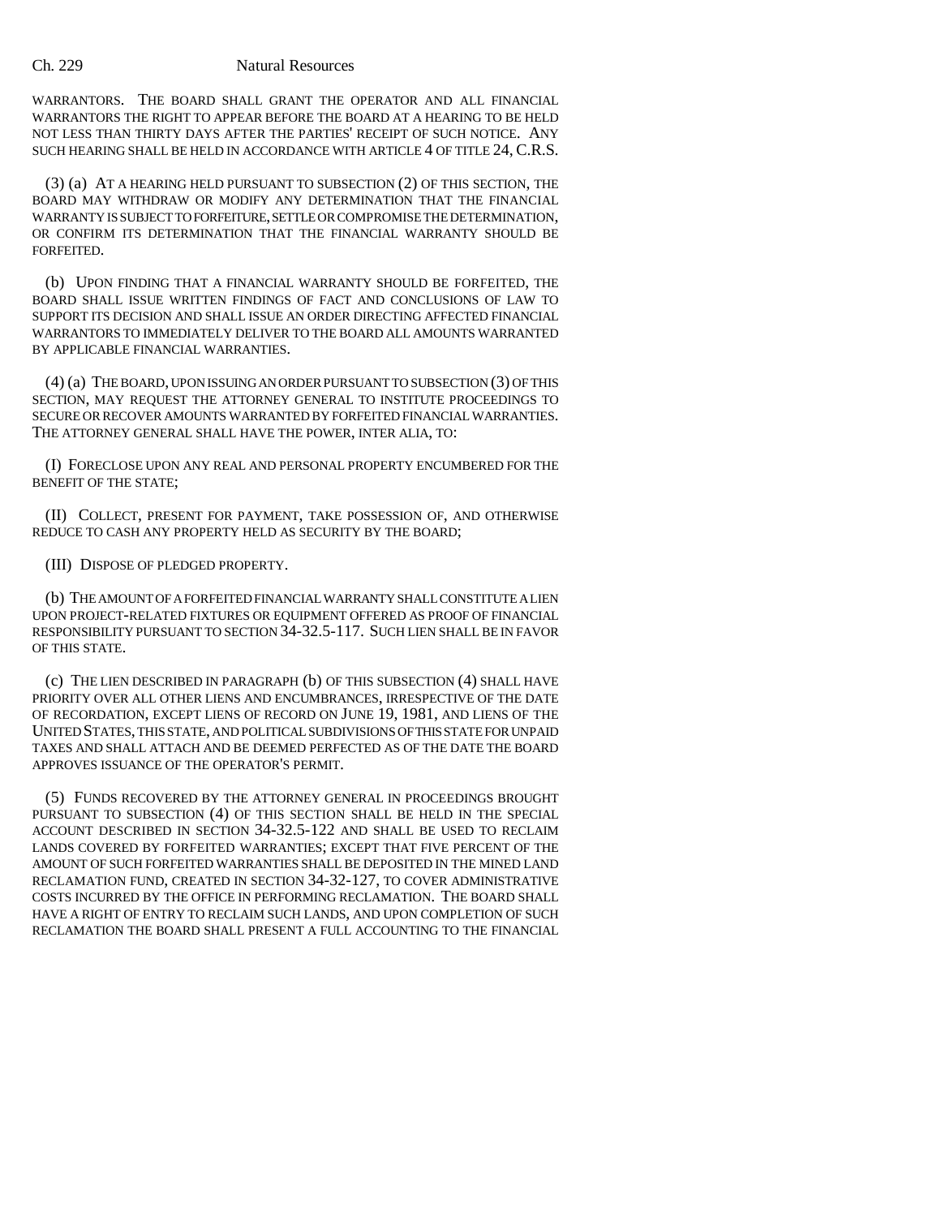WARRANTORS. THE BOARD SHALL GRANT THE OPERATOR AND ALL FINANCIAL WARRANTORS THE RIGHT TO APPEAR BEFORE THE BOARD AT A HEARING TO BE HELD NOT LESS THAN THIRTY DAYS AFTER THE PARTIES' RECEIPT OF SUCH NOTICE. ANY SUCH HEARING SHALL BE HELD IN ACCORDANCE WITH ARTICLE 4 OF TITLE 24, C.R.S.

(3) (a) AT A HEARING HELD PURSUANT TO SUBSECTION (2) OF THIS SECTION, THE BOARD MAY WITHDRAW OR MODIFY ANY DETERMINATION THAT THE FINANCIAL WARRANTY IS SUBJECT TO FORFEITURE, SETTLE OR COMPROMISE THE DETERMINATION, OR CONFIRM ITS DETERMINATION THAT THE FINANCIAL WARRANTY SHOULD BE FORFEITED.

(b) UPON FINDING THAT A FINANCIAL WARRANTY SHOULD BE FORFEITED, THE BOARD SHALL ISSUE WRITTEN FINDINGS OF FACT AND CONCLUSIONS OF LAW TO SUPPORT ITS DECISION AND SHALL ISSUE AN ORDER DIRECTING AFFECTED FINANCIAL WARRANTORS TO IMMEDIATELY DELIVER TO THE BOARD ALL AMOUNTS WARRANTED BY APPLICABLE FINANCIAL WARRANTIES.

(4) (a) THE BOARD, UPON ISSUING AN ORDER PURSUANT TO SUBSECTION (3) OF THIS SECTION, MAY REQUEST THE ATTORNEY GENERAL TO INSTITUTE PROCEEDINGS TO SECURE OR RECOVER AMOUNTS WARRANTED BY FORFEITED FINANCIAL WARRANTIES. THE ATTORNEY GENERAL SHALL HAVE THE POWER, INTER ALIA, TO:

(I) FORECLOSE UPON ANY REAL AND PERSONAL PROPERTY ENCUMBERED FOR THE BENEFIT OF THE STATE;

(II) COLLECT, PRESENT FOR PAYMENT, TAKE POSSESSION OF, AND OTHERWISE REDUCE TO CASH ANY PROPERTY HELD AS SECURITY BY THE BOARD;

(III) DISPOSE OF PLEDGED PROPERTY.

(b) THE AMOUNT OF A FORFEITED FINANCIAL WARRANTY SHALL CONSTITUTE A LIEN UPON PROJECT-RELATED FIXTURES OR EQUIPMENT OFFERED AS PROOF OF FINANCIAL RESPONSIBILITY PURSUANT TO SECTION 34-32.5-117. SUCH LIEN SHALL BE IN FAVOR OF THIS STATE.

(c) THE LIEN DESCRIBED IN PARAGRAPH (b) OF THIS SUBSECTION (4) SHALL HAVE PRIORITY OVER ALL OTHER LIENS AND ENCUMBRANCES, IRRESPECTIVE OF THE DATE OF RECORDATION, EXCEPT LIENS OF RECORD ON JUNE 19, 1981, AND LIENS OF THE UNITED STATES, THIS STATE, AND POLITICAL SUBDIVISIONS OF THIS STATE FOR UNPAID TAXES AND SHALL ATTACH AND BE DEEMED PERFECTED AS OF THE DATE THE BOARD APPROVES ISSUANCE OF THE OPERATOR'S PERMIT.

(5) FUNDS RECOVERED BY THE ATTORNEY GENERAL IN PROCEEDINGS BROUGHT PURSUANT TO SUBSECTION (4) OF THIS SECTION SHALL BE HELD IN THE SPECIAL ACCOUNT DESCRIBED IN SECTION 34-32.5-122 AND SHALL BE USED TO RECLAIM LANDS COVERED BY FORFEITED WARRANTIES; EXCEPT THAT FIVE PERCENT OF THE AMOUNT OF SUCH FORFEITED WARRANTIES SHALL BE DEPOSITED IN THE MINED LAND RECLAMATION FUND, CREATED IN SECTION 34-32-127, TO COVER ADMINISTRATIVE COSTS INCURRED BY THE OFFICE IN PERFORMING RECLAMATION. THE BOARD SHALL HAVE A RIGHT OF ENTRY TO RECLAIM SUCH LANDS, AND UPON COMPLETION OF SUCH RECLAMATION THE BOARD SHALL PRESENT A FULL ACCOUNTING TO THE FINANCIAL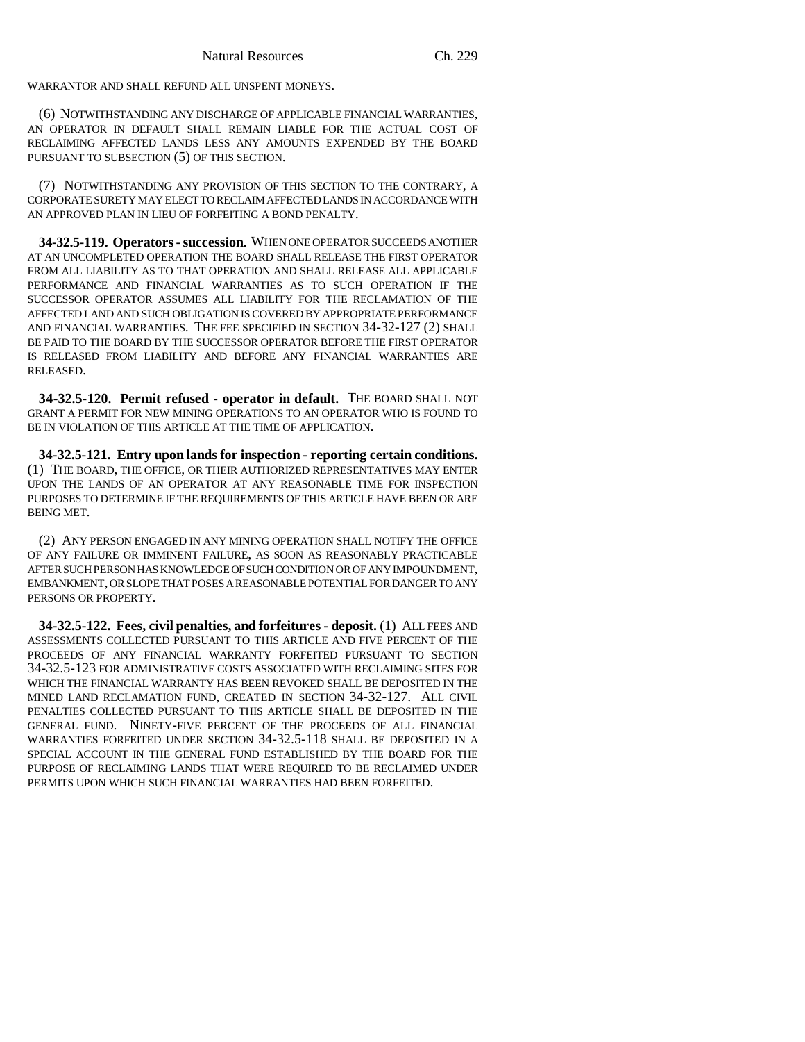WARRANTOR AND SHALL REFUND ALL UNSPENT MONEYS.

(6) NOTWITHSTANDING ANY DISCHARGE OF APPLICABLE FINANCIAL WARRANTIES, AN OPERATOR IN DEFAULT SHALL REMAIN LIABLE FOR THE ACTUAL COST OF RECLAIMING AFFECTED LANDS LESS ANY AMOUNTS EXPENDED BY THE BOARD PURSUANT TO SUBSECTION (5) OF THIS SECTION.

(7) NOTWITHSTANDING ANY PROVISION OF THIS SECTION TO THE CONTRARY, A CORPORATE SURETY MAY ELECT TO RECLAIM AFFECTED LANDS IN ACCORDANCE WITH AN APPROVED PLAN IN LIEU OF FORFEITING A BOND PENALTY.

**34-32.5-119. Operators - succession.** WHEN ONE OPERATOR SUCCEEDS ANOTHER AT AN UNCOMPLETED OPERATION THE BOARD SHALL RELEASE THE FIRST OPERATOR FROM ALL LIABILITY AS TO THAT OPERATION AND SHALL RELEASE ALL APPLICABLE PERFORMANCE AND FINANCIAL WARRANTIES AS TO SUCH OPERATION IF THE SUCCESSOR OPERATOR ASSUMES ALL LIABILITY FOR THE RECLAMATION OF THE AFFECTED LAND AND SUCH OBLIGATION IS COVERED BY APPROPRIATE PERFORMANCE AND FINANCIAL WARRANTIES. THE FEE SPECIFIED IN SECTION 34-32-127 (2) SHALL BE PAID TO THE BOARD BY THE SUCCESSOR OPERATOR BEFORE THE FIRST OPERATOR IS RELEASED FROM LIABILITY AND BEFORE ANY FINANCIAL WARRANTIES ARE RELEASED.

**34-32.5-120. Permit refused - operator in default.** THE BOARD SHALL NOT GRANT A PERMIT FOR NEW MINING OPERATIONS TO AN OPERATOR WHO IS FOUND TO BE IN VIOLATION OF THIS ARTICLE AT THE TIME OF APPLICATION.

**34-32.5-121. Entry upon lands for inspection - reporting certain conditions.** (1) THE BOARD, THE OFFICE, OR THEIR AUTHORIZED REPRESENTATIVES MAY ENTER UPON THE LANDS OF AN OPERATOR AT ANY REASONABLE TIME FOR INSPECTION PURPOSES TO DETERMINE IF THE REQUIREMENTS OF THIS ARTICLE HAVE BEEN OR ARE BEING MET.

(2) ANY PERSON ENGAGED IN ANY MINING OPERATION SHALL NOTIFY THE OFFICE OF ANY FAILURE OR IMMINENT FAILURE, AS SOON AS REASONABLY PRACTICABLE AFTER SUCH PERSON HAS KNOWLEDGE OF SUCH CONDITION OR OF ANY IMPOUNDMENT, EMBANKMENT, OR SLOPE THAT POSES A REASONABLE POTENTIAL FOR DANGER TO ANY PERSONS OR PROPERTY.

**34-32.5-122. Fees, civil penalties, and forfeitures - deposit.** (1) ALL FEES AND ASSESSMENTS COLLECTED PURSUANT TO THIS ARTICLE AND FIVE PERCENT OF THE PROCEEDS OF ANY FINANCIAL WARRANTY FORFEITED PURSUANT TO SECTION 34-32.5-123 FOR ADMINISTRATIVE COSTS ASSOCIATED WITH RECLAIMING SITES FOR WHICH THE FINANCIAL WARRANTY HAS BEEN REVOKED SHALL BE DEPOSITED IN THE MINED LAND RECLAMATION FUND, CREATED IN SECTION 34-32-127. ALL CIVIL PENALTIES COLLECTED PURSUANT TO THIS ARTICLE SHALL BE DEPOSITED IN THE GENERAL FUND. NINETY-FIVE PERCENT OF THE PROCEEDS OF ALL FINANCIAL WARRANTIES FORFEITED UNDER SECTION 34-32.5-118 SHALL BE DEPOSITED IN A SPECIAL ACCOUNT IN THE GENERAL FUND ESTABLISHED BY THE BOARD FOR THE PURPOSE OF RECLAIMING LANDS THAT WERE REQUIRED TO BE RECLAIMED UNDER PERMITS UPON WHICH SUCH FINANCIAL WARRANTIES HAD BEEN FORFEITED.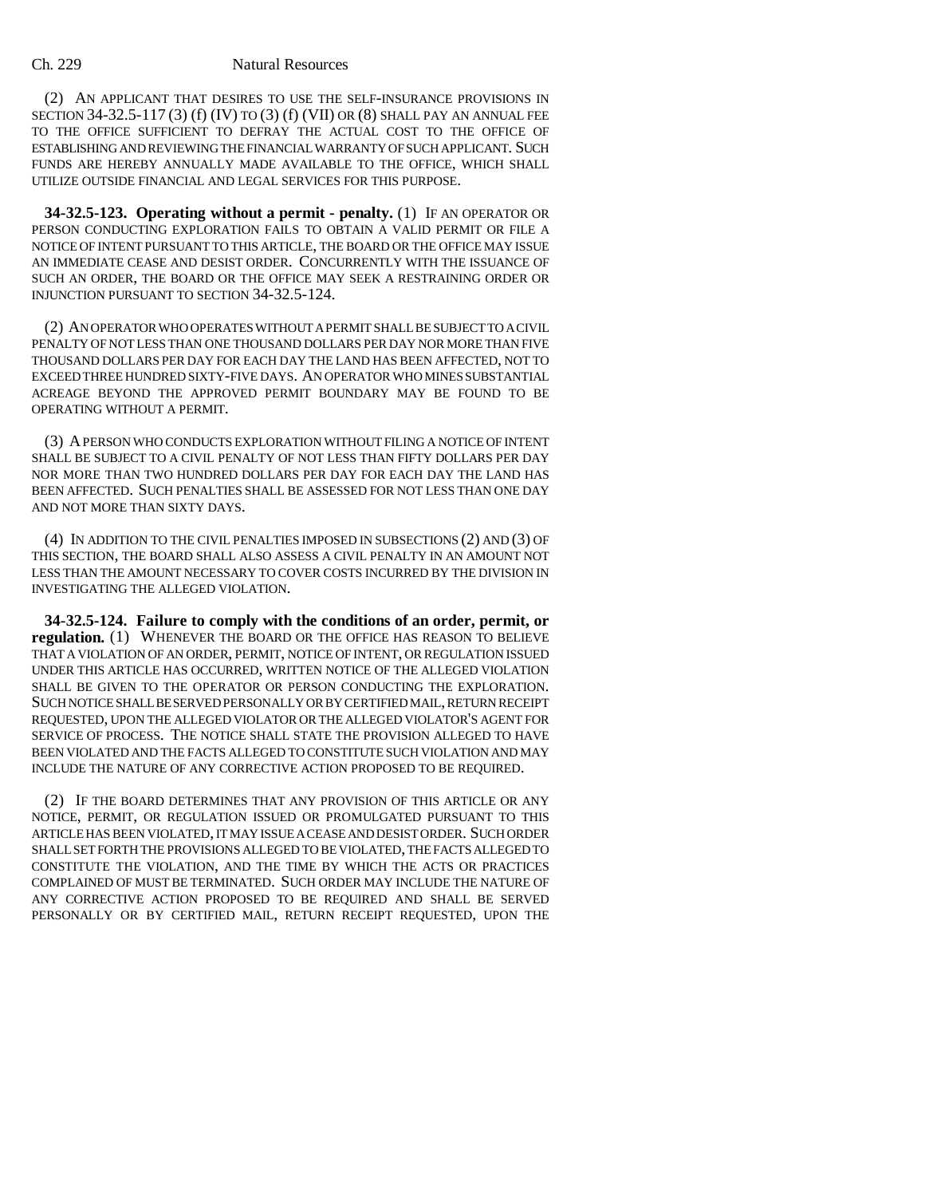(2) AN APPLICANT THAT DESIRES TO USE THE SELF-INSURANCE PROVISIONS IN SECTION 34-32.5-117 (3) (f) (IV) TO (3) (f) (VII) OR (8) SHALL PAY AN ANNUAL FEE TO THE OFFICE SUFFICIENT TO DEFRAY THE ACTUAL COST TO THE OFFICE OF ESTABLISHING AND REVIEWING THE FINANCIAL WARRANTY OF SUCH APPLICANT. SUCH FUNDS ARE HEREBY ANNUALLY MADE AVAILABLE TO THE OFFICE, WHICH SHALL UTILIZE OUTSIDE FINANCIAL AND LEGAL SERVICES FOR THIS PURPOSE.

**34-32.5-123. Operating without a permit - penalty.** (1) IF AN OPERATOR OR PERSON CONDUCTING EXPLORATION FAILS TO OBTAIN A VALID PERMIT OR FILE A NOTICE OF INTENT PURSUANT TO THIS ARTICLE, THE BOARD OR THE OFFICE MAY ISSUE AN IMMEDIATE CEASE AND DESIST ORDER. CONCURRENTLY WITH THE ISSUANCE OF SUCH AN ORDER, THE BOARD OR THE OFFICE MAY SEEK A RESTRAINING ORDER OR INJUNCTION PURSUANT TO SECTION 34-32.5-124.

(2) AN OPERATOR WHO OPERATES WITHOUT A PERMIT SHALL BE SUBJECT TO A CIVIL PENALTY OF NOT LESS THAN ONE THOUSAND DOLLARS PER DAY NOR MORE THAN FIVE THOUSAND DOLLARS PER DAY FOR EACH DAY THE LAND HAS BEEN AFFECTED, NOT TO EXCEED THREE HUNDRED SIXTY-FIVE DAYS. AN OPERATOR WHO MINES SUBSTANTIAL ACREAGE BEYOND THE APPROVED PERMIT BOUNDARY MAY BE FOUND TO BE OPERATING WITHOUT A PERMIT.

(3) A PERSON WHO CONDUCTS EXPLORATION WITHOUT FILING A NOTICE OF INTENT SHALL BE SUBJECT TO A CIVIL PENALTY OF NOT LESS THAN FIFTY DOLLARS PER DAY NOR MORE THAN TWO HUNDRED DOLLARS PER DAY FOR EACH DAY THE LAND HAS BEEN AFFECTED. SUCH PENALTIES SHALL BE ASSESSED FOR NOT LESS THAN ONE DAY AND NOT MORE THAN SIXTY DAYS.

(4) IN ADDITION TO THE CIVIL PENALTIES IMPOSED IN SUBSECTIONS (2) AND (3) OF THIS SECTION, THE BOARD SHALL ALSO ASSESS A CIVIL PENALTY IN AN AMOUNT NOT LESS THAN THE AMOUNT NECESSARY TO COVER COSTS INCURRED BY THE DIVISION IN INVESTIGATING THE ALLEGED VIOLATION.

**34-32.5-124. Failure to comply with the conditions of an order, permit, or regulation.** (1) WHENEVER THE BOARD OR THE OFFICE HAS REASON TO BELIEVE THAT A VIOLATION OF AN ORDER, PERMIT, NOTICE OF INTENT, OR REGULATION ISSUED UNDER THIS ARTICLE HAS OCCURRED, WRITTEN NOTICE OF THE ALLEGED VIOLATION SHALL BE GIVEN TO THE OPERATOR OR PERSON CONDUCTING THE EXPLORATION. SUCH NOTICE SHALL BE SERVED PERSONALLY OR BY CERTIFIED MAIL, RETURN RECEIPT REQUESTED, UPON THE ALLEGED VIOLATOR OR THE ALLEGED VIOLATOR'S AGENT FOR SERVICE OF PROCESS. THE NOTICE SHALL STATE THE PROVISION ALLEGED TO HAVE BEEN VIOLATED AND THE FACTS ALLEGED TO CONSTITUTE SUCH VIOLATION AND MAY INCLUDE THE NATURE OF ANY CORRECTIVE ACTION PROPOSED TO BE REQUIRED.

(2) IF THE BOARD DETERMINES THAT ANY PROVISION OF THIS ARTICLE OR ANY NOTICE, PERMIT, OR REGULATION ISSUED OR PROMULGATED PURSUANT TO THIS ARTICLE HAS BEEN VIOLATED, IT MAY ISSUE A CEASE AND DESIST ORDER. SUCH ORDER SHALL SET FORTH THE PROVISIONS ALLEGED TO BE VIOLATED, THE FACTS ALLEGED TO CONSTITUTE THE VIOLATION, AND THE TIME BY WHICH THE ACTS OR PRACTICES COMPLAINED OF MUST BE TERMINATED. SUCH ORDER MAY INCLUDE THE NATURE OF ANY CORRECTIVE ACTION PROPOSED TO BE REQUIRED AND SHALL BE SERVED PERSONALLY OR BY CERTIFIED MAIL, RETURN RECEIPT REQUESTED, UPON THE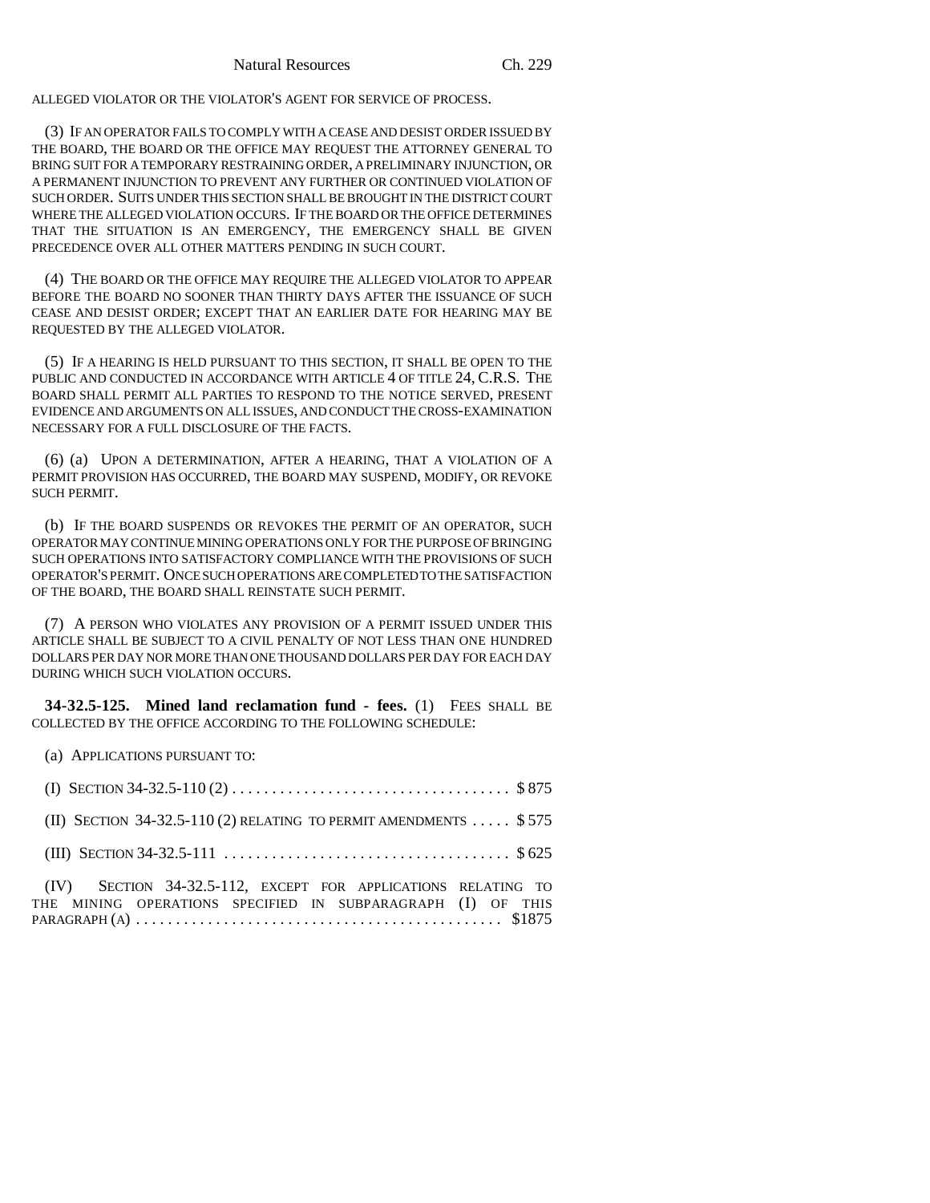ALLEGED VIOLATOR OR THE VIOLATOR'S AGENT FOR SERVICE OF PROCESS.

(3) IF AN OPERATOR FAILS TO COMPLY WITH A CEASE AND DESIST ORDER ISSUED BY THE BOARD, THE BOARD OR THE OFFICE MAY REQUEST THE ATTORNEY GENERAL TO BRING SUIT FOR A TEMPORARY RESTRAINING ORDER, A PRELIMINARY INJUNCTION, OR A PERMANENT INJUNCTION TO PREVENT ANY FURTHER OR CONTINUED VIOLATION OF SUCH ORDER. SUITS UNDER THIS SECTION SHALL BE BROUGHT IN THE DISTRICT COURT WHERE THE ALLEGED VIOLATION OCCURS. IF THE BOARD OR THE OFFICE DETERMINES THAT THE SITUATION IS AN EMERGENCY, THE EMERGENCY SHALL BE GIVEN PRECEDENCE OVER ALL OTHER MATTERS PENDING IN SUCH COURT.

(4) THE BOARD OR THE OFFICE MAY REQUIRE THE ALLEGED VIOLATOR TO APPEAR BEFORE THE BOARD NO SOONER THAN THIRTY DAYS AFTER THE ISSUANCE OF SUCH CEASE AND DESIST ORDER; EXCEPT THAT AN EARLIER DATE FOR HEARING MAY BE REQUESTED BY THE ALLEGED VIOLATOR.

(5) IF A HEARING IS HELD PURSUANT TO THIS SECTION, IT SHALL BE OPEN TO THE PUBLIC AND CONDUCTED IN ACCORDANCE WITH ARTICLE 4 OF TITLE 24, C.R.S. THE BOARD SHALL PERMIT ALL PARTIES TO RESPOND TO THE NOTICE SERVED, PRESENT EVIDENCE AND ARGUMENTS ON ALL ISSUES, AND CONDUCT THE CROSS-EXAMINATION NECESSARY FOR A FULL DISCLOSURE OF THE FACTS.

(6) (a) UPON A DETERMINATION, AFTER A HEARING, THAT A VIOLATION OF A PERMIT PROVISION HAS OCCURRED, THE BOARD MAY SUSPEND, MODIFY, OR REVOKE SUCH PERMIT.

(b) IF THE BOARD SUSPENDS OR REVOKES THE PERMIT OF AN OPERATOR, SUCH OPERATOR MAY CONTINUE MINING OPERATIONS ONLY FOR THE PURPOSE OF BRINGING SUCH OPERATIONS INTO SATISFACTORY COMPLIANCE WITH THE PROVISIONS OF SUCH OPERATOR'S PERMIT. ONCE SUCH OPERATIONS ARE COMPLETED TO THE SATISFACTION OF THE BOARD, THE BOARD SHALL REINSTATE SUCH PERMIT.

(7) A PERSON WHO VIOLATES ANY PROVISION OF A PERMIT ISSUED UNDER THIS ARTICLE SHALL BE SUBJECT TO A CIVIL PENALTY OF NOT LESS THAN ONE HUNDRED DOLLARS PER DAY NOR MORE THAN ONE THOUSAND DOLLARS PER DAY FOR EACH DAY DURING WHICH SUCH VIOLATION OCCURS.

**34-32.5-125. Mined land reclamation fund - fees.** (1) FEES SHALL BE COLLECTED BY THE OFFICE ACCORDING TO THE FOLLOWING SCHEDULE:

(a) APPLICATIONS PURSUANT TO:

(I) SECTION 34-32.5-110 (2) . . . . . . . . . . . . . . . . . . . . . . . . . . . . . . . . . . $875

(II) SECTION 34-32.5-110 (2) RELATING TO PERMIT AMENDMENTS . . . . . $575

(III) SECTION 34-32.5-111 . . . . . . . . . . . . . . . . . . . . . . . . . . . . . . . . . . . $625

(IV) SECTION 34-32.5-112, EXCEPT FOR APPLICATIONS RELATING TO THE MINING OPERATIONS SPECIFIED IN SUBPARAGRAPH (I) OF THIS PARAGRAPH (a) . . . . . . . . . . . . . . . . . . . . . . . . . . . . . . . . . . . . . . . . . . . . . $1875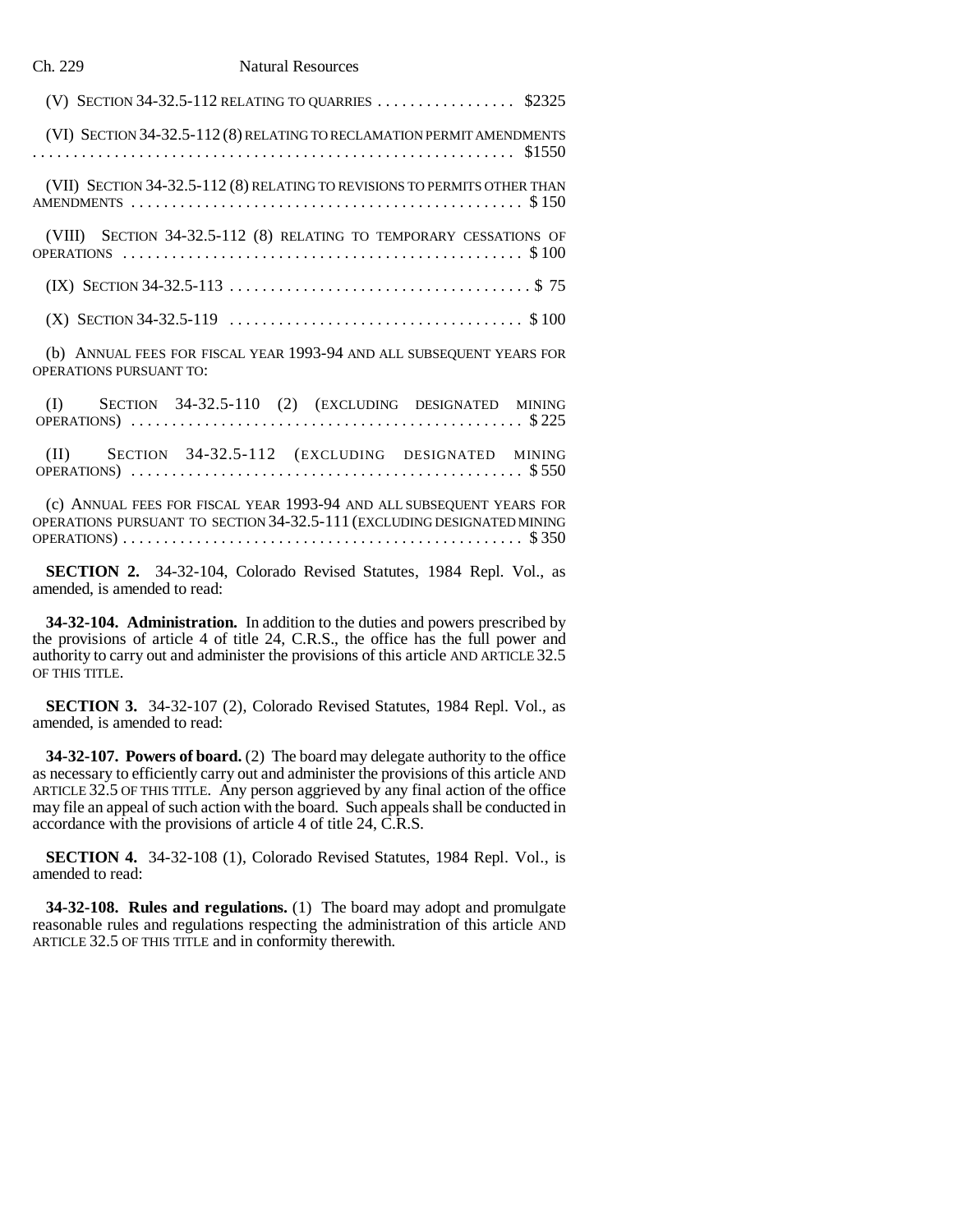(V) SECTION 34-32.5-112 RELATING TO QUARRIES . . . . . . . . . . . . . . . . . $2325

(VI) SECTION 34-32.5-112 (8) RELATING TO RECLAMATION PERMIT AMENDMENTS . . . . . . . . . . . . . . . . . . . . . . . . . . . . . . . . . . . . . . . . . . . . . . . . . . . . . . . . . . . $1550

(VII) SECTION 34-32.5-112 (8) RELATING TO REVISIONS TO PERMITS OTHER THAN AMENDMENTS . . . . . . . . . . . . . . . . . . . . . . . . . . . . . . . . . . . . . . . . . . . . . . . . $150

(VIII) SECTION 34-32.5-112 (8) RELATING TO TEMPORARY CESSATIONS OF OPERATIONS . . . . . . . . . . . . . . . . . . . . . . . . . . . . . . . . . . . . . . . . . . . . . . . . . $100

(IX) SECTION 34-32.5-113 . . . . . . . . . . . . . . . . . . . . . . . . . . . . . . . . . . . . . $75

(X) SECTION 34-32.5-119 . . . . . . . . . . . . . . . . . . . . . . . . . . . . . . . . . . . . $100

(b) ANNUAL FEES FOR FISCAL YEAR 1993-94 AND ALL SUBSEQUENT YEARS FOR OPERATIONS PURSUANT TO:

(I) SECTION 34-32.5-110 (2) (EXCLUDING DESIGNATED MINING OPERATIONS) . . . . . . . . . . . . . . . . . . . . . . . . . . . . . . . . . . . . . . . . . . . . . . . . $225

(II) SECTION 34-32.5-112 (EXCLUDING DESIGNATED MINING OPERATIONS) . . . . . . . . . . . . . . . . . . . . . . . . . . . . . . . . . . . . . . . . . . . . . . . . $550

(c) ANNUAL FEES FOR FISCAL YEAR 1993-94 AND ALL SUBSEQUENT YEARS FOR OPERATIONS PURSUANT TO SECTION 34-32.5-111 (EXCLUDING DESIGNATED MINING OPERATIONS) . . . . . . . . . . . . . . . . . . . . . . . . . . . . . . . . . . . . . . . . . . . . . . . . . $350

**SECTION 2.** 34-32-104, Colorado Revised Statutes, 1984 Repl. Vol., as amended, is amended to read:

**34-32-104. Administration.** In addition to the duties and powers prescribed by the provisions of article 4 of title 24, C.R.S., the office has the full power and authority to carry out and administer the provisions of this article AND ARTICLE 32.5 OF THIS TITLE.

**SECTION 3.** 34-32-107 (2), Colorado Revised Statutes, 1984 Repl. Vol., as amended, is amended to read:

**34-32-107. Powers of board.** (2) The board may delegate authority to the office as necessary to efficiently carry out and administer the provisions of this article AND ARTICLE 32.5 OF THIS TITLE. Any person aggrieved by any final action of the office may file an appeal of such action with the board. Such appeals shall be conducted in accordance with the provisions of article 4 of title 24, C.R.S.

**SECTION 4.** 34-32-108 (1), Colorado Revised Statutes, 1984 Repl. Vol., is amended to read:

**34-32-108. Rules and regulations.** (1) The board may adopt and promulgate reasonable rules and regulations respecting the administration of this article AND ARTICLE 32.5 OF THIS TITLE and in conformity therewith.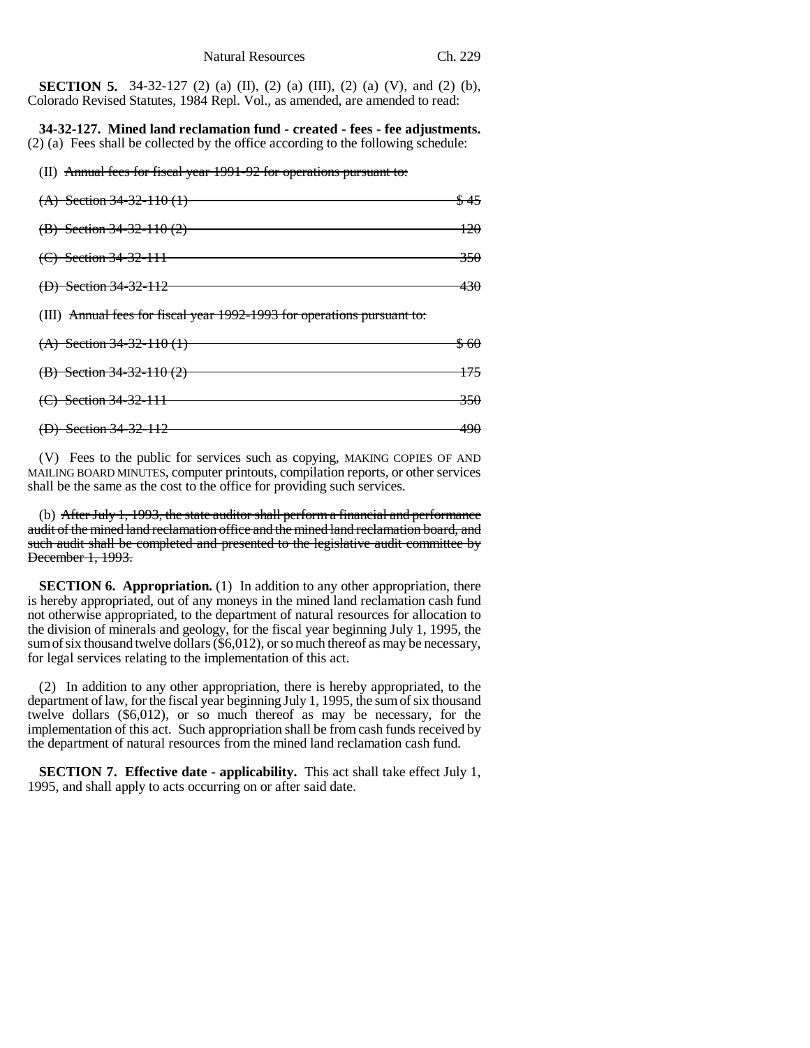**SECTION 5.** 34-32-127 (2) (a) (II), (2) (a) (III), (2) (a) (V), and (2) (b), Colorado Revised Statutes, 1984 Repl. Vol., as amended, are amended to read:

**34-32-127. Mined land reclamation fund - created - fees - fee adjustments.** (2) (a) Fees shall be collected by the office according to the following schedule:

(II) ~~Annual fees for fiscal year 1991-92 for operations pursuant to:~~

~~(A) Section 34-32-110 (1) — $45~~

~~(B) Section 34-32-110 (2) — 120~~

~~(C) Section 34-32-111 — 350~~

~~(D) Section 34-32-112 — 430~~

(III) ~~Annual fees for fiscal year 1992-1993 for operations pursuant to:~~

~~(A) Section 34-32-110 (1) — $60~~

~~(B) Section 34-32-110 (2) — 175~~

~~(C) Section 34-32-111 — 350~~

~~(D) Section 34-32-112 — 490~~

(V) Fees to the public for services such as copying, MAKING COPIES OF AND MAILING BOARD MINUTES, computer printouts, compilation reports, or other services shall be the same as the cost to the office for providing such services.

(b) ~~After July 1, 1993, the state auditor shall perform a financial and performance audit of the mined land reclamation office and the mined land reclamation board, and such audit shall be completed and presented to the legislative audit committee by December 1, 1993.~~

**SECTION 6. Appropriation.** (1) In addition to any other appropriation, there is hereby appropriated, out of any moneys in the mined land reclamation cash fund not otherwise appropriated, to the department of natural resources for allocation to the division of minerals and geology, for the fiscal year beginning July 1, 1995, the sum of six thousand twelve dollars ($6,012), or so much thereof as may be necessary, for legal services relating to the implementation of this act.

(2) In addition to any other appropriation, there is hereby appropriated, to the department of law, for the fiscal year beginning July 1, 1995, the sum of six thousand twelve dollars ($6,012), or so much thereof as may be necessary, for the implementation of this act. Such appropriation shall be from cash funds received by the department of natural resources from the mined land reclamation cash fund.

**SECTION 7. Effective date - applicability.** This act shall take effect July 1, 1995, and shall apply to acts occurring on or after said date.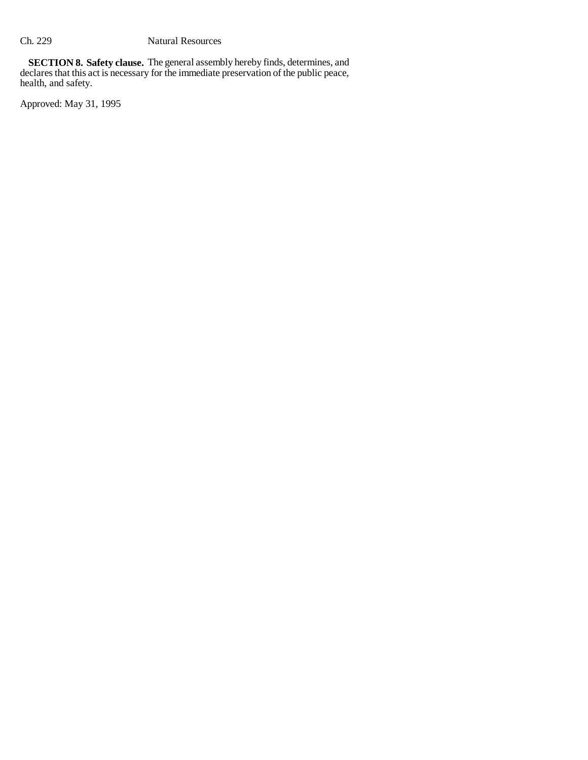**SECTION 8. Safety clause.** The general assembly hereby finds, determines, and declares that this act is necessary for the immediate preservation of the public peace, health, and safety.

Approved: May 31, 1995